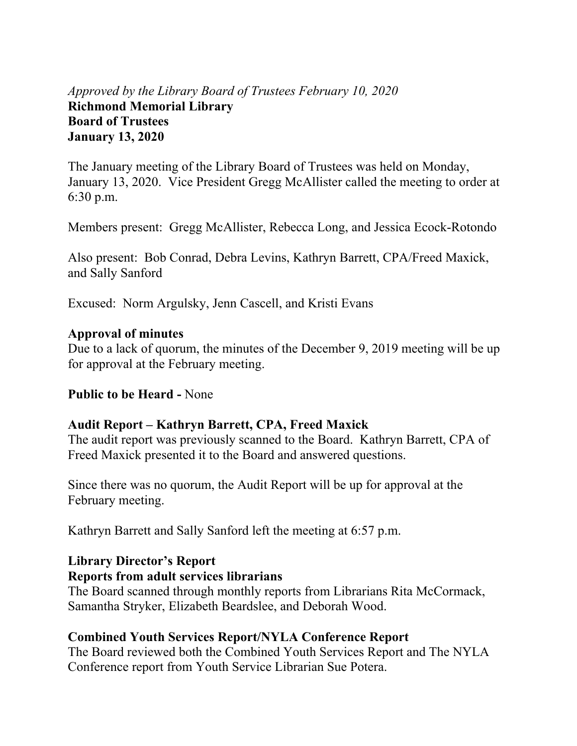*Approved by the Library Board of Trustees February 10, 2020*

**Richmond Memorial Library**
**Board of Trustees**
**January 13, 2020**

The January meeting of the Library Board of Trustees was held on Monday, January 13, 2020. Vice President Gregg McAllister called the meeting to order at 6:30 p.m.

Members present: Gregg McAllister, Rebecca Long, and Jessica Ecock-Rotondo

Also present: Bob Conrad, Debra Levins, Kathryn Barrett, CPA/Freed Maxick, and Sally Sanford

Excused: Norm Argulsky, Jenn Cascell, and Kristi Evans

**Approval of minutes**

Due to a lack of quorum, the minutes of the December 9, 2019 meeting will be up for approval at the February meeting.

**Public to be Heard -** None

**Audit Report – Kathryn Barrett, CPA, Freed Maxick**

The audit report was previously scanned to the Board. Kathryn Barrett, CPA of Freed Maxick presented it to the Board and answered questions.

Since there was no quorum, the Audit Report will be up for approval at the February meeting.

Kathryn Barrett and Sally Sanford left the meeting at 6:57 p.m.

**Library Director's Report**

**Reports from adult services librarians**

The Board scanned through monthly reports from Librarians Rita McCormack, Samantha Stryker, Elizabeth Beardslee, and Deborah Wood.

**Combined Youth Services Report/NYLA Conference Report**

The Board reviewed both the Combined Youth Services Report and The NYLA Conference report from Youth Service Librarian Sue Potera.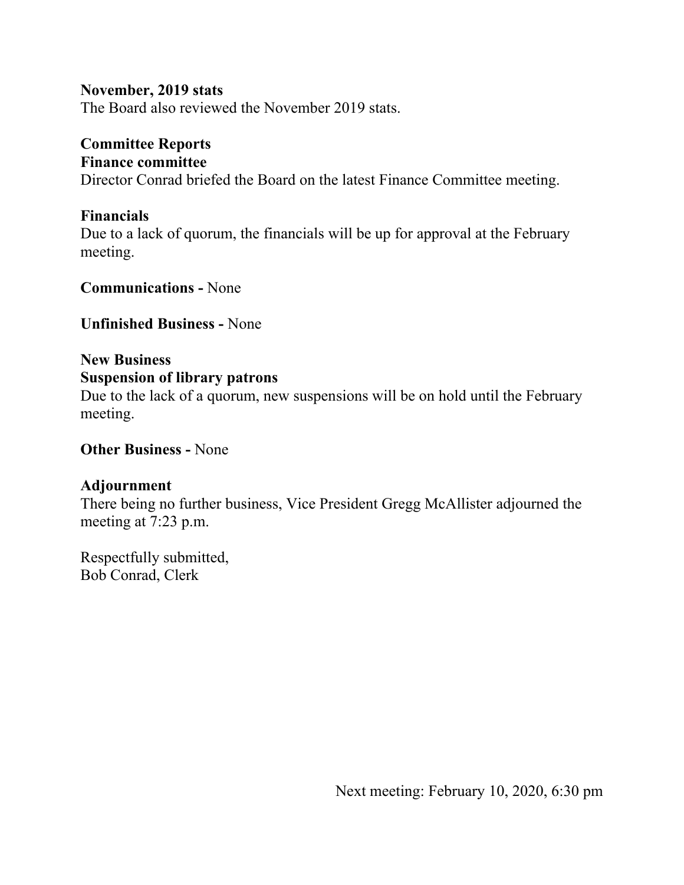**November, 2019 stats**
The Board also reviewed the November 2019 stats.

**Committee Reports**
**Finance committee**
Director Conrad briefed the Board on the latest Finance Committee meeting.

**Financials**
Due to a lack of quorum, the financials will be up for approval at the February meeting.

**Communications -** None

**Unfinished Business -** None

**New Business**
**Suspension of library patrons**
Due to the lack of a quorum, new suspensions will be on hold until the February meeting.

**Other Business -** None

**Adjournment**
There being no further business, Vice President Gregg McAllister adjourned the meeting at 7:23 p.m.

Respectfully submitted,
Bob Conrad, Clerk

Next meeting: February 10, 2020, 6:30 pm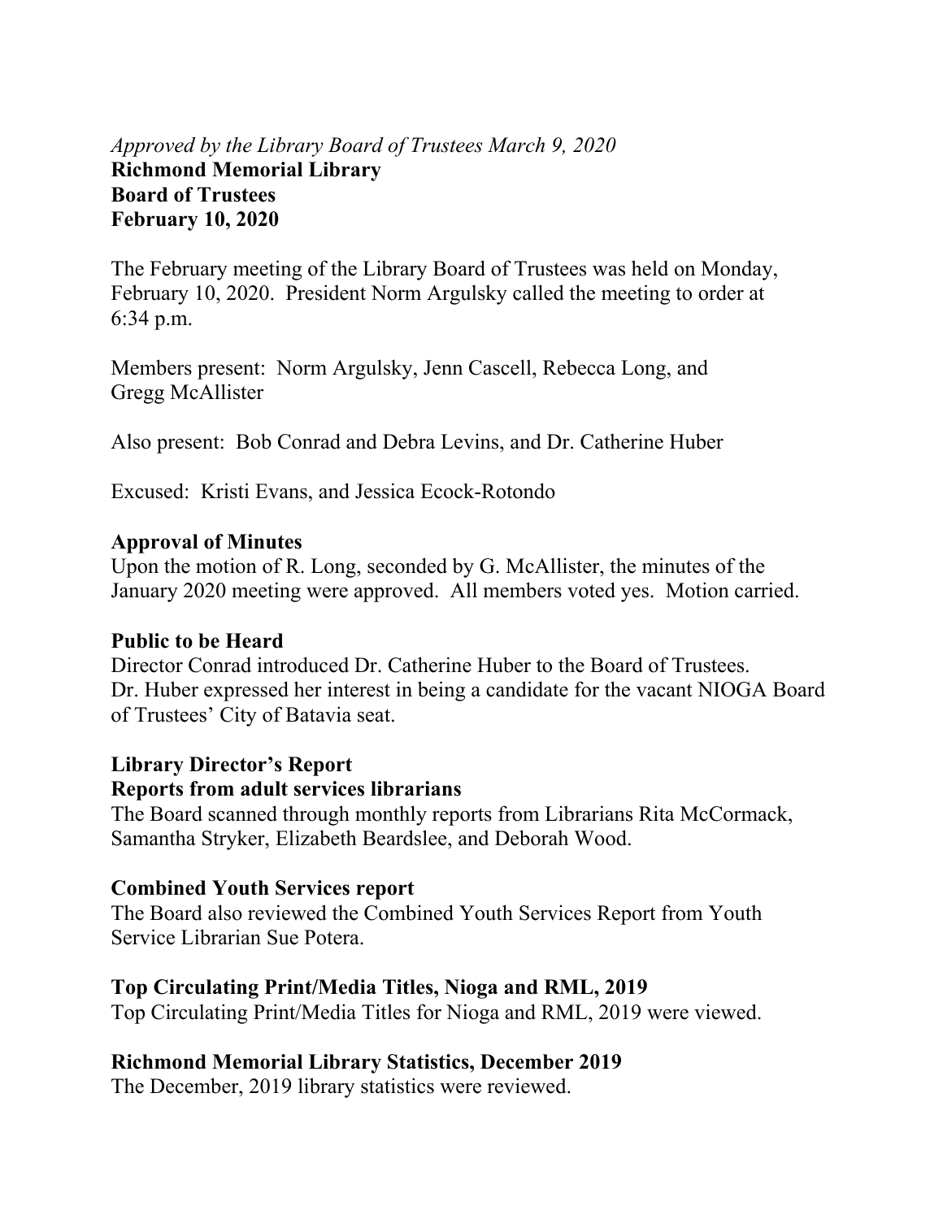*Approved by the Library Board of Trustees March 9, 2020*

**Richmond Memorial Library**
**Board of Trustees**
**February 10, 2020**

The February meeting of the Library Board of Trustees was held on Monday, February 10, 2020. President Norm Argulsky called the meeting to order at 6:34 p.m.

Members present: Norm Argulsky, Jenn Cascell, Rebecca Long, and Gregg McAllister

Also present: Bob Conrad and Debra Levins, and Dr. Catherine Huber

Excused: Kristi Evans, and Jessica Ecock-Rotondo

**Approval of Minutes**

Upon the motion of R. Long, seconded by G. McAllister, the minutes of the January 2020 meeting were approved. All members voted yes. Motion carried.

**Public to be Heard**

Director Conrad introduced Dr. Catherine Huber to the Board of Trustees. Dr. Huber expressed her interest in being a candidate for the vacant NIOGA Board of Trustees' City of Batavia seat.

**Library Director's Report**

**Reports from adult services librarians**

The Board scanned through monthly reports from Librarians Rita McCormack, Samantha Stryker, Elizabeth Beardslee, and Deborah Wood.

**Combined Youth Services report**

The Board also reviewed the Combined Youth Services Report from Youth Service Librarian Sue Potera.

**Top Circulating Print/Media Titles, Nioga and RML, 2019**

Top Circulating Print/Media Titles for Nioga and RML, 2019 were viewed.

**Richmond Memorial Library Statistics, December 2019**

The December, 2019 library statistics were reviewed.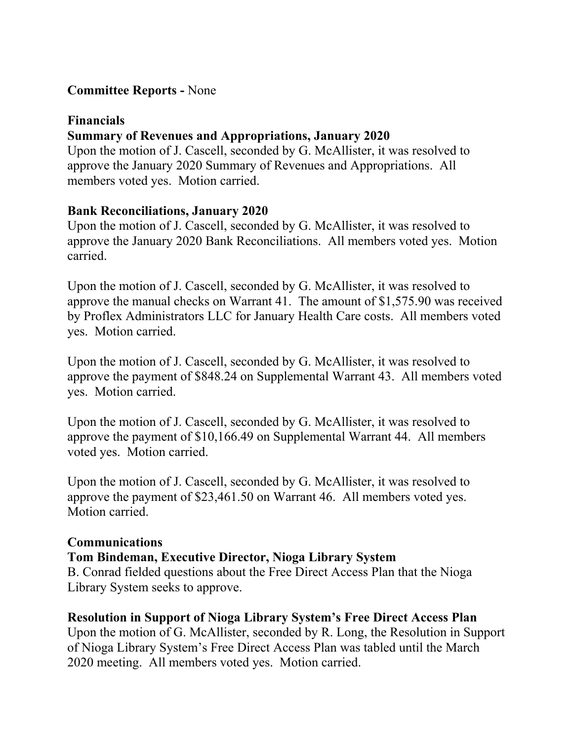**Committee Reports -** None

**Financials**

**Summary of Revenues and Appropriations, January 2020**

Upon the motion of J. Cascell, seconded by G. McAllister, it was resolved to approve the January 2020 Summary of Revenues and Appropriations. All members voted yes. Motion carried.

**Bank Reconciliations, January 2020**

Upon the motion of J. Cascell, seconded by G. McAllister, it was resolved to approve the January 2020 Bank Reconciliations. All members voted yes. Motion carried.

Upon the motion of J. Cascell, seconded by G. McAllister, it was resolved to approve the manual checks on Warrant 41. The amount of $1,575.90 was received by Proflex Administrators LLC for January Health Care costs. All members voted yes. Motion carried.

Upon the motion of J. Cascell, seconded by G. McAllister, it was resolved to approve the payment of $848.24 on Supplemental Warrant 43. All members voted yes. Motion carried.

Upon the motion of J. Cascell, seconded by G. McAllister, it was resolved to approve the payment of $10,166.49 on Supplemental Warrant 44. All members voted yes. Motion carried.

Upon the motion of J. Cascell, seconded by G. McAllister, it was resolved to approve the payment of $23,461.50 on Warrant 46. All members voted yes. Motion carried.

**Communications**

**Tom Bindeman, Executive Director, Nioga Library System**

B. Conrad fielded questions about the Free Direct Access Plan that the Nioga Library System seeks to approve.

**Resolution in Support of Nioga Library System's Free Direct Access Plan**

Upon the motion of G. McAllister, seconded by R. Long, the Resolution in Support of Nioga Library System's Free Direct Access Plan was tabled until the March 2020 meeting. All members voted yes. Motion carried.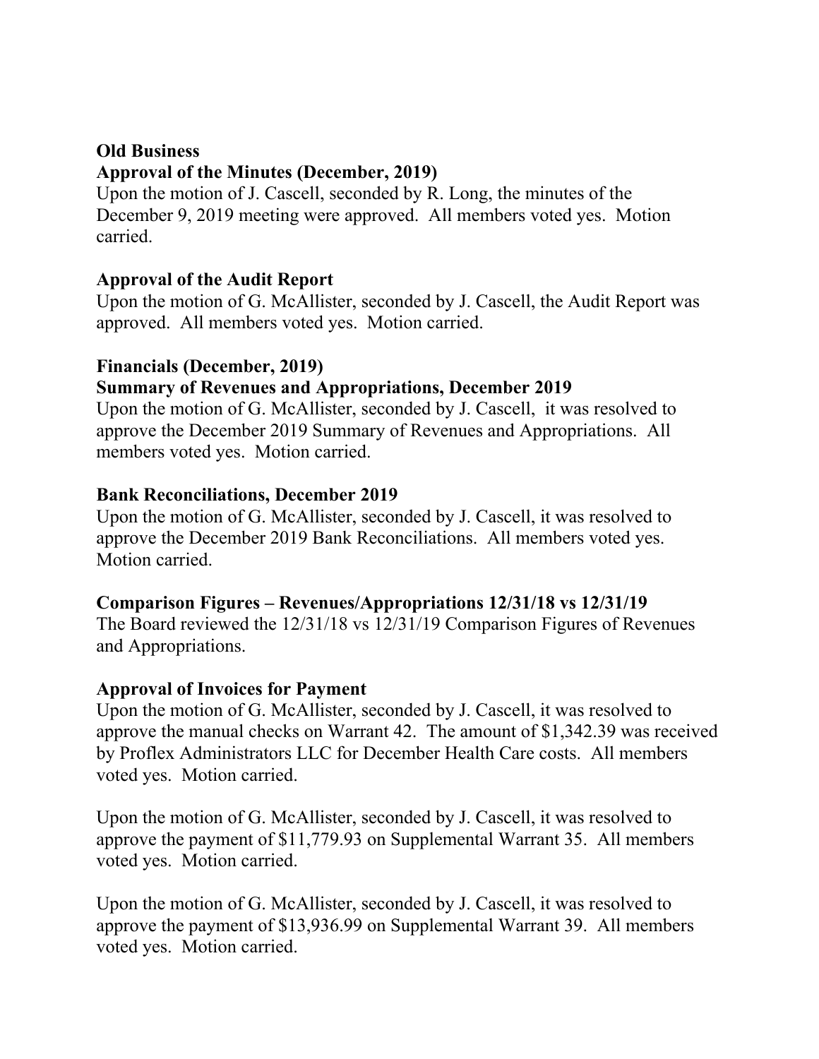**Old Business**

**Approval of the Minutes (December, 2019)**

Upon the motion of J. Cascell, seconded by R. Long, the minutes of the December 9, 2019 meeting were approved. All members voted yes. Motion carried.

**Approval of the Audit Report**

Upon the motion of G. McAllister, seconded by J. Cascell, the Audit Report was approved. All members voted yes. Motion carried.

**Financials (December, 2019)**

**Summary of Revenues and Appropriations, December 2019**

Upon the motion of G. McAllister, seconded by J. Cascell, it was resolved to approve the December 2019 Summary of Revenues and Appropriations. All members voted yes. Motion carried.

**Bank Reconciliations, December 2019**

Upon the motion of G. McAllister, seconded by J. Cascell, it was resolved to approve the December 2019 Bank Reconciliations. All members voted yes. Motion carried.

**Comparison Figures – Revenues/Appropriations 12/31/18 vs 12/31/19**

The Board reviewed the 12/31/18 vs 12/31/19 Comparison Figures of Revenues and Appropriations.

**Approval of Invoices for Payment**

Upon the motion of G. McAllister, seconded by J. Cascell, it was resolved to approve the manual checks on Warrant 42. The amount of $1,342.39 was received by Proflex Administrators LLC for December Health Care costs. All members voted yes. Motion carried.

Upon the motion of G. McAllister, seconded by J. Cascell, it was resolved to approve the payment of $11,779.93 on Supplemental Warrant 35. All members voted yes. Motion carried.

Upon the motion of G. McAllister, seconded by J. Cascell, it was resolved to approve the payment of $13,936.99 on Supplemental Warrant 39. All members voted yes. Motion carried.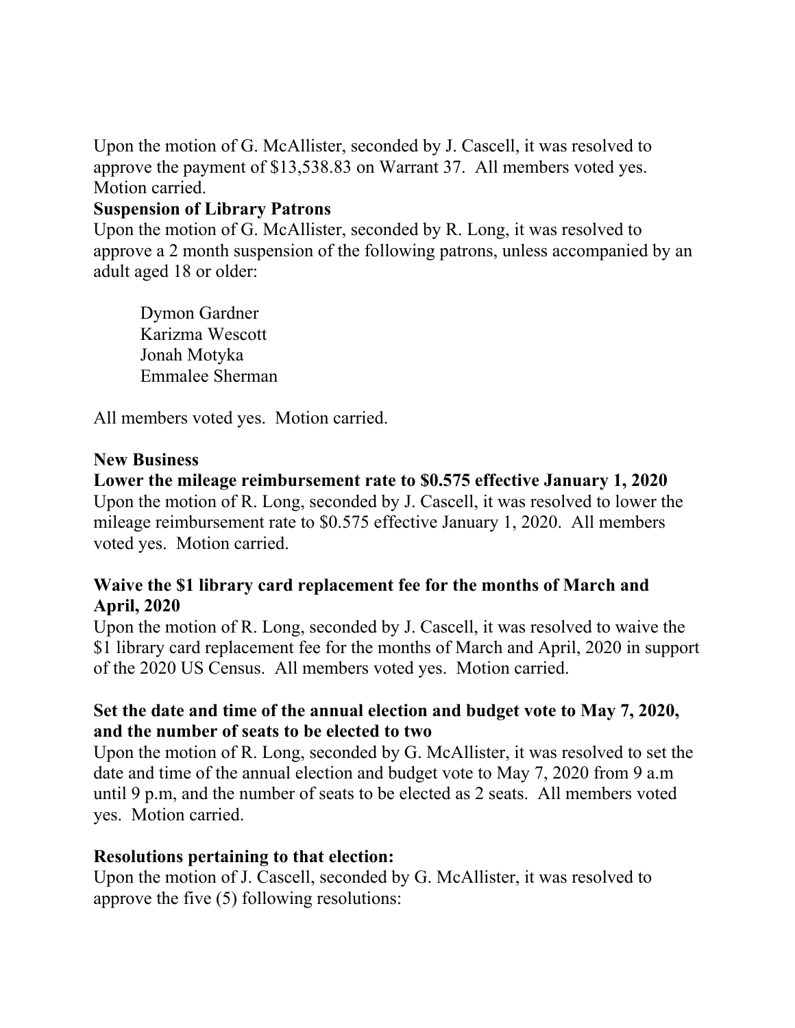Upon the motion of G. McAllister, seconded by J. Cascell, it was resolved to approve the payment of $13,538.83 on Warrant 37. All members voted yes. Motion carried.

**Suspension of Library Patrons**

Upon the motion of G. McAllister, seconded by R. Long, it was resolved to approve a 2 month suspension of the following patrons, unless accompanied by an adult aged 18 or older:

> Dymon Gardner
> Karizma Wescott
> Jonah Motyka
> Emmalee Sherman

All members voted yes. Motion carried.

**New Business**

**Lower the mileage reimbursement rate to $0.575 effective January 1, 2020**

Upon the motion of R. Long, seconded by J. Cascell, it was resolved to lower the mileage reimbursement rate to $0.575 effective January 1, 2020. All members voted yes. Motion carried.

**Waive the $1 library card replacement fee for the months of March and April, 2020**

Upon the motion of R. Long, seconded by J. Cascell, it was resolved to waive the $1 library card replacement fee for the months of March and April, 2020 in support of the 2020 US Census. All members voted yes. Motion carried.

**Set the date and time of the annual election and budget vote to May 7, 2020, and the number of seats to be elected to two**

Upon the motion of R. Long, seconded by G. McAllister, it was resolved to set the date and time of the annual election and budget vote to May 7, 2020 from 9 a.m until 9 p.m, and the number of seats to be elected as 2 seats. All members voted yes. Motion carried.

**Resolutions pertaining to that election:**

Upon the motion of J. Cascell, seconded by G. McAllister, it was resolved to approve the five (5) following resolutions: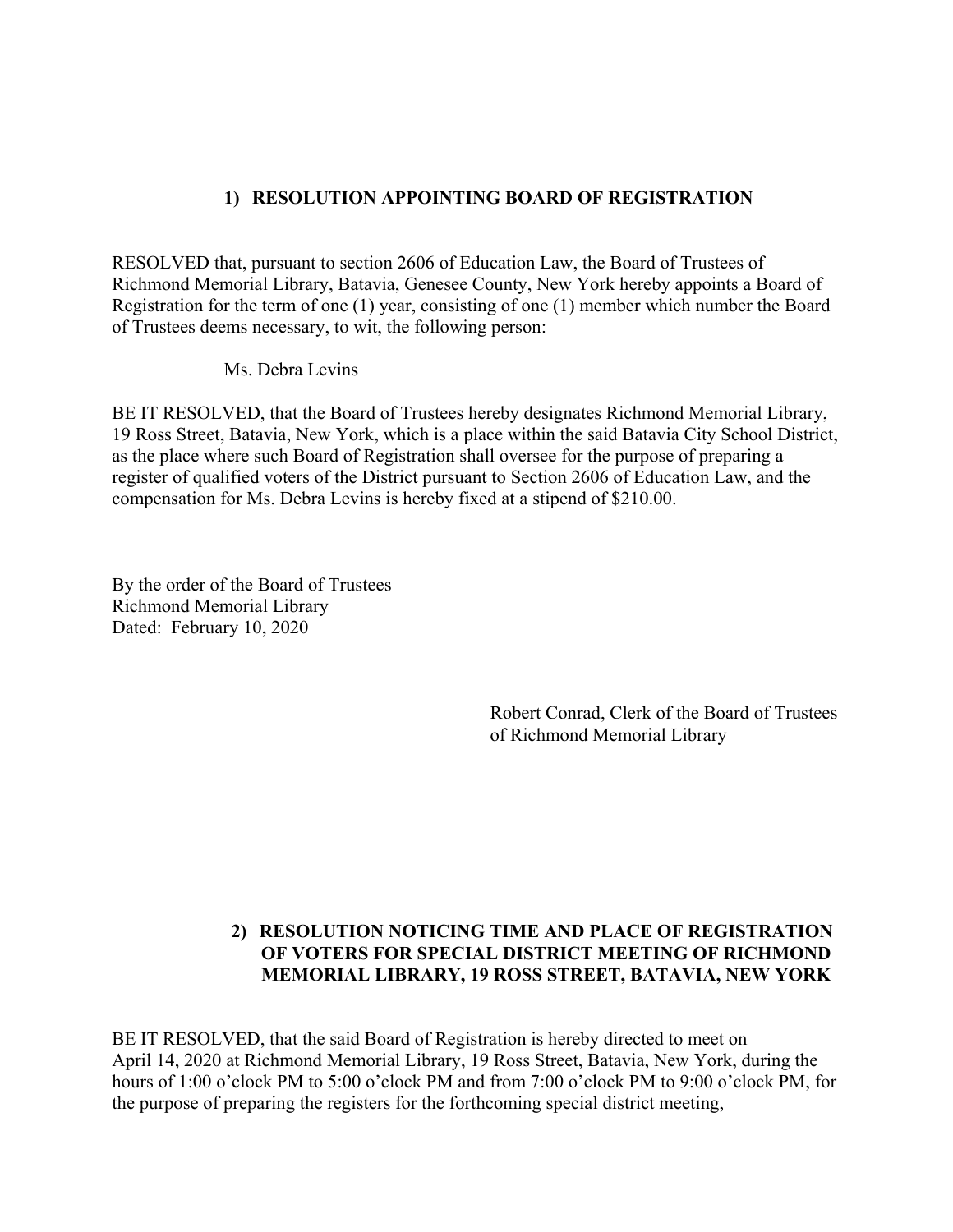### 1) RESOLUTION APPOINTING BOARD OF REGISTRATION

RESOLVED that, pursuant to section 2606 of Education Law, the Board of Trustees of Richmond Memorial Library, Batavia, Genesee County, New York hereby appoints a Board of Registration for the term of one (1) year, consisting of one (1) member which number the Board of Trustees deems necessary, to wit, the following person:

Ms. Debra Levins

BE IT RESOLVED, that the Board of Trustees hereby designates Richmond Memorial Library, 19 Ross Street, Batavia, New York, which is a place within the said Batavia City School District, as the place where such Board of Registration shall oversee for the purpose of preparing a register of qualified voters of the District pursuant to Section 2606 of Education Law, and the compensation for Ms. Debra Levins is hereby fixed at a stipend of $210.00.

By the order of the Board of Trustees
Richmond Memorial Library
Dated: February 10, 2020

Robert Conrad, Clerk of the Board of Trustees
of Richmond Memorial Library

### 2) RESOLUTION NOTICING TIME AND PLACE OF REGISTRATION OF VOTERS FOR SPECIAL DISTRICT MEETING OF RICHMOND MEMORIAL LIBRARY, 19 ROSS STREET, BATAVIA, NEW YORK

BE IT RESOLVED, that the said Board of Registration is hereby directed to meet on April 14, 2020 at Richmond Memorial Library, 19 Ross Street, Batavia, New York, during the hours of 1:00 o'clock PM to 5:00 o'clock PM and from 7:00 o'clock PM to 9:00 o'clock PM, for the purpose of preparing the registers for the forthcoming special district meeting,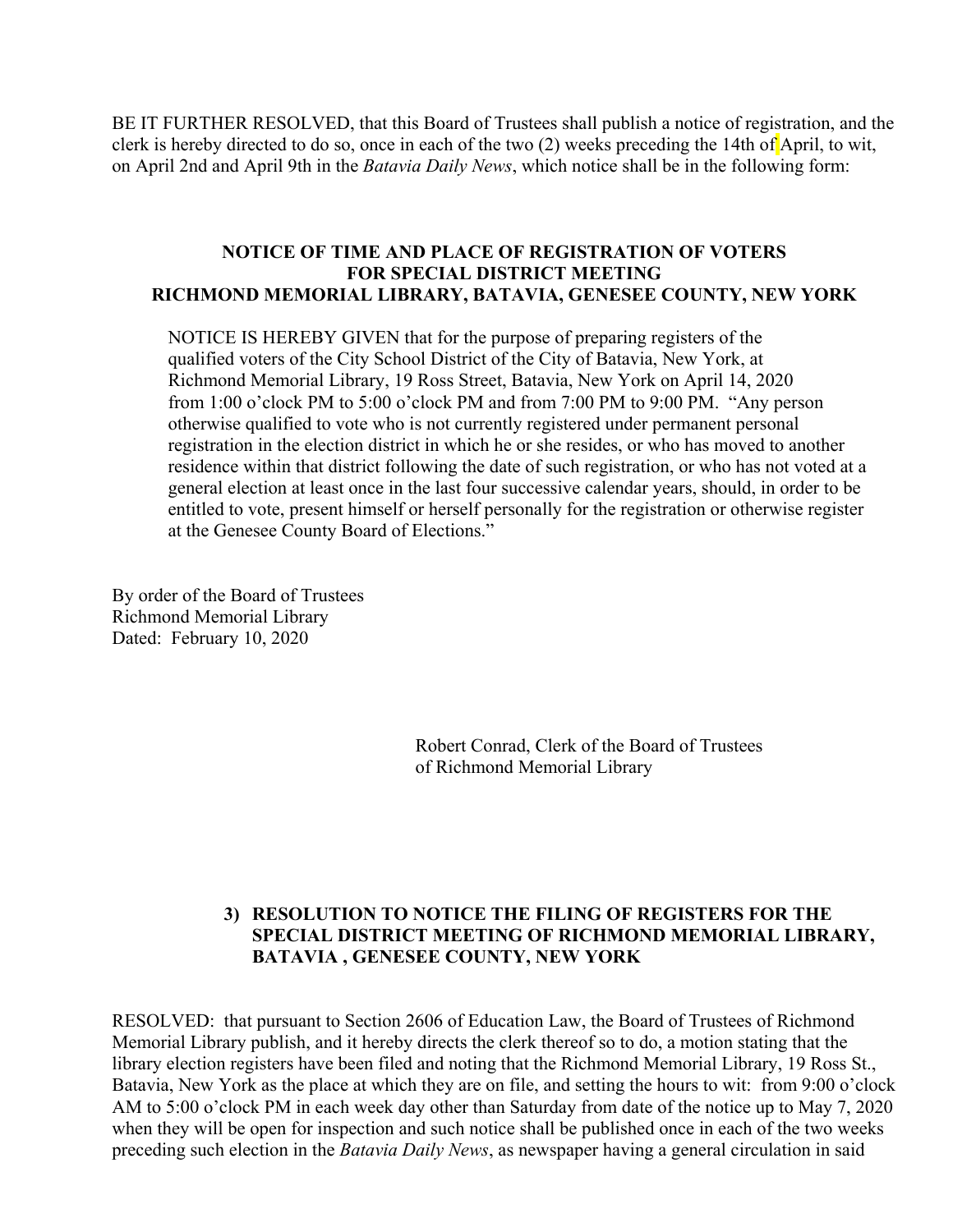BE IT FURTHER RESOLVED, that this Board of Trustees shall publish a notice of registration, and the clerk is hereby directed to do so, once in each of the two (2) weeks preceding the 14th of April, to wit, on April 2nd and April 9th in the *Batavia Daily News*, which notice shall be in the following form:

**NOTICE OF TIME AND PLACE OF REGISTRATION OF VOTERS FOR SPECIAL DISTRICT MEETING RICHMOND MEMORIAL LIBRARY, BATAVIA, GENESEE COUNTY, NEW YORK**

> NOTICE IS HEREBY GIVEN that for the purpose of preparing registers of the qualified voters of the City School District of the City of Batavia, New York, at Richmond Memorial Library, 19 Ross Street, Batavia, New York on April 14, 2020 from 1:00 o'clock PM to 5:00 o'clock PM and from 7:00 PM to 9:00 PM. "Any person otherwise qualified to vote who is not currently registered under permanent personal registration in the election district in which he or she resides, or who has moved to another residence within that district following the date of such registration, or who has not voted at a general election at least once in the last four successive calendar years, should, in order to be entitled to vote, present himself or herself personally for the registration or otherwise register at the Genesee County Board of Elections."

By order of the Board of Trustees
Richmond Memorial Library
Dated: February 10, 2020

Robert Conrad, Clerk of the Board of Trustees
of Richmond Memorial Library

**3) RESOLUTION TO NOTICE THE FILING OF REGISTERS FOR THE SPECIAL DISTRICT MEETING OF RICHMOND MEMORIAL LIBRARY, BATAVIA , GENESEE COUNTY, NEW YORK**

RESOLVED: that pursuant to Section 2606 of Education Law, the Board of Trustees of Richmond Memorial Library publish, and it hereby directs the clerk thereof so to do, a motion stating that the library election registers have been filed and noting that the Richmond Memorial Library, 19 Ross St., Batavia, New York as the place at which they are on file, and setting the hours to wit: from 9:00 o'clock AM to 5:00 o'clock PM in each week day other than Saturday from date of the notice up to May 7, 2020 when they will be open for inspection and such notice shall be published once in each of the two weeks preceding such election in the *Batavia Daily News*, as newspaper having a general circulation in said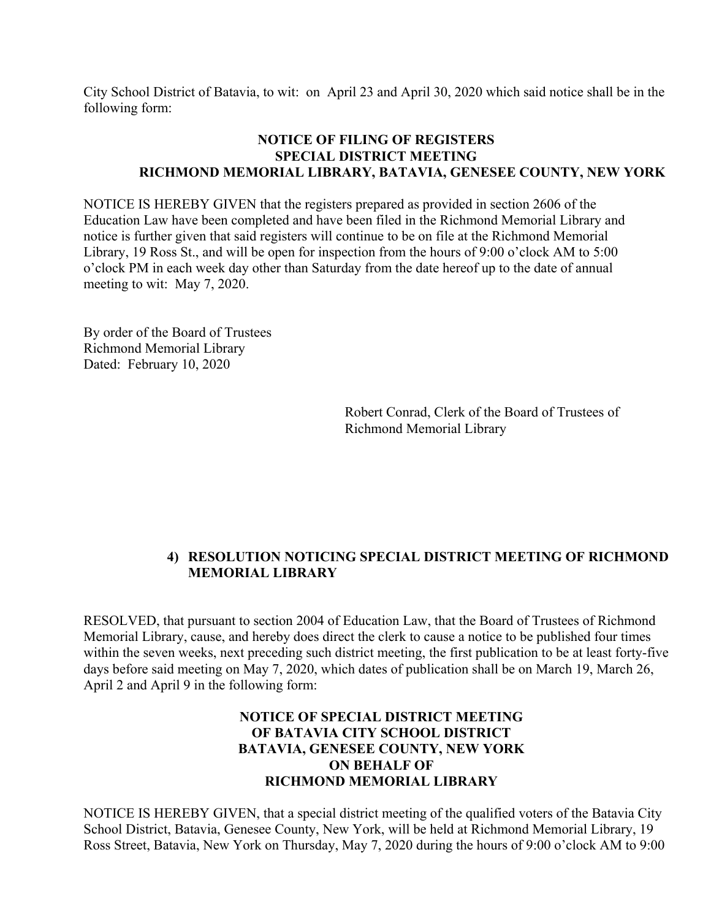City School District of Batavia, to wit: on April 23 and April 30, 2020 which said notice shall be in the following form:

**NOTICE OF FILING OF REGISTERS**
**SPECIAL DISTRICT MEETING**
**RICHMOND MEMORIAL LIBRARY, BATAVIA, GENESEE COUNTY, NEW YORK**

NOTICE IS HEREBY GIVEN that the registers prepared as provided in section 2606 of the Education Law have been completed and have been filed in the Richmond Memorial Library and notice is further given that said registers will continue to be on file at the Richmond Memorial Library, 19 Ross St., and will be open for inspection from the hours of 9:00 o'clock AM to 5:00 o'clock PM in each week day other than Saturday from the date hereof up to the date of annual meeting to wit: May 7, 2020.

By order of the Board of Trustees
Richmond Memorial Library
Dated: February 10, 2020

Robert Conrad, Clerk of the Board of Trustees of
Richmond Memorial Library

**4) RESOLUTION NOTICING SPECIAL DISTRICT MEETING OF RICHMOND MEMORIAL LIBRARY**

RESOLVED, that pursuant to section 2004 of Education Law, that the Board of Trustees of Richmond Memorial Library, cause, and hereby does direct the clerk to cause a notice to be published four times within the seven weeks, next preceding such district meeting, the first publication to be at least forty-five days before said meeting on May 7, 2020, which dates of publication shall be on March 19, March 26, April 2 and April 9 in the following form:

**NOTICE OF SPECIAL DISTRICT MEETING**
**OF BATAVIA CITY SCHOOL DISTRICT**
**BATAVIA, GENESEE COUNTY, NEW YORK**
**ON BEHALF OF**
**RICHMOND MEMORIAL LIBRARY**

NOTICE IS HEREBY GIVEN, that a special district meeting of the qualified voters of the Batavia City School District, Batavia, Genesee County, New York, will be held at Richmond Memorial Library, 19 Ross Street, Batavia, New York on Thursday, May 7, 2020 during the hours of 9:00 o'clock AM to 9:00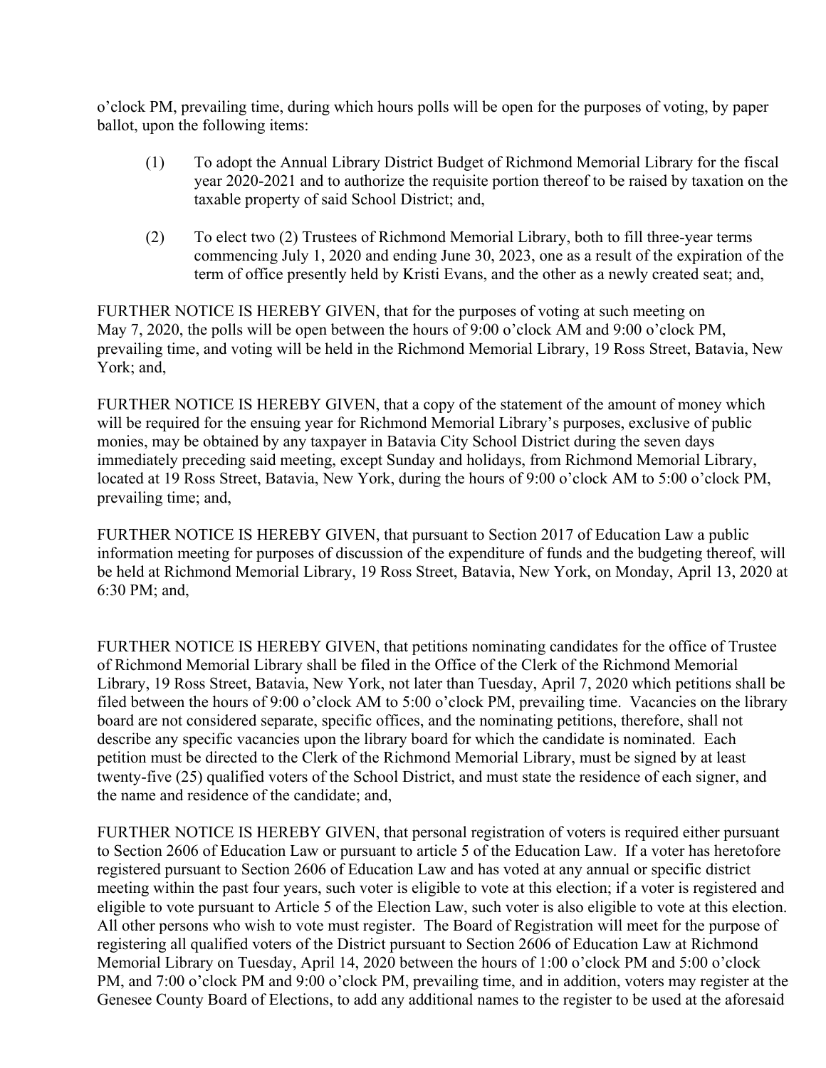o'clock PM, prevailing time, during which hours polls will be open for the purposes of voting, by paper ballot, upon the following items:

(1) To adopt the Annual Library District Budget of Richmond Memorial Library for the fiscal year 2020-2021 and to authorize the requisite portion thereof to be raised by taxation on the taxable property of said School District; and,

(2) To elect two (2) Trustees of Richmond Memorial Library, both to fill three-year terms commencing July 1, 2020 and ending June 30, 2023, one as a result of the expiration of the term of office presently held by Kristi Evans, and the other as a newly created seat; and,

FURTHER NOTICE IS HEREBY GIVEN, that for the purposes of voting at such meeting on May 7, 2020, the polls will be open between the hours of 9:00 o'clock AM and 9:00 o'clock PM, prevailing time, and voting will be held in the Richmond Memorial Library, 19 Ross Street, Batavia, New York; and,

FURTHER NOTICE IS HEREBY GIVEN, that a copy of the statement of the amount of money which will be required for the ensuing year for Richmond Memorial Library's purposes, exclusive of public monies, may be obtained by any taxpayer in Batavia City School District during the seven days immediately preceding said meeting, except Sunday and holidays, from Richmond Memorial Library, located at 19 Ross Street, Batavia, New York, during the hours of 9:00 o'clock AM to 5:00 o'clock PM, prevailing time; and,

FURTHER NOTICE IS HEREBY GIVEN, that pursuant to Section 2017 of Education Law a public information meeting for purposes of discussion of the expenditure of funds and the budgeting thereof, will be held at Richmond Memorial Library, 19 Ross Street, Batavia, New York, on Monday, April 13, 2020 at 6:30 PM; and,

FURTHER NOTICE IS HEREBY GIVEN, that petitions nominating candidates for the office of Trustee of Richmond Memorial Library shall be filed in the Office of the Clerk of the Richmond Memorial Library, 19 Ross Street, Batavia, New York, not later than Tuesday, April 7, 2020 which petitions shall be filed between the hours of 9:00 o'clock AM to 5:00 o'clock PM, prevailing time. Vacancies on the library board are not considered separate, specific offices, and the nominating petitions, therefore, shall not describe any specific vacancies upon the library board for which the candidate is nominated. Each petition must be directed to the Clerk of the Richmond Memorial Library, must be signed by at least twenty-five (25) qualified voters of the School District, and must state the residence of each signer, and the name and residence of the candidate; and,

FURTHER NOTICE IS HEREBY GIVEN, that personal registration of voters is required either pursuant to Section 2606 of Education Law or pursuant to article 5 of the Education Law. If a voter has heretofore registered pursuant to Section 2606 of Education Law and has voted at any annual or specific district meeting within the past four years, such voter is eligible to vote at this election; if a voter is registered and eligible to vote pursuant to Article 5 of the Election Law, such voter is also eligible to vote at this election. All other persons who wish to vote must register. The Board of Registration will meet for the purpose of registering all qualified voters of the District pursuant to Section 2606 of Education Law at Richmond Memorial Library on Tuesday, April 14, 2020 between the hours of 1:00 o'clock PM and 5:00 o'clock PM, and 7:00 o'clock PM and 9:00 o'clock PM, prevailing time, and in addition, voters may register at the Genesee County Board of Elections, to add any additional names to the register to be used at the aforesaid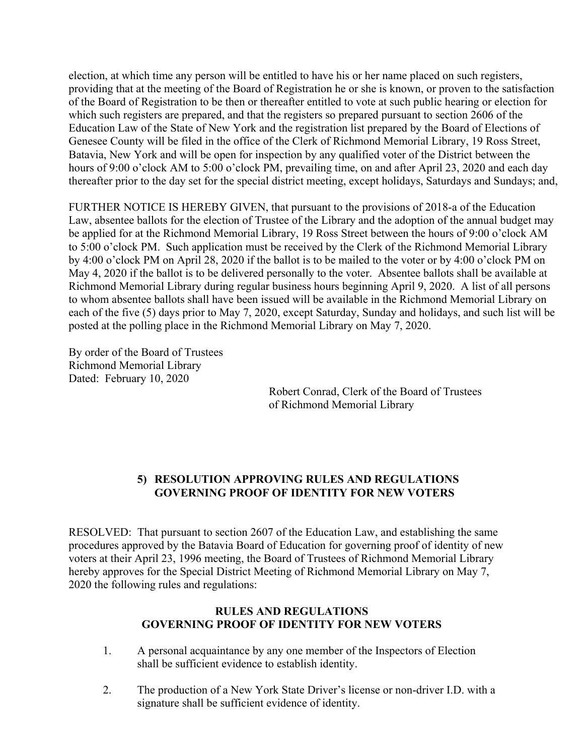election, at which time any person will be entitled to have his or her name placed on such registers, providing that at the meeting of the Board of Registration he or she is known, or proven to the satisfaction of the Board of Registration to be then or thereafter entitled to vote at such public hearing or election for which such registers are prepared, and that the registers so prepared pursuant to section 2606 of the Education Law of the State of New York and the registration list prepared by the Board of Elections of Genesee County will be filed in the office of the Clerk of Richmond Memorial Library, 19 Ross Street, Batavia, New York and will be open for inspection by any qualified voter of the District between the hours of 9:00 o'clock AM to 5:00 o'clock PM, prevailing time, on and after April 23, 2020 and each day thereafter prior to the day set for the special district meeting, except holidays, Saturdays and Sundays; and,

FURTHER NOTICE IS HEREBY GIVEN, that pursuant to the provisions of 2018-a of the Education Law, absentee ballots for the election of Trustee of the Library and the adoption of the annual budget may be applied for at the Richmond Memorial Library, 19 Ross Street between the hours of 9:00 o'clock AM to 5:00 o'clock PM. Such application must be received by the Clerk of the Richmond Memorial Library by 4:00 o'clock PM on April 28, 2020 if the ballot is to be mailed to the voter or by 4:00 o'clock PM on May 4, 2020 if the ballot is to be delivered personally to the voter. Absentee ballots shall be available at Richmond Memorial Library during regular business hours beginning April 9, 2020. A list of all persons to whom absentee ballots shall have been issued will be available in the Richmond Memorial Library on each of the five (5) days prior to May 7, 2020, except Saturday, Sunday and holidays, and such list will be posted at the polling place in the Richmond Memorial Library on May 7, 2020.

By order of the Board of Trustees
Richmond Memorial Library
Dated: February 10, 2020

Robert Conrad, Clerk of the Board of Trustees
of Richmond Memorial Library

## 5) RESOLUTION APPROVING RULES AND REGULATIONS GOVERNING PROOF OF IDENTITY FOR NEW VOTERS

RESOLVED: That pursuant to section 2607 of the Education Law, and establishing the same procedures approved by the Batavia Board of Education for governing proof of identity of new voters at their April 23, 1996 meeting, the Board of Trustees of Richmond Memorial Library hereby approves for the Special District Meeting of Richmond Memorial Library on May 7, 2020 the following rules and regulations:

### RULES AND REGULATIONS GOVERNING PROOF OF IDENTITY FOR NEW VOTERS

1. A personal acquaintance by any one member of the Inspectors of Election shall be sufficient evidence to establish identity.

2. The production of a New York State Driver's license or non-driver I.D. with a signature shall be sufficient evidence of identity.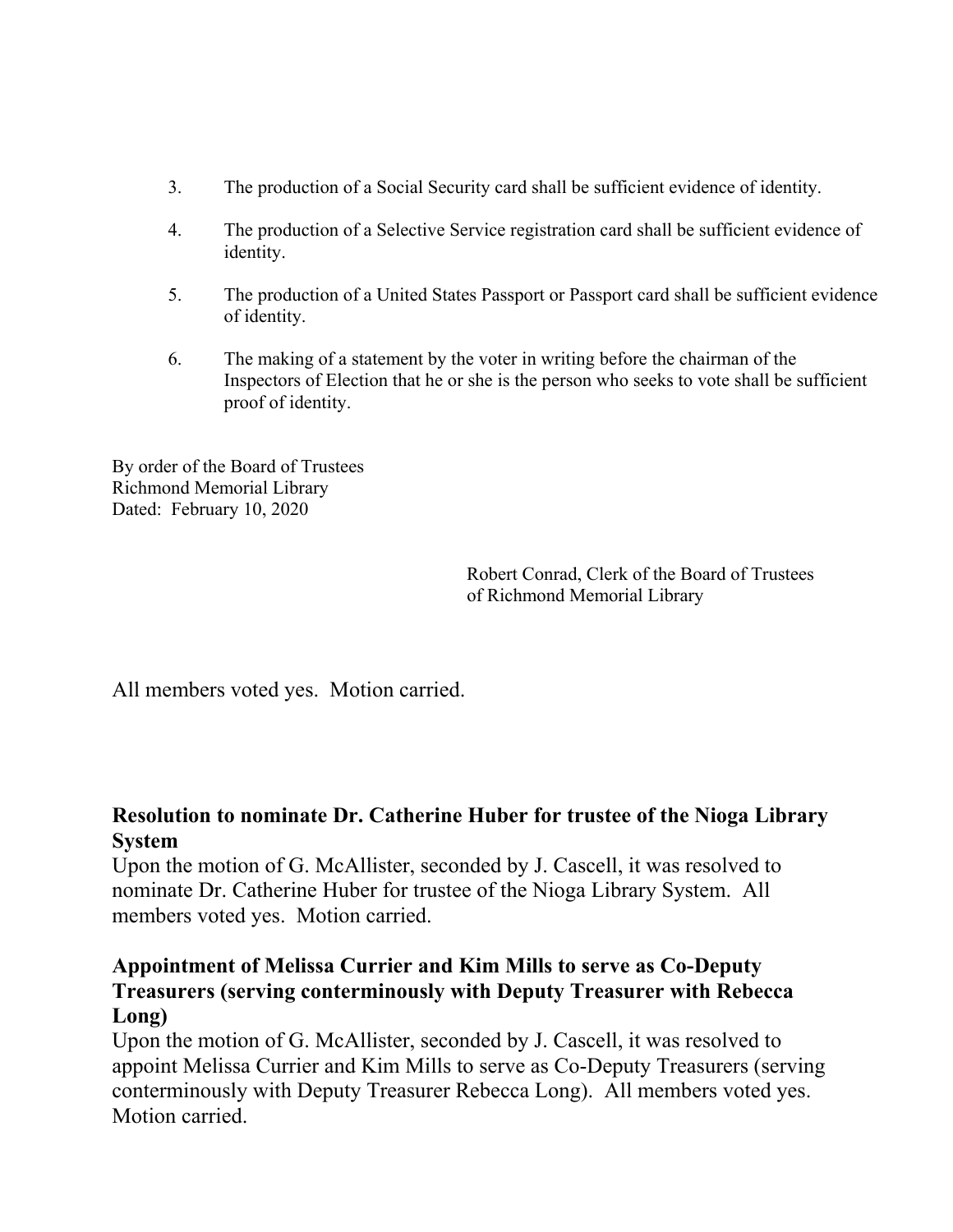3. The production of a Social Security card shall be sufficient evidence of identity.

4. The production of a Selective Service registration card shall be sufficient evidence of identity.

5. The production of a United States Passport or Passport card shall be sufficient evidence of identity.

6. The making of a statement by the voter in writing before the chairman of the Inspectors of Election that he or she is the person who seeks to vote shall be sufficient proof of identity.

By order of the Board of Trustees
Richmond Memorial Library
Dated: February 10, 2020

Robert Conrad, Clerk of the Board of Trustees
of Richmond Memorial Library

All members voted yes. Motion carried.

**Resolution to nominate Dr. Catherine Huber for trustee of the Nioga Library System**

Upon the motion of G. McAllister, seconded by J. Cascell, it was resolved to nominate Dr. Catherine Huber for trustee of the Nioga Library System. All members voted yes. Motion carried.

**Appointment of Melissa Currier and Kim Mills to serve as Co-Deputy Treasurers (serving conterminously with Deputy Treasurer with Rebecca Long)**

Upon the motion of G. McAllister, seconded by J. Cascell, it was resolved to appoint Melissa Currier and Kim Mills to serve as Co-Deputy Treasurers (serving conterminously with Deputy Treasurer Rebecca Long). All members voted yes. Motion carried.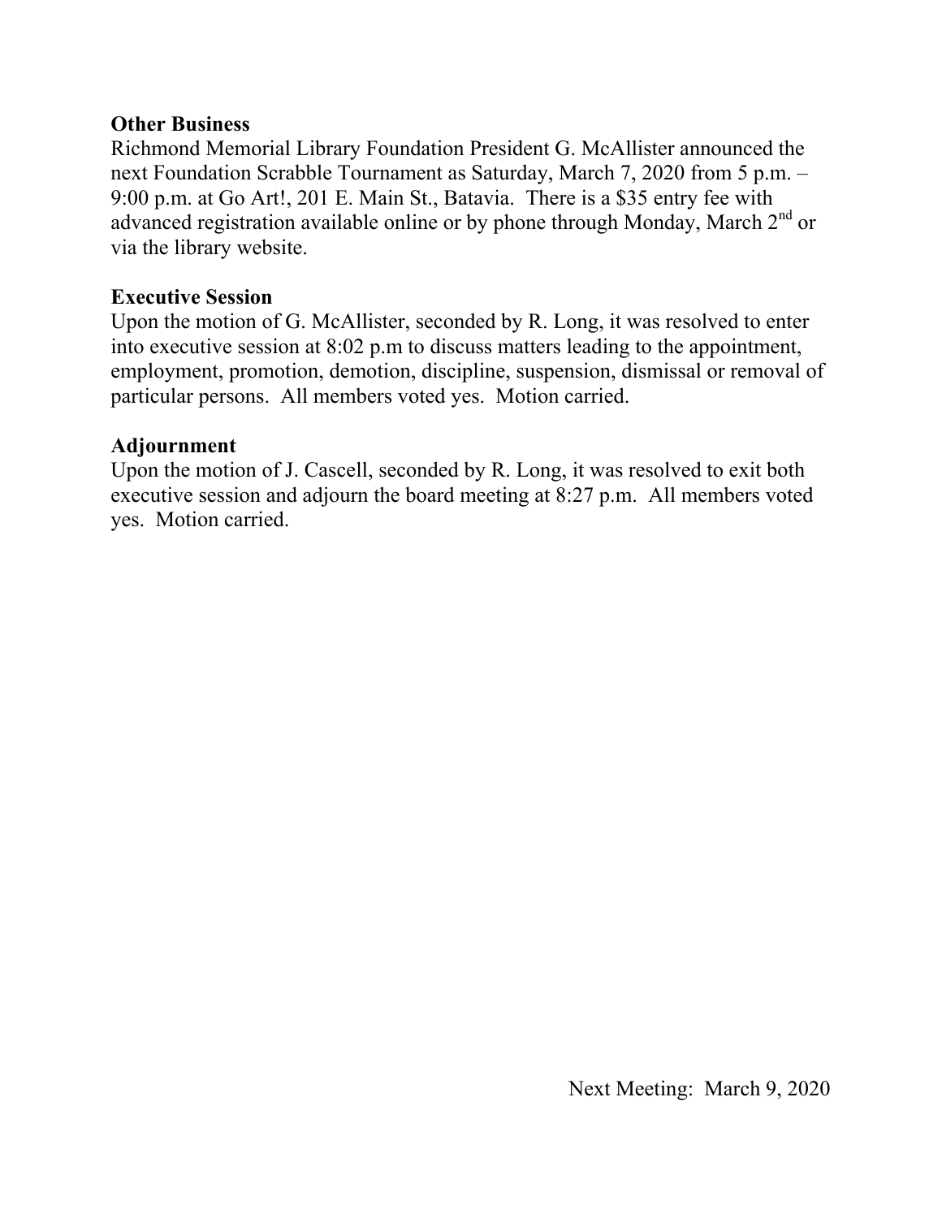**Other Business**

Richmond Memorial Library Foundation President G. McAllister announced the next Foundation Scrabble Tournament as Saturday, March 7, 2020 from 5 p.m. – 9:00 p.m. at Go Art!, 201 E. Main St., Batavia. There is a $35 entry fee with advanced registration available online or by phone through Monday, March 2nd or via the library website.

**Executive Session**

Upon the motion of G. McAllister, seconded by R. Long, it was resolved to enter into executive session at 8:02 p.m to discuss matters leading to the appointment, employment, promotion, demotion, discipline, suspension, dismissal or removal of particular persons. All members voted yes. Motion carried.

**Adjournment**

Upon the motion of J. Cascell, seconded by R. Long, it was resolved to exit both executive session and adjourn the board meeting at 8:27 p.m. All members voted yes. Motion carried.

Next Meeting: March 9, 2020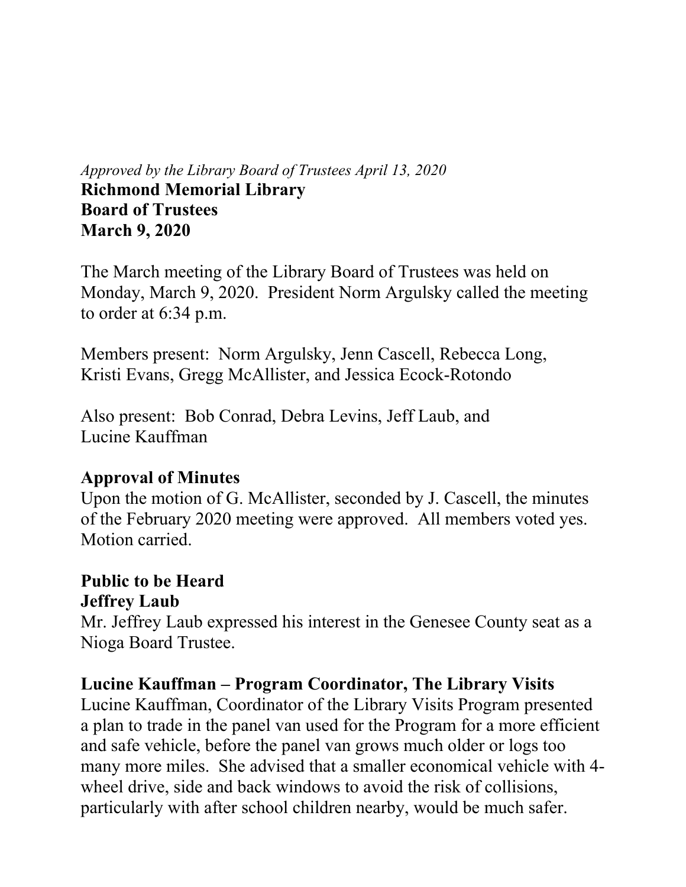*Approved by the Library Board of Trustees April 13, 2020*

**Richmond Memorial Library**
**Board of Trustees**
**March 9, 2020**

The March meeting of the Library Board of Trustees was held on Monday, March 9, 2020. President Norm Argulsky called the meeting to order at 6:34 p.m.

Members present: Norm Argulsky, Jenn Cascell, Rebecca Long, Kristi Evans, Gregg McAllister, and Jessica Ecock-Rotondo

Also present: Bob Conrad, Debra Levins, Jeff Laub, and Lucine Kauffman

**Approval of Minutes**
Upon the motion of G. McAllister, seconded by J. Cascell, the minutes of the February 2020 meeting were approved. All members voted yes. Motion carried.

**Public to be Heard**
**Jeffrey Laub**
Mr. Jeffrey Laub expressed his interest in the Genesee County seat as a Nioga Board Trustee.

**Lucine Kauffman – Program Coordinator, The Library Visits**
Lucine Kauffman, Coordinator of the Library Visits Program presented a plan to trade in the panel van used for the Program for a more efficient and safe vehicle, before the panel van grows much older or logs too many more miles. She advised that a smaller economical vehicle with 4-wheel drive, side and back windows to avoid the risk of collisions, particularly with after school children nearby, would be much safer.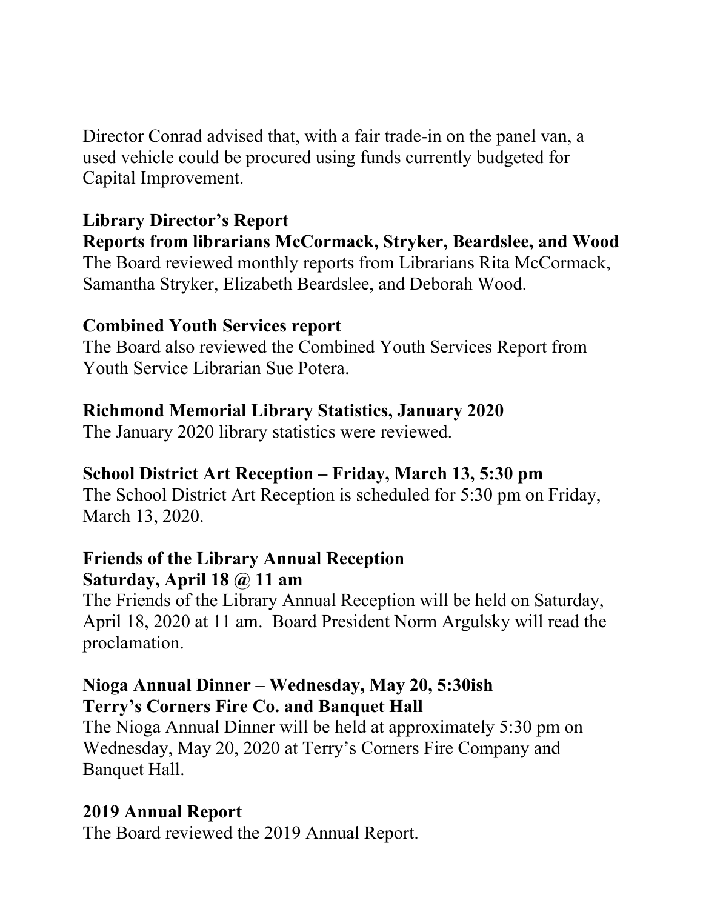Director Conrad advised that, with a fair trade-in on the panel van, a used vehicle could be procured using funds currently budgeted for Capital Improvement.

**Library Director's Report**

**Reports from librarians McCormack, Stryker, Beardslee, and Wood**

The Board reviewed monthly reports from Librarians Rita McCormack, Samantha Stryker, Elizabeth Beardslee, and Deborah Wood.

**Combined Youth Services report**

The Board also reviewed the Combined Youth Services Report from Youth Service Librarian Sue Potera.

**Richmond Memorial Library Statistics, January 2020**

The January 2020 library statistics were reviewed.

**School District Art Reception – Friday, March 13, 5:30 pm**

The School District Art Reception is scheduled for 5:30 pm on Friday, March 13, 2020.

**Friends of the Library Annual Reception**
**Saturday, April 18 @ 11 am**

The Friends of the Library Annual Reception will be held on Saturday, April 18, 2020 at 11 am. Board President Norm Argulsky will read the proclamation.

**Nioga Annual Dinner – Wednesday, May 20, 5:30ish**
**Terry's Corners Fire Co. and Banquet Hall**

The Nioga Annual Dinner will be held at approximately 5:30 pm on Wednesday, May 20, 2020 at Terry's Corners Fire Company and Banquet Hall.

**2019 Annual Report**

The Board reviewed the 2019 Annual Report.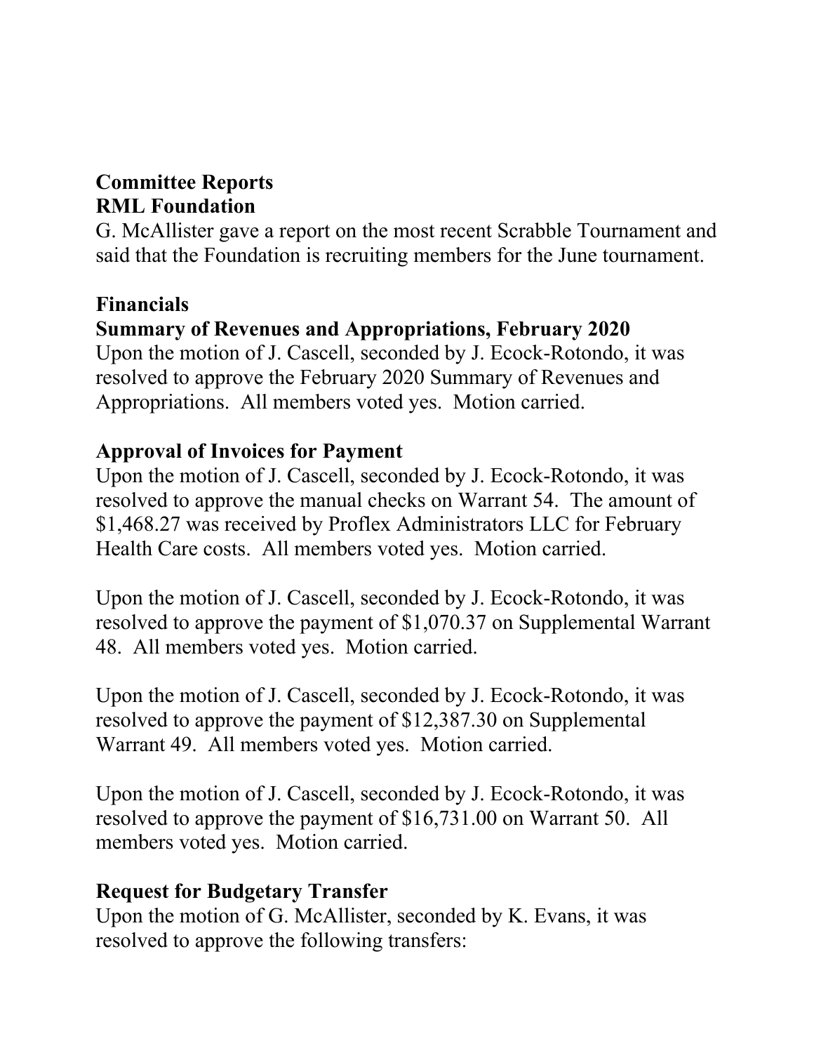## Committee Reports

### RML Foundation

G. McAllister gave a report on the most recent Scrabble Tournament and said that the Foundation is recruiting members for the June tournament.

## Financials

### Summary of Revenues and Appropriations, February 2020

Upon the motion of J. Cascell, seconded by J. Ecock-Rotondo, it was resolved to approve the February 2020 Summary of Revenues and Appropriations. All members voted yes. Motion carried.

### Approval of Invoices for Payment

Upon the motion of J. Cascell, seconded by J. Ecock-Rotondo, it was resolved to approve the manual checks on Warrant 54. The amount of $1,468.27 was received by Proflex Administrators LLC for February Health Care costs. All members voted yes. Motion carried.

Upon the motion of J. Cascell, seconded by J. Ecock-Rotondo, it was resolved to approve the payment of $1,070.37 on Supplemental Warrant 48. All members voted yes. Motion carried.

Upon the motion of J. Cascell, seconded by J. Ecock-Rotondo, it was resolved to approve the payment of $12,387.30 on Supplemental Warrant 49. All members voted yes. Motion carried.

Upon the motion of J. Cascell, seconded by J. Ecock-Rotondo, it was resolved to approve the payment of $16,731.00 on Warrant 50. All members voted yes. Motion carried.

### Request for Budgetary Transfer

Upon the motion of G. McAllister, seconded by K. Evans, it was resolved to approve the following transfers: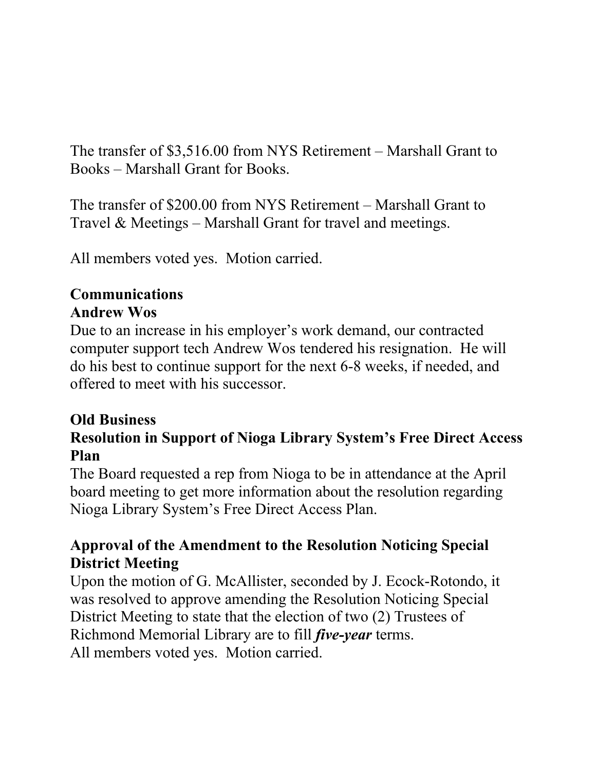The transfer of $3,516.00 from NYS Retirement – Marshall Grant to Books – Marshall Grant for Books.

The transfer of $200.00 from NYS Retirement – Marshall Grant to Travel & Meetings – Marshall Grant for travel and meetings.

All members voted yes. Motion carried.

## Communications

### Andrew Wos

Due to an increase in his employer's work demand, our contracted computer support tech Andrew Wos tendered his resignation. He will do his best to continue support for the next 6-8 weeks, if needed, and offered to meet with his successor.

## Old Business

### Resolution in Support of Nioga Library System's Free Direct Access Plan

The Board requested a rep from Nioga to be in attendance at the April board meeting to get more information about the resolution regarding Nioga Library System's Free Direct Access Plan.

### Approval of the Amendment to the Resolution Noticing Special District Meeting

Upon the motion of G. McAllister, seconded by J. Ecock-Rotondo, it was resolved to approve amending the Resolution Noticing Special District Meeting to state that the election of two (2) Trustees of Richmond Memorial Library are to fill ***five-year*** terms.
All members voted yes. Motion carried.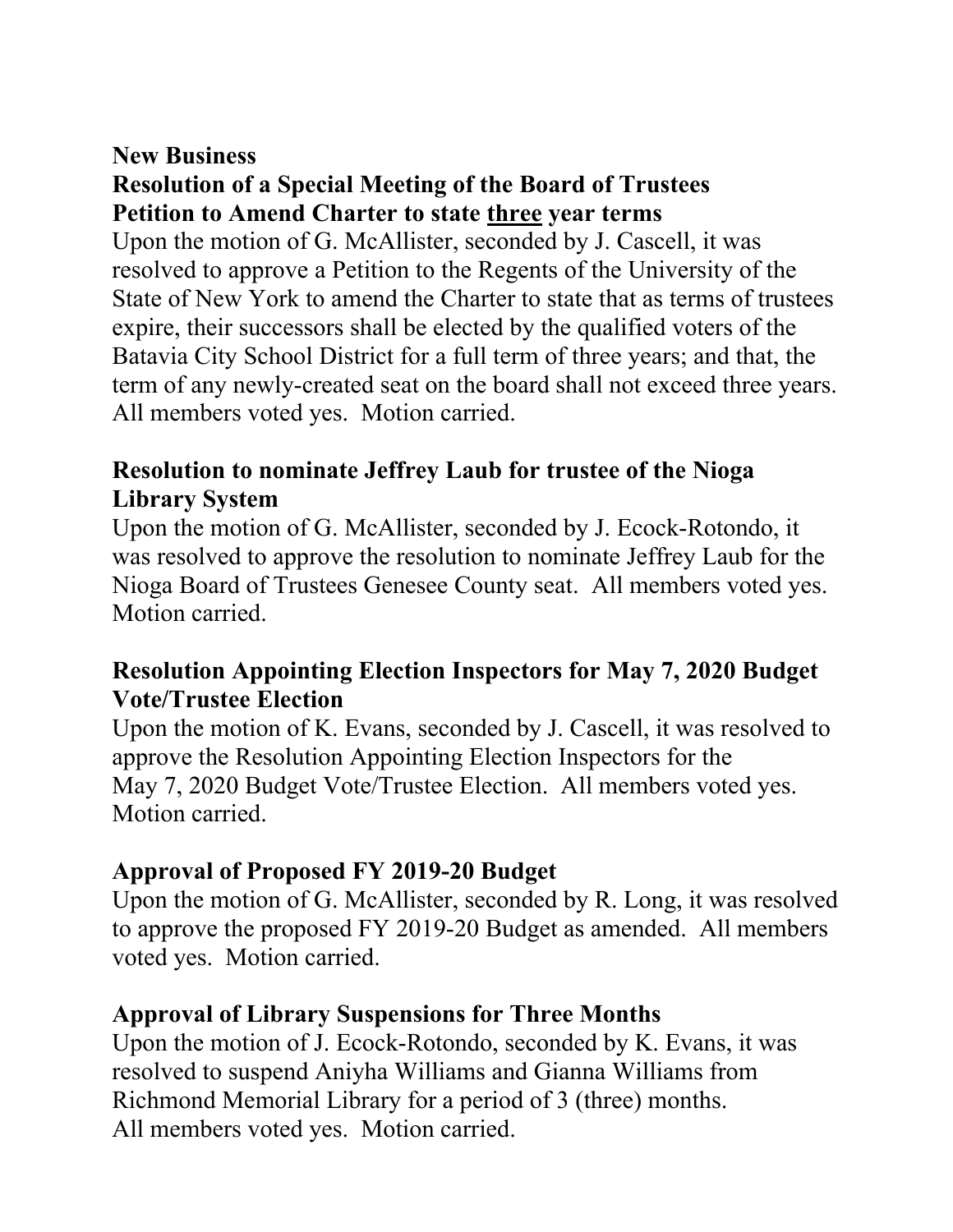**New Business**

**Resolution of a Special Meeting of the Board of Trustees**
**Petition to Amend Charter to state three year terms**

Upon the motion of G. McAllister, seconded by J. Cascell, it was resolved to approve a Petition to the Regents of the University of the State of New York to amend the Charter to state that as terms of trustees expire, their successors shall be elected by the qualified voters of the Batavia City School District for a full term of three years; and that, the term of any newly-created seat on the board shall not exceed three years. All members voted yes. Motion carried.

**Resolution to nominate Jeffrey Laub for trustee of the Nioga Library System**

Upon the motion of G. McAllister, seconded by J. Ecock-Rotondo, it was resolved to approve the resolution to nominate Jeffrey Laub for the Nioga Board of Trustees Genesee County seat. All members voted yes. Motion carried.

**Resolution Appointing Election Inspectors for May 7, 2020 Budget Vote/Trustee Election**

Upon the motion of K. Evans, seconded by J. Cascell, it was resolved to approve the Resolution Appointing Election Inspectors for the May 7, 2020 Budget Vote/Trustee Election. All members voted yes. Motion carried.

**Approval of Proposed FY 2019-20 Budget**

Upon the motion of G. McAllister, seconded by R. Long, it was resolved to approve the proposed FY 2019-20 Budget as amended. All members voted yes. Motion carried.

**Approval of Library Suspensions for Three Months**

Upon the motion of J. Ecock-Rotondo, seconded by K. Evans, it was resolved to suspend Aniyha Williams and Gianna Williams from Richmond Memorial Library for a period of 3 (three) months. All members voted yes. Motion carried.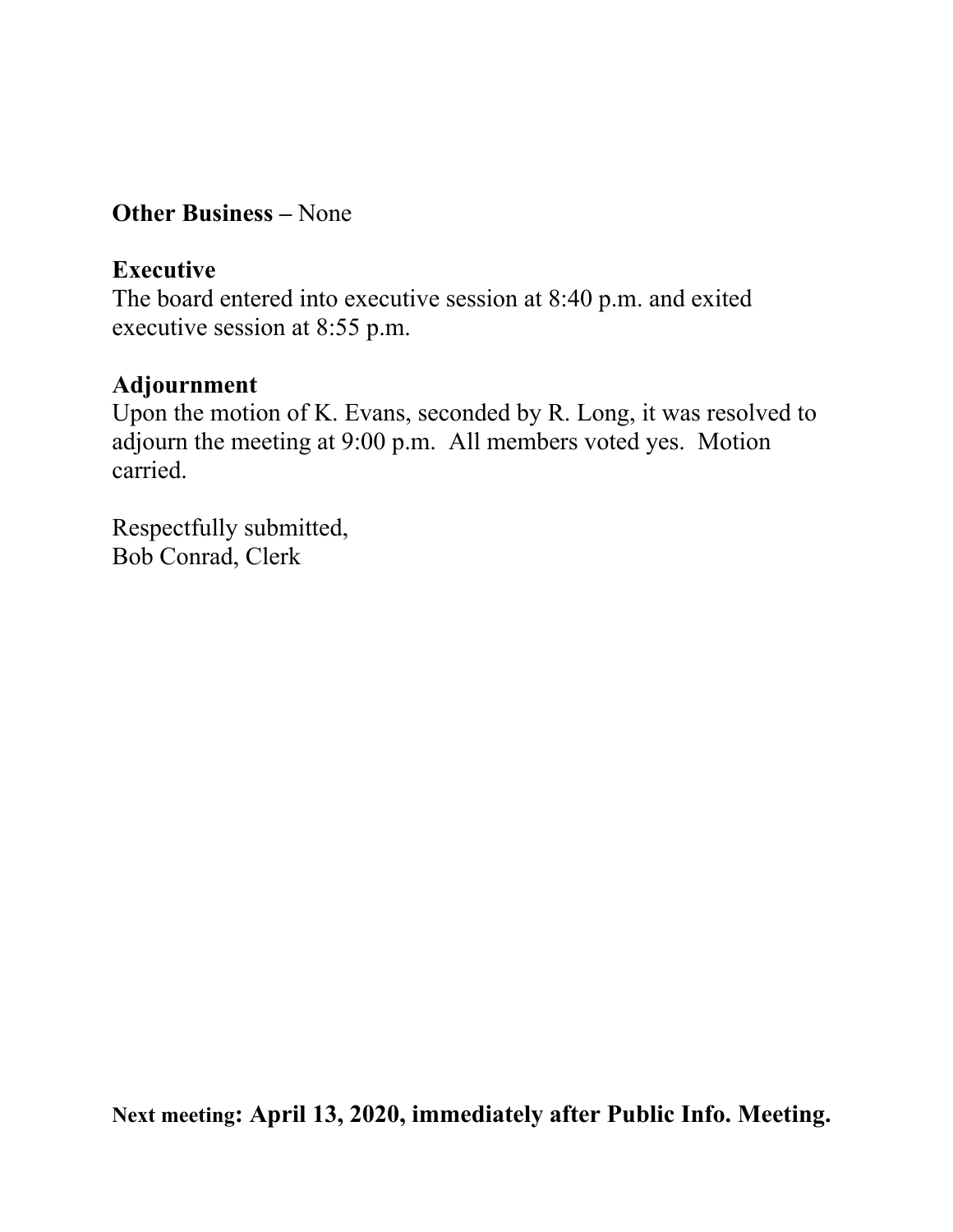**Other Business –** None

**Executive**
The board entered into executive session at 8:40 p.m. and exited executive session at 8:55 p.m.

**Adjournment**
Upon the motion of K. Evans, seconded by R. Long, it was resolved to adjourn the meeting at 9:00 p.m. All members voted yes. Motion carried.

Respectfully submitted,
Bob Conrad, Clerk

**Next meeting: April 13, 2020, immediately after Public Info. Meeting.**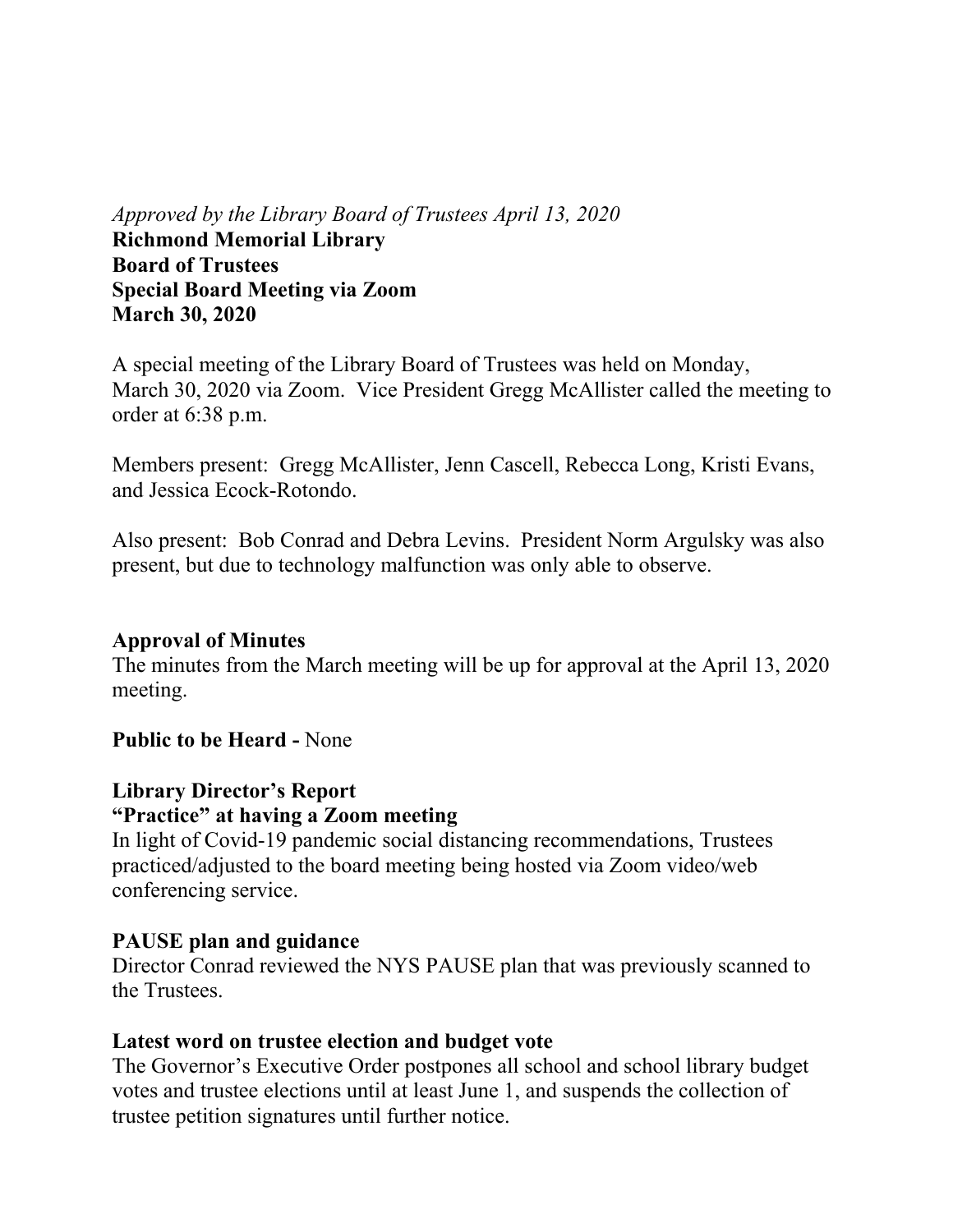*Approved by the Library Board of Trustees April 13, 2020*

**Richmond Memorial Library**
**Board of Trustees**
**Special Board Meeting via Zoom**
**March 30, 2020**

A special meeting of the Library Board of Trustees was held on Monday, March 30, 2020 via Zoom. Vice President Gregg McAllister called the meeting to order at 6:38 p.m.

Members present: Gregg McAllister, Jenn Cascell, Rebecca Long, Kristi Evans, and Jessica Ecock-Rotondo.

Also present: Bob Conrad and Debra Levins. President Norm Argulsky was also present, but due to technology malfunction was only able to observe.

**Approval of Minutes**

The minutes from the March meeting will be up for approval at the April 13, 2020 meeting.

**Public to be Heard -** None

**Library Director's Report**

**"Practice" at having a Zoom meeting**

In light of Covid-19 pandemic social distancing recommendations, Trustees practiced/adjusted to the board meeting being hosted via Zoom video/web conferencing service.

**PAUSE plan and guidance**

Director Conrad reviewed the NYS PAUSE plan that was previously scanned to the Trustees.

**Latest word on trustee election and budget vote**

The Governor's Executive Order postpones all school and school library budget votes and trustee elections until at least June 1, and suspends the collection of trustee petition signatures until further notice.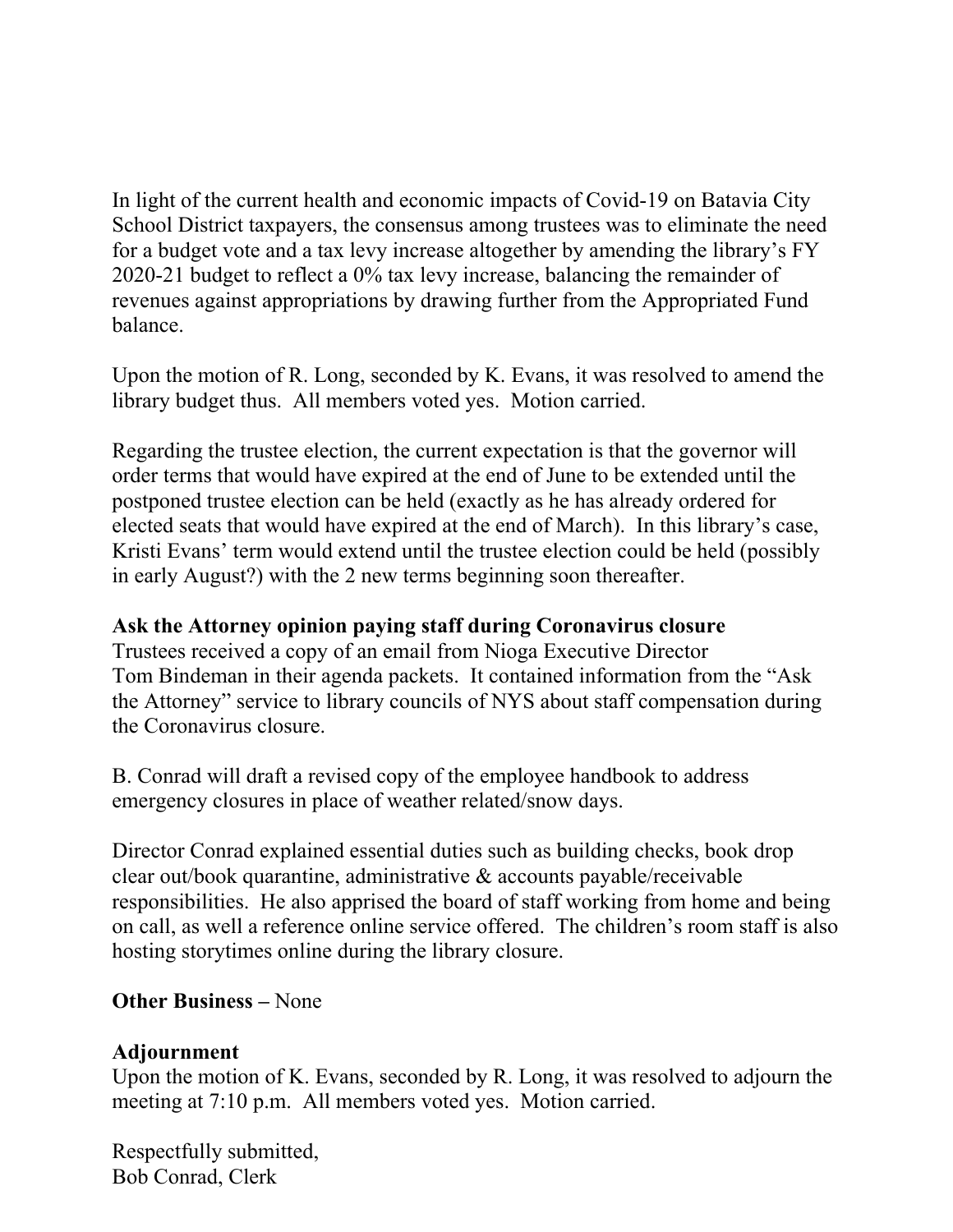In light of the current health and economic impacts of Covid-19 on Batavia City School District taxpayers, the consensus among trustees was to eliminate the need for a budget vote and a tax levy increase altogether by amending the library's FY 2020-21 budget to reflect a 0% tax levy increase, balancing the remainder of revenues against appropriations by drawing further from the Appropriated Fund balance.

Upon the motion of R. Long, seconded by K. Evans, it was resolved to amend the library budget thus. All members voted yes. Motion carried.

Regarding the trustee election, the current expectation is that the governor will order terms that would have expired at the end of June to be extended until the postponed trustee election can be held (exactly as he has already ordered for elected seats that would have expired at the end of March). In this library's case, Kristi Evans' term would extend until the trustee election could be held (possibly in early August?) with the 2 new terms beginning soon thereafter.

**Ask the Attorney opinion paying staff during Coronavirus closure**
Trustees received a copy of an email from Nioga Executive Director Tom Bindeman in their agenda packets. It contained information from the "Ask the Attorney" service to library councils of NYS about staff compensation during the Coronavirus closure.

B. Conrad will draft a revised copy of the employee handbook to address emergency closures in place of weather related/snow days.

Director Conrad explained essential duties such as building checks, book drop clear out/book quarantine, administrative & accounts payable/receivable responsibilities. He also apprised the board of staff working from home and being on call, as well a reference online service offered. The children's room staff is also hosting storytimes online during the library closure.

**Other Business –** None

**Adjournment**
Upon the motion of K. Evans, seconded by R. Long, it was resolved to adjourn the meeting at 7:10 p.m. All members voted yes. Motion carried.

Respectfully submitted,
Bob Conrad, Clerk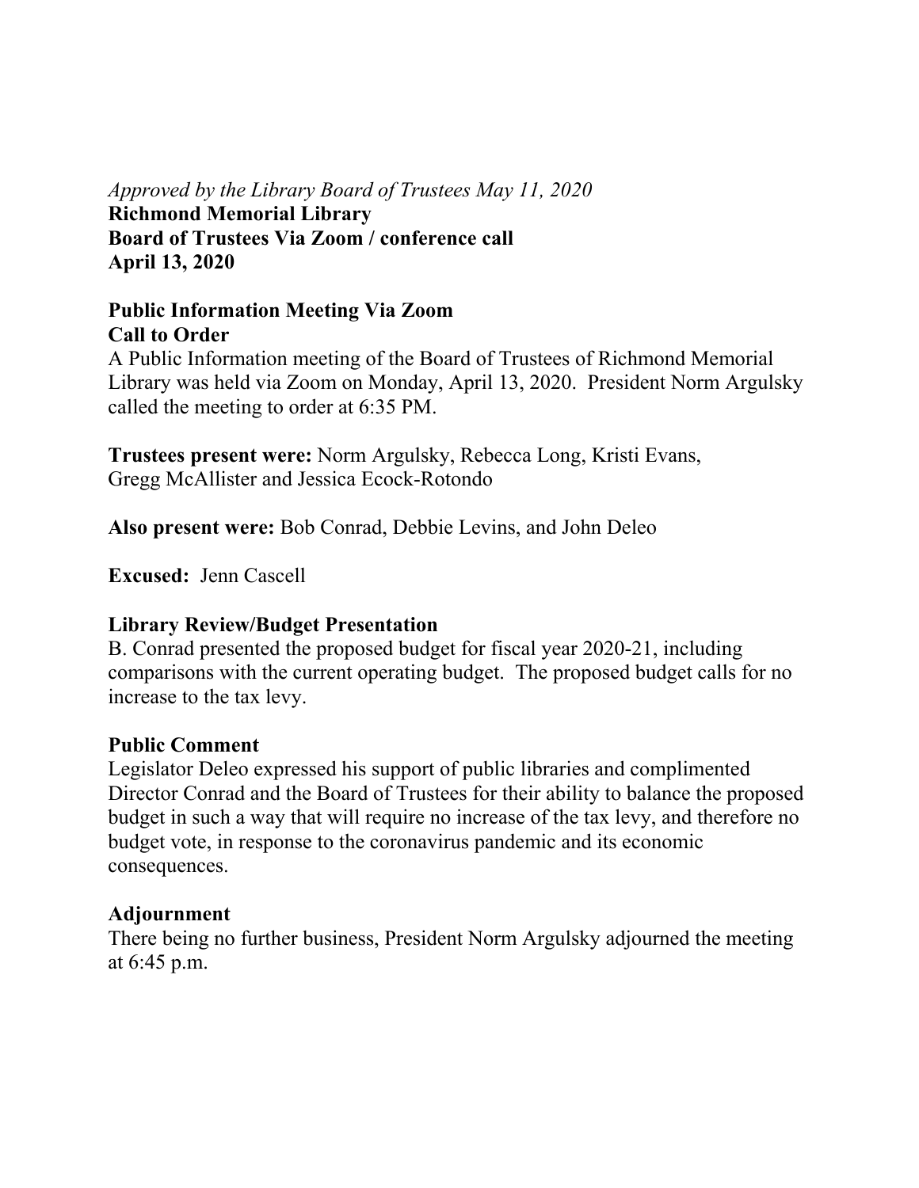*Approved by the Library Board of Trustees May 11, 2020*

**Richmond Memorial Library**
**Board of Trustees Via Zoom / conference call**
**April 13, 2020**

**Public Information Meeting Via Zoom**

**Call to Order**

A Public Information meeting of the Board of Trustees of Richmond Memorial Library was held via Zoom on Monday, April 13, 2020. President Norm Argulsky called the meeting to order at 6:35 PM.

**Trustees present were:** Norm Argulsky, Rebecca Long, Kristi Evans, Gregg McAllister and Jessica Ecock-Rotondo

**Also present were:** Bob Conrad, Debbie Levins, and John Deleo

**Excused:** Jenn Cascell

**Library Review/Budget Presentation**

B. Conrad presented the proposed budget for fiscal year 2020-21, including comparisons with the current operating budget. The proposed budget calls for no increase to the tax levy.

**Public Comment**

Legislator Deleo expressed his support of public libraries and complimented Director Conrad and the Board of Trustees for their ability to balance the proposed budget in such a way that will require no increase of the tax levy, and therefore no budget vote, in response to the coronavirus pandemic and its economic consequences.

**Adjournment**

There being no further business, President Norm Argulsky adjourned the meeting at 6:45 p.m.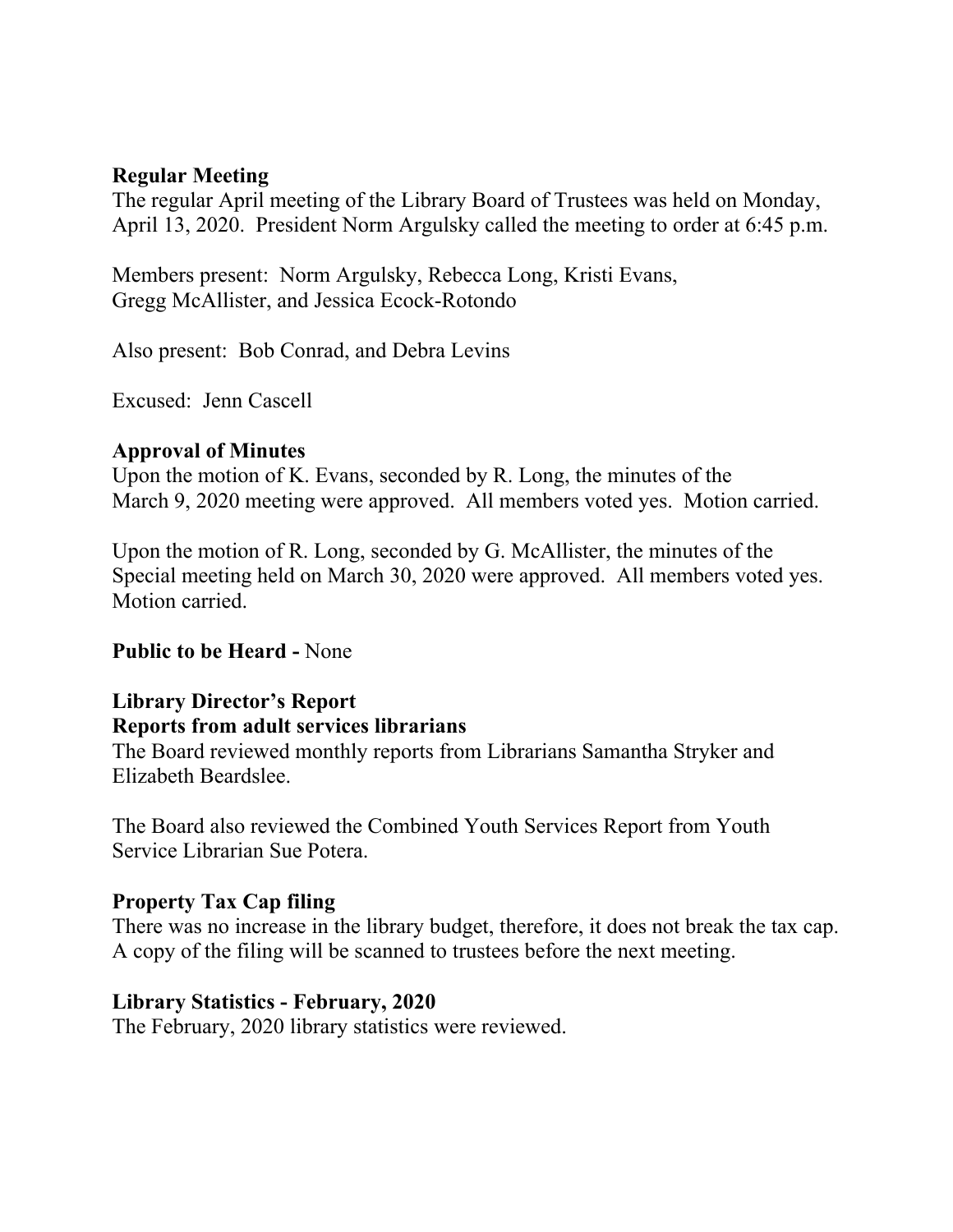**Regular Meeting**
The regular April meeting of the Library Board of Trustees was held on Monday, April 13, 2020. President Norm Argulsky called the meeting to order at 6:45 p.m.

Members present: Norm Argulsky, Rebecca Long, Kristi Evans, Gregg McAllister, and Jessica Ecock-Rotondo

Also present: Bob Conrad, and Debra Levins

Excused: Jenn Cascell

**Approval of Minutes**
Upon the motion of K. Evans, seconded by R. Long, the minutes of the March 9, 2020 meeting were approved. All members voted yes. Motion carried.

Upon the motion of R. Long, seconded by G. McAllister, the minutes of the Special meeting held on March 30, 2020 were approved. All members voted yes. Motion carried.

**Public to be Heard -** None

**Library Director's Report**
**Reports from adult services librarians**
The Board reviewed monthly reports from Librarians Samantha Stryker and Elizabeth Beardslee.

The Board also reviewed the Combined Youth Services Report from Youth Service Librarian Sue Potera.

**Property Tax Cap filing**
There was no increase in the library budget, therefore, it does not break the tax cap. A copy of the filing will be scanned to trustees before the next meeting.

**Library Statistics - February, 2020**
The February, 2020 library statistics were reviewed.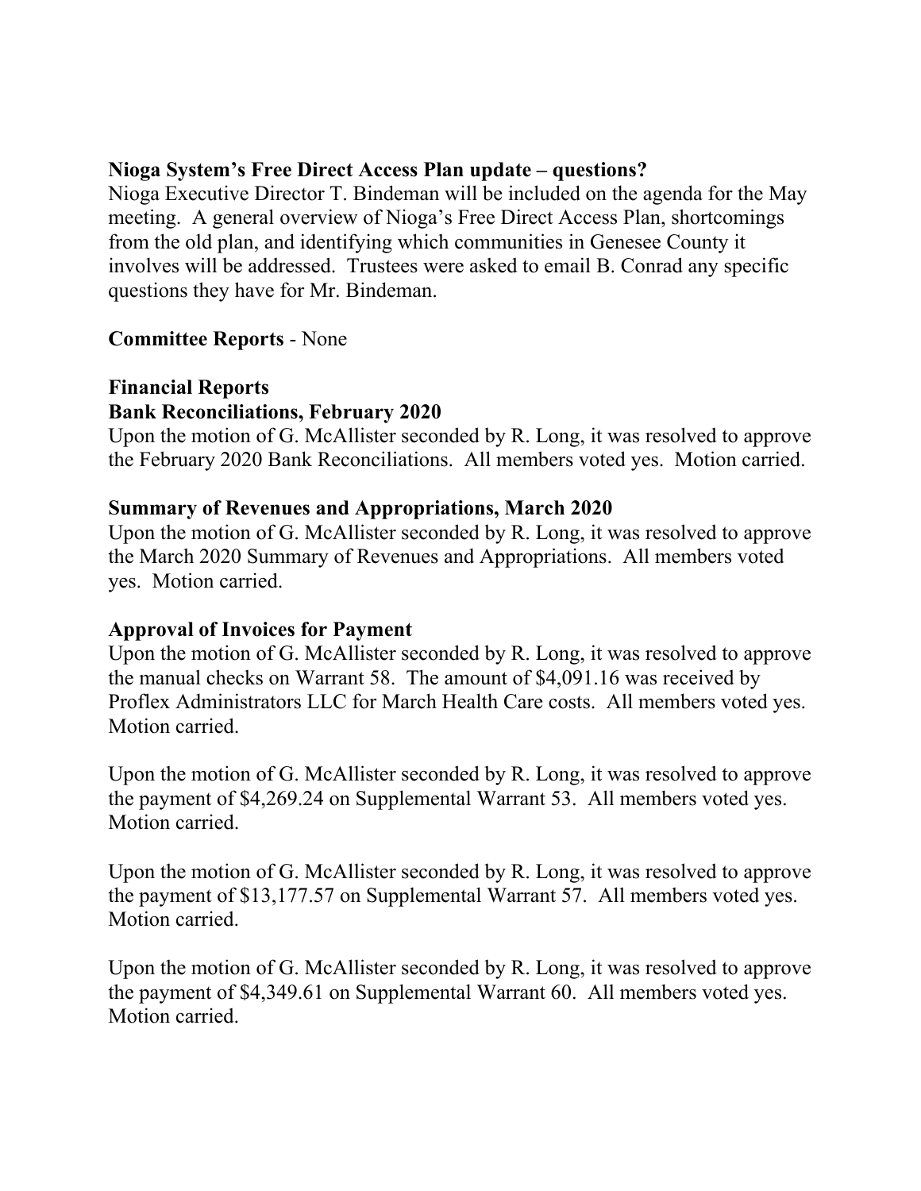**Nioga System's Free Direct Access Plan update – questions?**
Nioga Executive Director T. Bindeman will be included on the agenda for the May meeting. A general overview of Nioga's Free Direct Access Plan, shortcomings from the old plan, and identifying which communities in Genesee County it involves will be addressed. Trustees were asked to email B. Conrad any specific questions they have for Mr. Bindeman.

**Committee Reports** - None

**Financial Reports**

**Bank Reconciliations, February 2020**

Upon the motion of G. McAllister seconded by R. Long, it was resolved to approve the February 2020 Bank Reconciliations. All members voted yes. Motion carried.

**Summary of Revenues and Appropriations, March 2020**

Upon the motion of G. McAllister seconded by R. Long, it was resolved to approve the March 2020 Summary of Revenues and Appropriations. All members voted yes. Motion carried.

**Approval of Invoices for Payment**

Upon the motion of G. McAllister seconded by R. Long, it was resolved to approve the manual checks on Warrant 58. The amount of $4,091.16 was received by Proflex Administrators LLC for March Health Care costs. All members voted yes. Motion carried.

Upon the motion of G. McAllister seconded by R. Long, it was resolved to approve the payment of $4,269.24 on Supplemental Warrant 53. All members voted yes. Motion carried.

Upon the motion of G. McAllister seconded by R. Long, it was resolved to approve the payment of $13,177.57 on Supplemental Warrant 57. All members voted yes. Motion carried.

Upon the motion of G. McAllister seconded by R. Long, it was resolved to approve the payment of $4,349.61 on Supplemental Warrant 60. All members voted yes. Motion carried.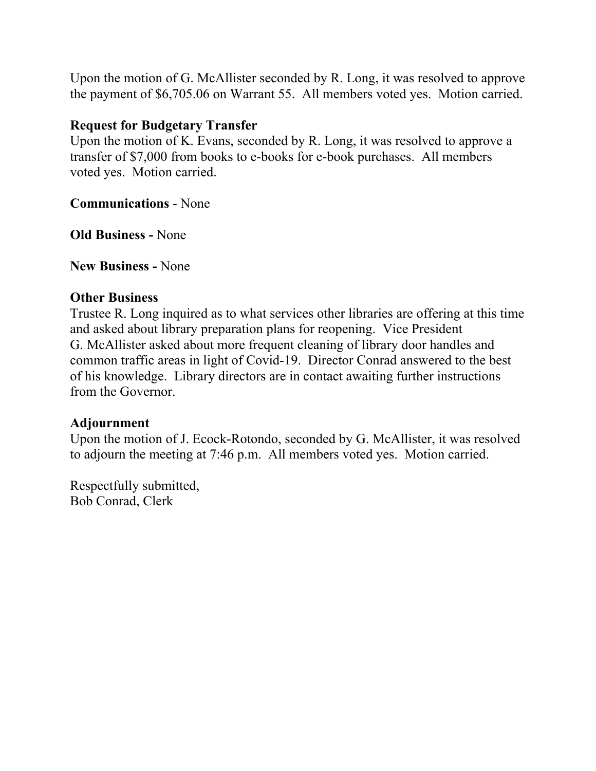Upon the motion of G. McAllister seconded by R. Long, it was resolved to approve the payment of $6,705.06 on Warrant 55. All members voted yes. Motion carried.

**Request for Budgetary Transfer**
Upon the motion of K. Evans, seconded by R. Long, it was resolved to approve a transfer of $7,000 from books to e-books for e-book purchases. All members voted yes. Motion carried.

**Communications** - None

**Old Business -** None

**New Business -** None

**Other Business**
Trustee R. Long inquired as to what services other libraries are offering at this time and asked about library preparation plans for reopening. Vice President G. McAllister asked about more frequent cleaning of library door handles and common traffic areas in light of Covid-19. Director Conrad answered to the best of his knowledge. Library directors are in contact awaiting further instructions from the Governor.

**Adjournment**
Upon the motion of J. Ecock-Rotondo, seconded by G. McAllister, it was resolved to adjourn the meeting at 7:46 p.m. All members voted yes. Motion carried.

Respectfully submitted,
Bob Conrad, Clerk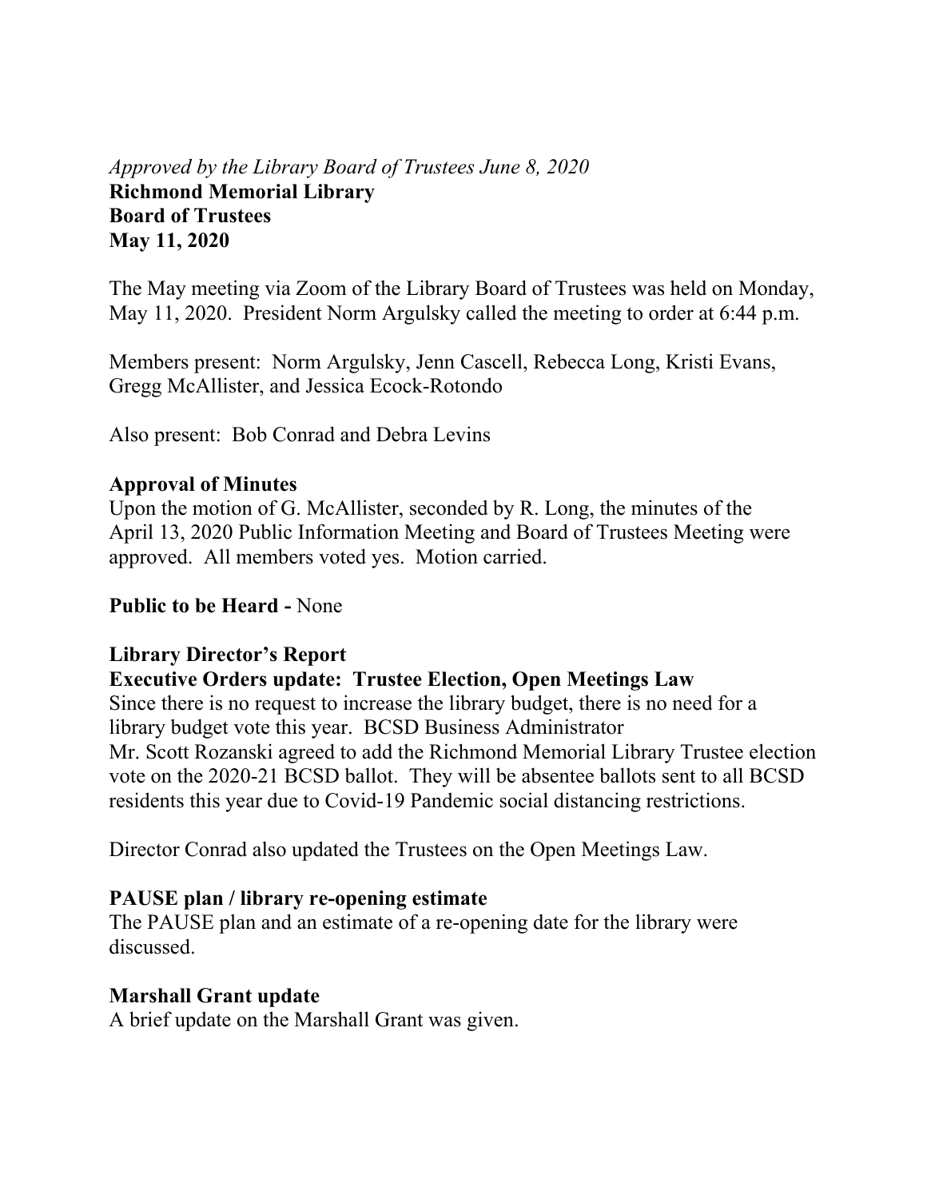*Approved by the Library Board of Trustees June 8, 2020*

**Richmond Memorial Library**
**Board of Trustees**
**May 11, 2020**

The May meeting via Zoom of the Library Board of Trustees was held on Monday, May 11, 2020. President Norm Argulsky called the meeting to order at 6:44 p.m.

Members present: Norm Argulsky, Jenn Cascell, Rebecca Long, Kristi Evans, Gregg McAllister, and Jessica Ecock-Rotondo

Also present: Bob Conrad and Debra Levins

**Approval of Minutes**

Upon the motion of G. McAllister, seconded by R. Long, the minutes of the April 13, 2020 Public Information Meeting and Board of Trustees Meeting were approved. All members voted yes. Motion carried.

**Public to be Heard -** None

**Library Director's Report**

**Executive Orders update: Trustee Election, Open Meetings Law**

Since there is no request to increase the library budget, there is no need for a library budget vote this year. BCSD Business Administrator Mr. Scott Rozanski agreed to add the Richmond Memorial Library Trustee election vote on the 2020-21 BCSD ballot. They will be absentee ballots sent to all BCSD residents this year due to Covid-19 Pandemic social distancing restrictions.

Director Conrad also updated the Trustees on the Open Meetings Law.

**PAUSE plan / library re-opening estimate**

The PAUSE plan and an estimate of a re-opening date for the library were discussed.

**Marshall Grant update**

A brief update on the Marshall Grant was given.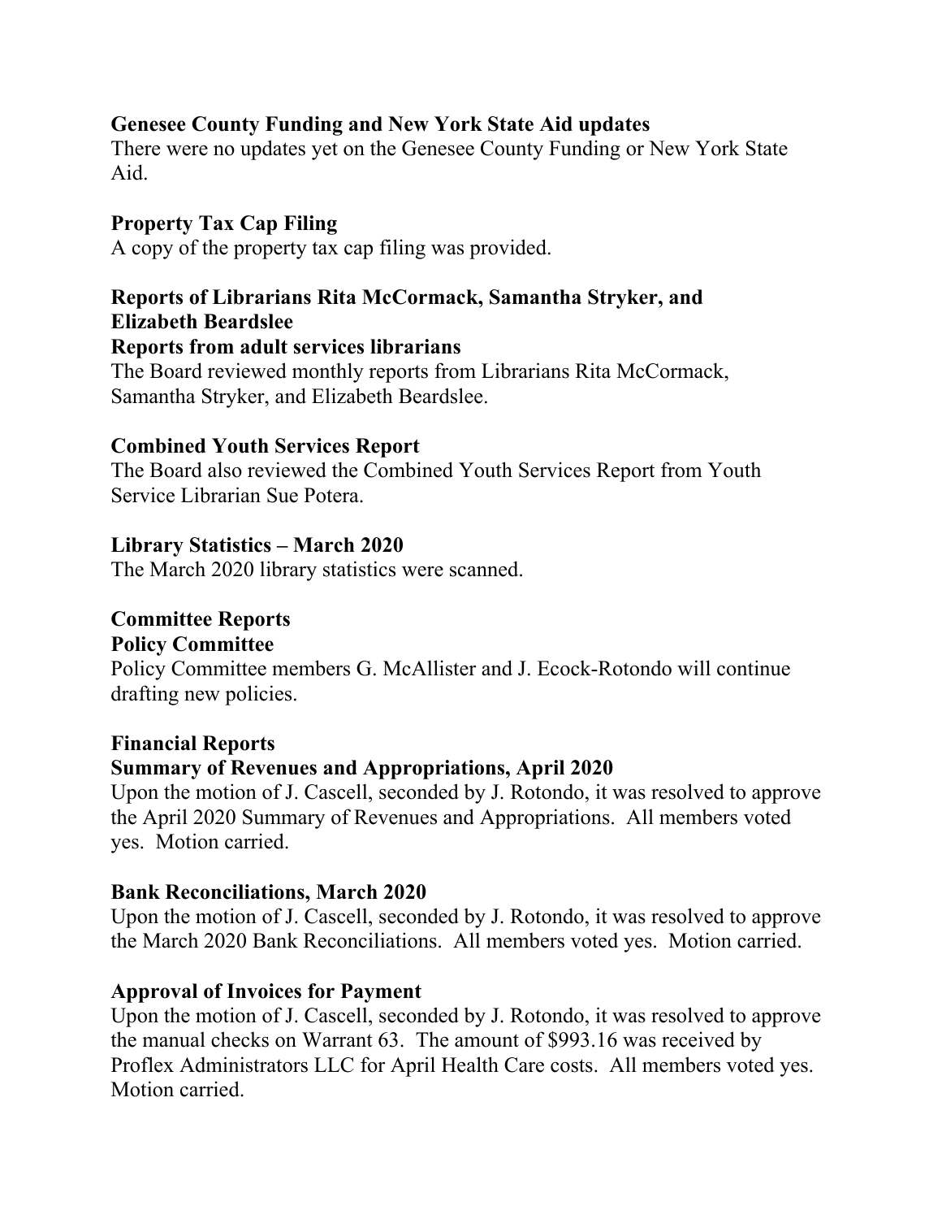**Genesee County Funding and New York State Aid updates**

There were no updates yet on the Genesee County Funding or New York State Aid.

**Property Tax Cap Filing**

A copy of the property tax cap filing was provided.

**Reports of Librarians Rita McCormack, Samantha Stryker, and Elizabeth Beardslee**

**Reports from adult services librarians**

The Board reviewed monthly reports from Librarians Rita McCormack, Samantha Stryker, and Elizabeth Beardslee.

**Combined Youth Services Report**

The Board also reviewed the Combined Youth Services Report from Youth Service Librarian Sue Potera.

**Library Statistics – March 2020**

The March 2020 library statistics were scanned.

**Committee Reports**

**Policy Committee**

Policy Committee members G. McAllister and J. Ecock-Rotondo will continue drafting new policies.

**Financial Reports**

**Summary of Revenues and Appropriations, April 2020**

Upon the motion of J. Cascell, seconded by J. Rotondo, it was resolved to approve the April 2020 Summary of Revenues and Appropriations. All members voted yes. Motion carried.

**Bank Reconciliations, March 2020**

Upon the motion of J. Cascell, seconded by J. Rotondo, it was resolved to approve the March 2020 Bank Reconciliations. All members voted yes. Motion carried.

**Approval of Invoices for Payment**

Upon the motion of J. Cascell, seconded by J. Rotondo, it was resolved to approve the manual checks on Warrant 63. The amount of $993.16 was received by Proflex Administrators LLC for April Health Care costs. All members voted yes. Motion carried.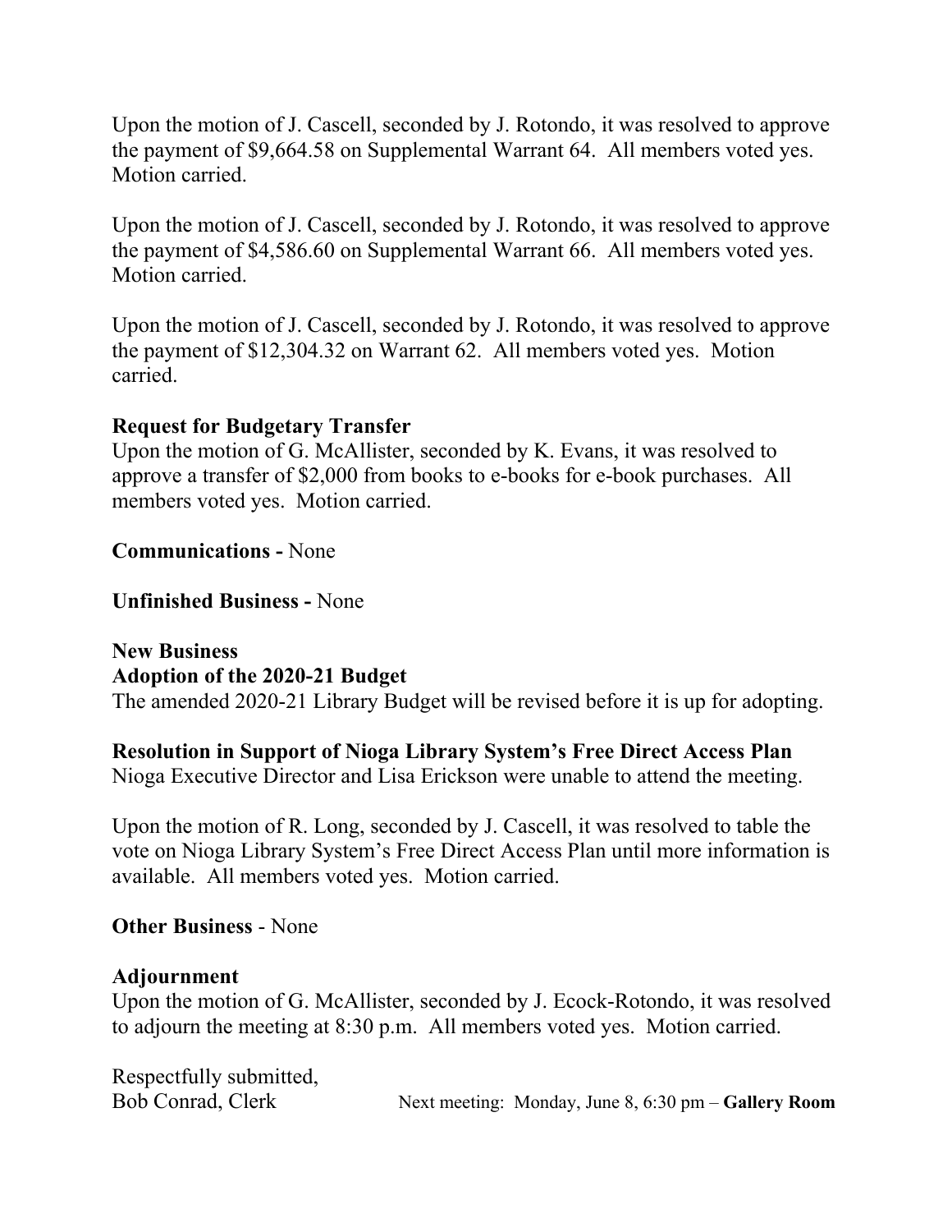Upon the motion of J. Cascell, seconded by J. Rotondo, it was resolved to approve the payment of $9,664.58 on Supplemental Warrant 64. All members voted yes. Motion carried.

Upon the motion of J. Cascell, seconded by J. Rotondo, it was resolved to approve the payment of $4,586.60 on Supplemental Warrant 66. All members voted yes. Motion carried.

Upon the motion of J. Cascell, seconded by J. Rotondo, it was resolved to approve the payment of $12,304.32 on Warrant 62. All members voted yes. Motion carried.

**Request for Budgetary Transfer**
Upon the motion of G. McAllister, seconded by K. Evans, it was resolved to approve a transfer of $2,000 from books to e-books for e-book purchases. All members voted yes. Motion carried.

**Communications -** None

**Unfinished Business -** None

**New Business**
**Adoption of the 2020-21 Budget**
The amended 2020-21 Library Budget will be revised before it is up for adopting.

**Resolution in Support of Nioga Library System's Free Direct Access Plan**
Nioga Executive Director and Lisa Erickson were unable to attend the meeting.

Upon the motion of R. Long, seconded by J. Cascell, it was resolved to table the vote on Nioga Library System's Free Direct Access Plan until more information is available. All members voted yes. Motion carried.

**Other Business** - None

**Adjournment**
Upon the motion of G. McAllister, seconded by J. Ecock-Rotondo, it was resolved to adjourn the meeting at 8:30 p.m. All members voted yes. Motion carried.

Respectfully submitted,
Bob Conrad, Clerk

Next meeting: Monday, June 8, 6:30 pm – **Gallery Room**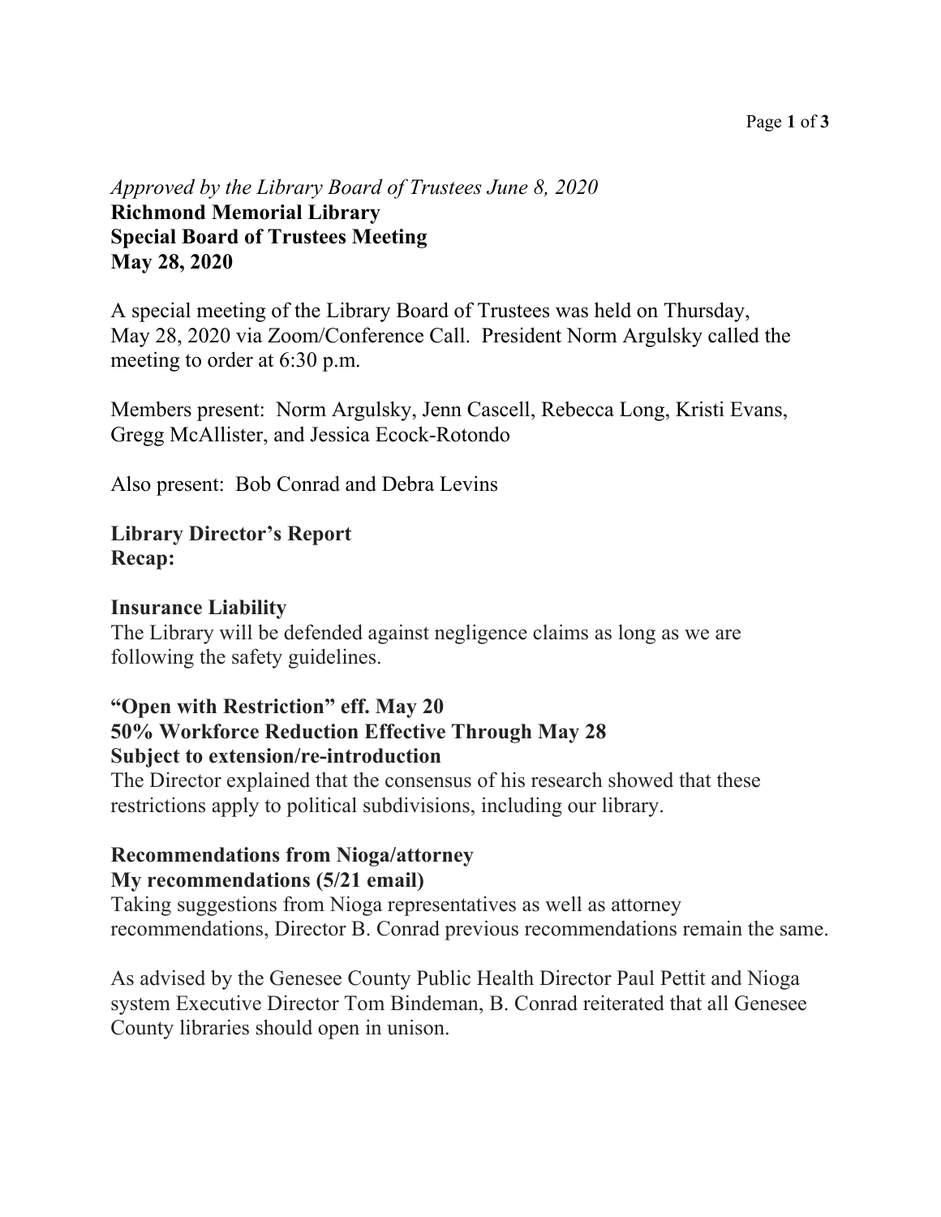*Approved by the Library Board of Trustees June 8, 2020*
**Richmond Memorial Library**
**Special Board of Trustees Meeting**
**May 28, 2020**

A special meeting of the Library Board of Trustees was held on Thursday, May 28, 2020 via Zoom/Conference Call. President Norm Argulsky called the meeting to order at 6:30 p.m.

Members present: Norm Argulsky, Jenn Cascell, Rebecca Long, Kristi Evans, Gregg McAllister, and Jessica Ecock-Rotondo

Also present: Bob Conrad and Debra Levins

**Library Director's Report**
**Recap:**

**Insurance Liability**
The Library will be defended against negligence claims as long as we are following the safety guidelines.

**"Open with Restriction" eff. May 20**
**50% Workforce Reduction Effective Through May 28**
**Subject to extension/re-introduction**
The Director explained that the consensus of his research showed that these restrictions apply to political subdivisions, including our library.

**Recommendations from Nioga/attorney**
**My recommendations (5/21 email)**
Taking suggestions from Nioga representatives as well as attorney recommendations, Director B. Conrad previous recommendations remain the same.

As advised by the Genesee County Public Health Director Paul Pettit and Nioga system Executive Director Tom Bindeman, B. Conrad reiterated that all Genesee County libraries should open in unison.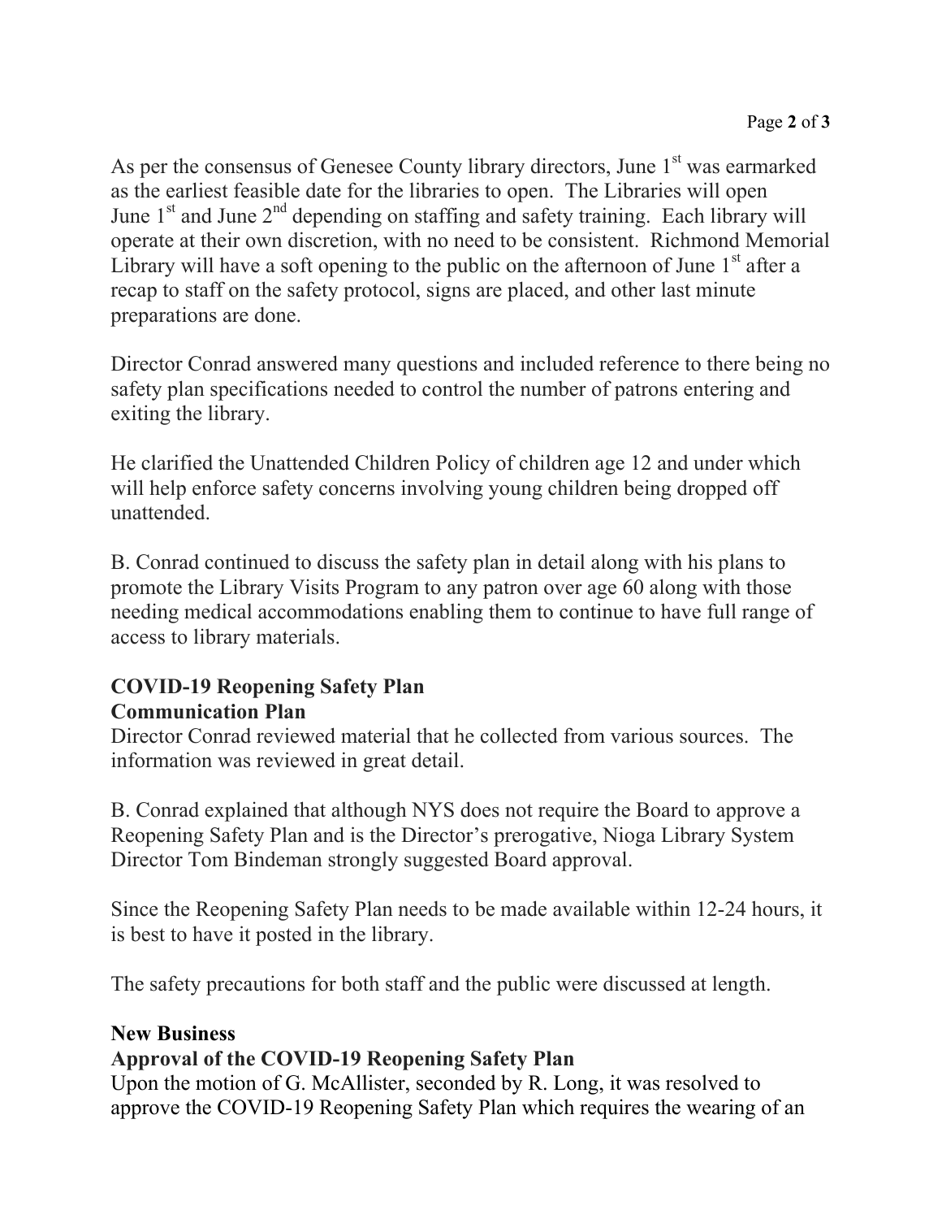As per the consensus of Genesee County library directors, June 1st was earmarked as the earliest feasible date for the libraries to open. The Libraries will open June 1st and June 2nd depending on staffing and safety training. Each library will operate at their own discretion, with no need to be consistent. Richmond Memorial Library will have a soft opening to the public on the afternoon of June 1st after a recap to staff on the safety protocol, signs are placed, and other last minute preparations are done.

Director Conrad answered many questions and included reference to there being no safety plan specifications needed to control the number of patrons entering and exiting the library.

He clarified the Unattended Children Policy of children age 12 and under which will help enforce safety concerns involving young children being dropped off unattended.

B. Conrad continued to discuss the safety plan in detail along with his plans to promote the Library Visits Program to any patron over age 60 along with those needing medical accommodations enabling them to continue to have full range of access to library materials.

**COVID-19 Reopening Safety Plan**
**Communication Plan**

Director Conrad reviewed material that he collected from various sources. The information was reviewed in great detail.

B. Conrad explained that although NYS does not require the Board to approve a Reopening Safety Plan and is the Director's prerogative, Nioga Library System Director Tom Bindeman strongly suggested Board approval.

Since the Reopening Safety Plan needs to be made available within 12-24 hours, it is best to have it posted in the library.

The safety precautions for both staff and the public were discussed at length.

**New Business**
**Approval of the COVID-19 Reopening Safety Plan**

Upon the motion of G. McAllister, seconded by R. Long, it was resolved to approve the COVID-19 Reopening Safety Plan which requires the wearing of an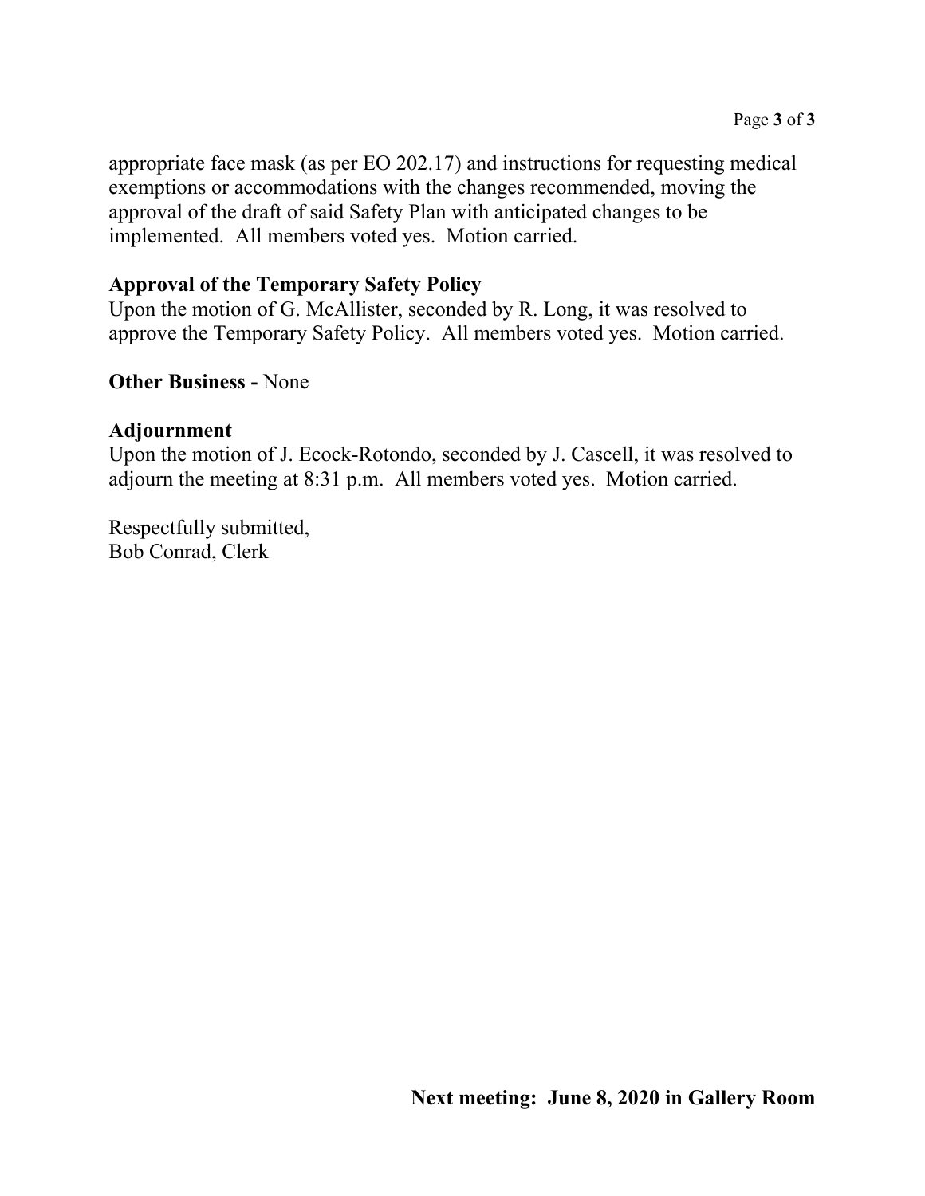appropriate face mask (as per EO 202.17) and instructions for requesting medical exemptions or accommodations with the changes recommended, moving the approval of the draft of said Safety Plan with anticipated changes to be implemented. All members voted yes. Motion carried.

**Approval of the Temporary Safety Policy**
Upon the motion of G. McAllister, seconded by R. Long, it was resolved to approve the Temporary Safety Policy. All members voted yes. Motion carried.

**Other Business -** None

**Adjournment**
Upon the motion of J. Ecock-Rotondo, seconded by J. Cascell, it was resolved to adjourn the meeting at 8:31 p.m. All members voted yes. Motion carried.

Respectfully submitted,
Bob Conrad, Clerk

**Next meeting: June 8, 2020 in Gallery Room**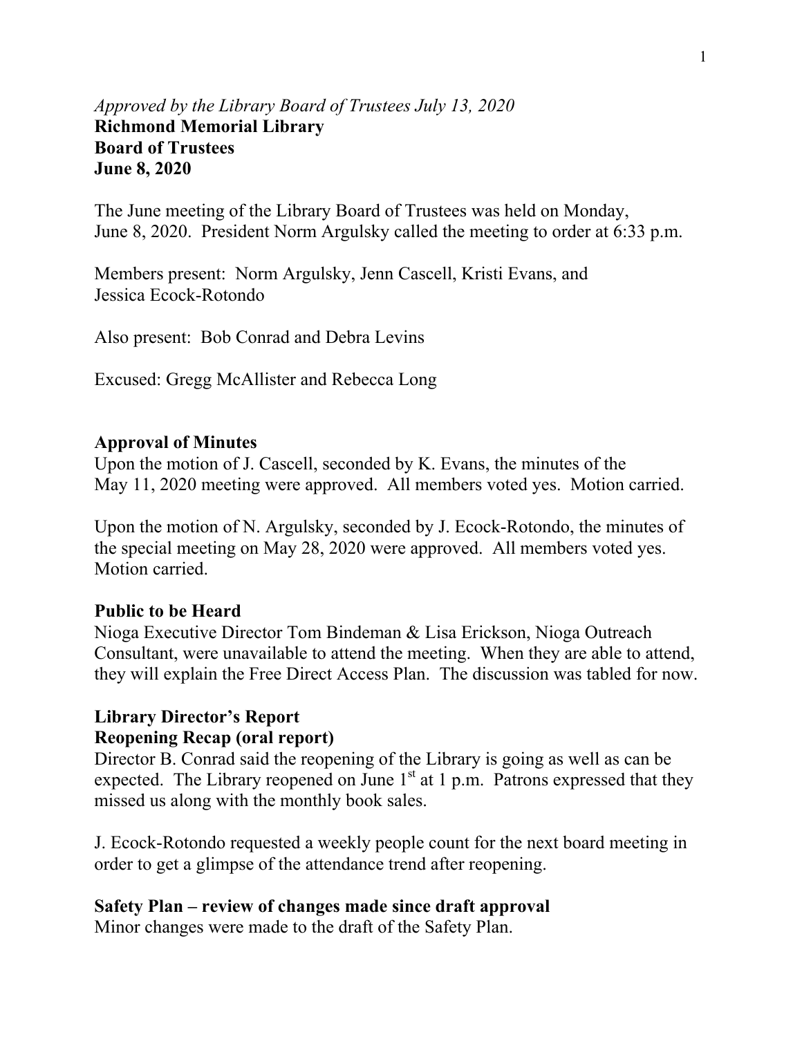*Approved by the Library Board of Trustees July 13, 2020*
**Richmond Memorial Library**
**Board of Trustees**
**June 8, 2020**

The June meeting of the Library Board of Trustees was held on Monday, June 8, 2020. President Norm Argulsky called the meeting to order at 6:33 p.m.

Members present: Norm Argulsky, Jenn Cascell, Kristi Evans, and Jessica Ecock-Rotondo

Also present: Bob Conrad and Debra Levins

Excused: Gregg McAllister and Rebecca Long

**Approval of Minutes**

Upon the motion of J. Cascell, seconded by K. Evans, the minutes of the May 11, 2020 meeting were approved. All members voted yes. Motion carried.

Upon the motion of N. Argulsky, seconded by J. Ecock-Rotondo, the minutes of the special meeting on May 28, 2020 were approved. All members voted yes. Motion carried.

**Public to be Heard**

Nioga Executive Director Tom Bindeman & Lisa Erickson, Nioga Outreach Consultant, were unavailable to attend the meeting. When they are able to attend, they will explain the Free Direct Access Plan. The discussion was tabled for now.

**Library Director's Report**
**Reopening Recap (oral report)**

Director B. Conrad said the reopening of the Library is going as well as can be expected. The Library reopened on June 1st at 1 p.m. Patrons expressed that they missed us along with the monthly book sales.

J. Ecock-Rotondo requested a weekly people count for the next board meeting in order to get a glimpse of the attendance trend after reopening.

**Safety Plan – review of changes made since draft approval**

Minor changes were made to the draft of the Safety Plan.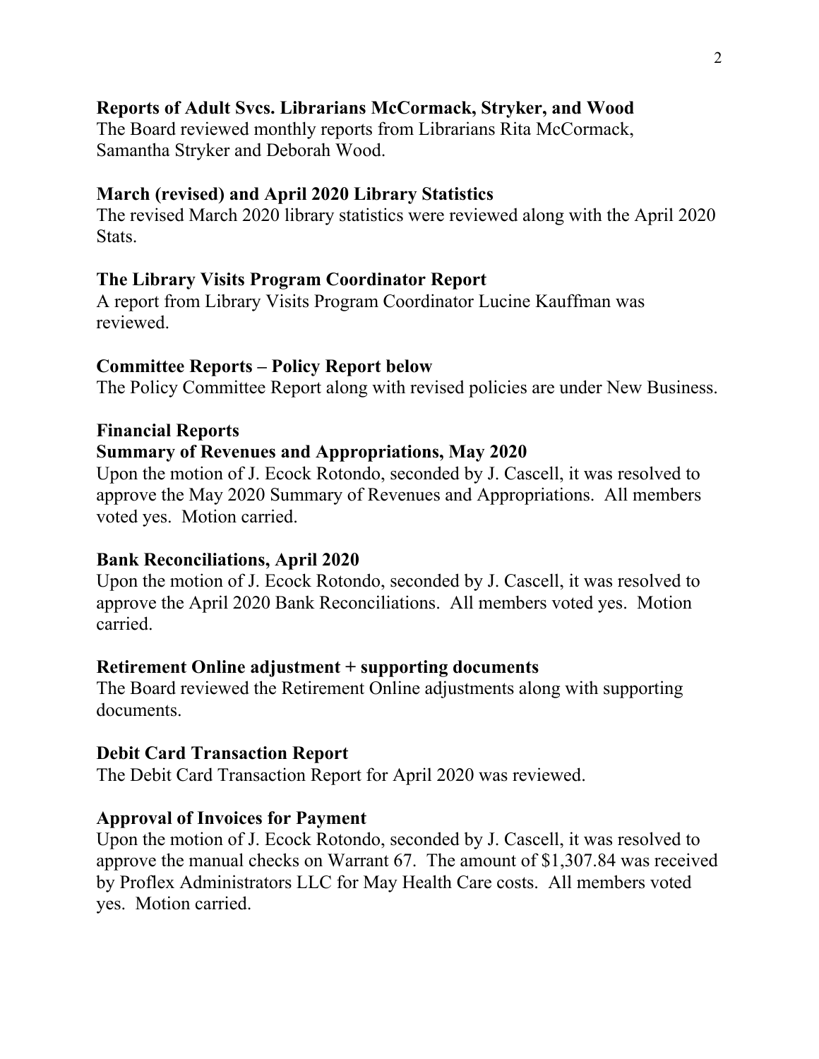**Reports of Adult Svcs. Librarians McCormack, Stryker, and Wood**

The Board reviewed monthly reports from Librarians Rita McCormack, Samantha Stryker and Deborah Wood.

**March (revised) and April 2020 Library Statistics**

The revised March 2020 library statistics were reviewed along with the April 2020 Stats.

**The Library Visits Program Coordinator Report**

A report from Library Visits Program Coordinator Lucine Kauffman was reviewed.

**Committee Reports – Policy Report below**

The Policy Committee Report along with revised policies are under New Business.

**Financial Reports**

**Summary of Revenues and Appropriations, May 2020**

Upon the motion of J. Ecock Rotondo, seconded by J. Cascell, it was resolved to approve the May 2020 Summary of Revenues and Appropriations. All members voted yes. Motion carried.

**Bank Reconciliations, April 2020**

Upon the motion of J. Ecock Rotondo, seconded by J. Cascell, it was resolved to approve the April 2020 Bank Reconciliations. All members voted yes. Motion carried.

**Retirement Online adjustment + supporting documents**

The Board reviewed the Retirement Online adjustments along with supporting documents.

**Debit Card Transaction Report**

The Debit Card Transaction Report for April 2020 was reviewed.

**Approval of Invoices for Payment**

Upon the motion of J. Ecock Rotondo, seconded by J. Cascell, it was resolved to approve the manual checks on Warrant 67. The amount of $1,307.84 was received by Proflex Administrators LLC for May Health Care costs. All members voted yes. Motion carried.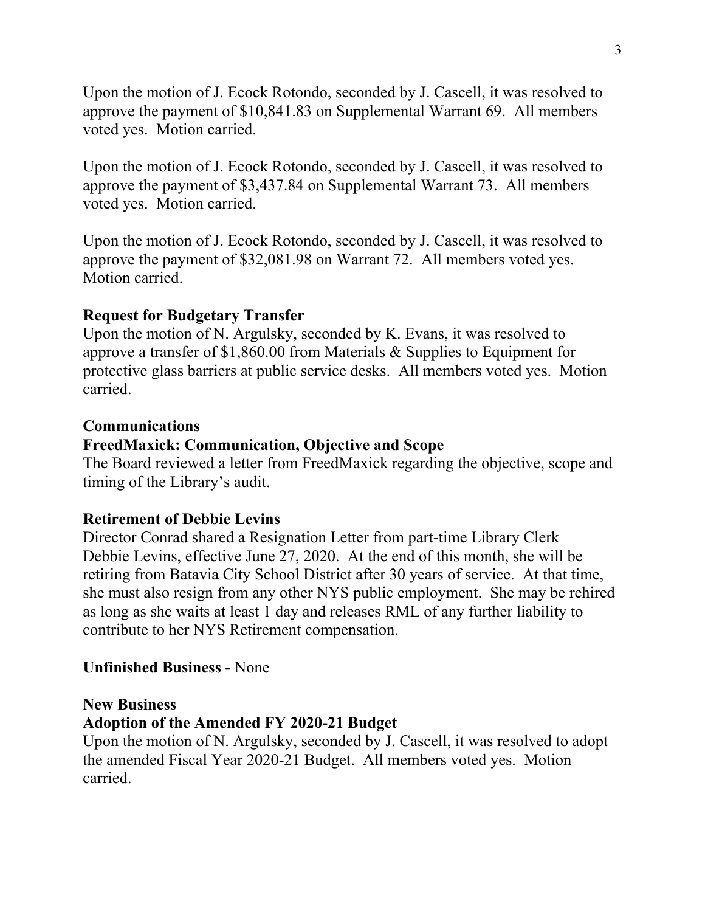Upon the motion of J. Ecock Rotondo, seconded by J. Cascell, it was resolved to approve the payment of $10,841.83 on Supplemental Warrant 69. All members voted yes. Motion carried.

Upon the motion of J. Ecock Rotondo, seconded by J. Cascell, it was resolved to approve the payment of $3,437.84 on Supplemental Warrant 73. All members voted yes. Motion carried.

Upon the motion of J. Ecock Rotondo, seconded by J. Cascell, it was resolved to approve the payment of $32,081.98 on Warrant 72. All members voted yes. Motion carried.

**Request for Budgetary Transfer**

Upon the motion of N. Argulsky, seconded by K. Evans, it was resolved to approve a transfer of $1,860.00 from Materials & Supplies to Equipment for protective glass barriers at public service desks. All members voted yes. Motion carried.

**Communications**

**FreedMaxick: Communication, Objective and Scope**

The Board reviewed a letter from FreedMaxick regarding the objective, scope and timing of the Library's audit.

**Retirement of Debbie Levins**

Director Conrad shared a Resignation Letter from part-time Library Clerk Debbie Levins, effective June 27, 2020. At the end of this month, she will be retiring from Batavia City School District after 30 years of service. At that time, she must also resign from any other NYS public employment. She may be rehired as long as she waits at least 1 day and releases RML of any further liability to contribute to her NYS Retirement compensation.

**Unfinished Business -** None

**New Business**

**Adoption of the Amended FY 2020-21 Budget**

Upon the motion of N. Argulsky, seconded by J. Cascell, it was resolved to adopt the amended Fiscal Year 2020-21 Budget. All members voted yes. Motion carried.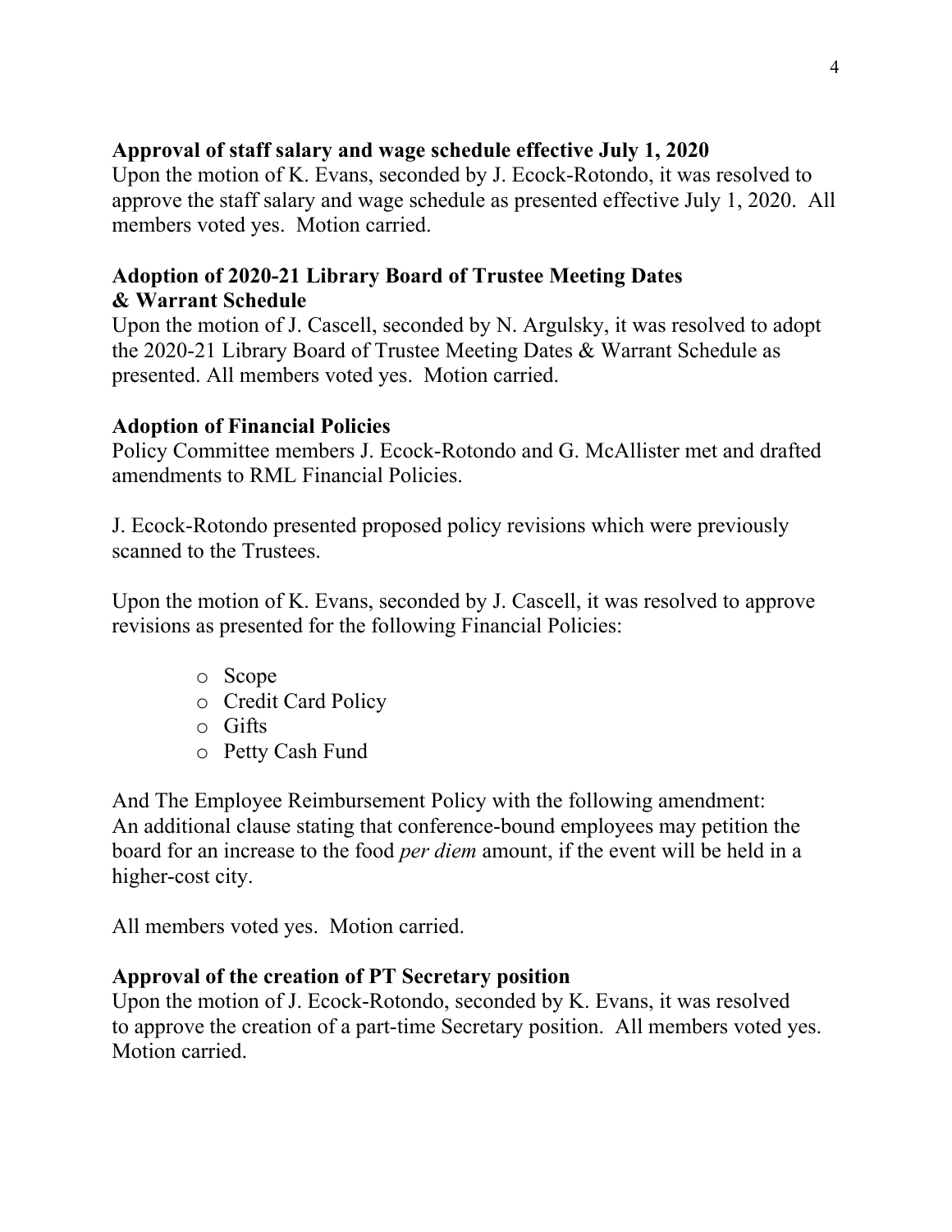**Approval of staff salary and wage schedule effective July 1, 2020**
Upon the motion of K. Evans, seconded by J. Ecock-Rotondo, it was resolved to approve the staff salary and wage schedule as presented effective July 1, 2020. All members voted yes. Motion carried.

**Adoption of 2020-21 Library Board of Trustee Meeting Dates & Warrant Schedule**
Upon the motion of J. Cascell, seconded by N. Argulsky, it was resolved to adopt the 2020-21 Library Board of Trustee Meeting Dates & Warrant Schedule as presented. All members voted yes. Motion carried.

**Adoption of Financial Policies**
Policy Committee members J. Ecock-Rotondo and G. McAllister met and drafted amendments to RML Financial Policies.

J. Ecock-Rotondo presented proposed policy revisions which were previously scanned to the Trustees.

Upon the motion of K. Evans, seconded by J. Cascell, it was resolved to approve revisions as presented for the following Financial Policies:

- Scope
- Credit Card Policy
- Gifts
- Petty Cash Fund

And The Employee Reimbursement Policy with the following amendment:
An additional clause stating that conference-bound employees may petition the board for an increase to the food *per diem* amount, if the event will be held in a higher-cost city.

All members voted yes. Motion carried.

**Approval of the creation of PT Secretary position**
Upon the motion of J. Ecock-Rotondo, seconded by K. Evans, it was resolved to approve the creation of a part-time Secretary position. All members voted yes. Motion carried.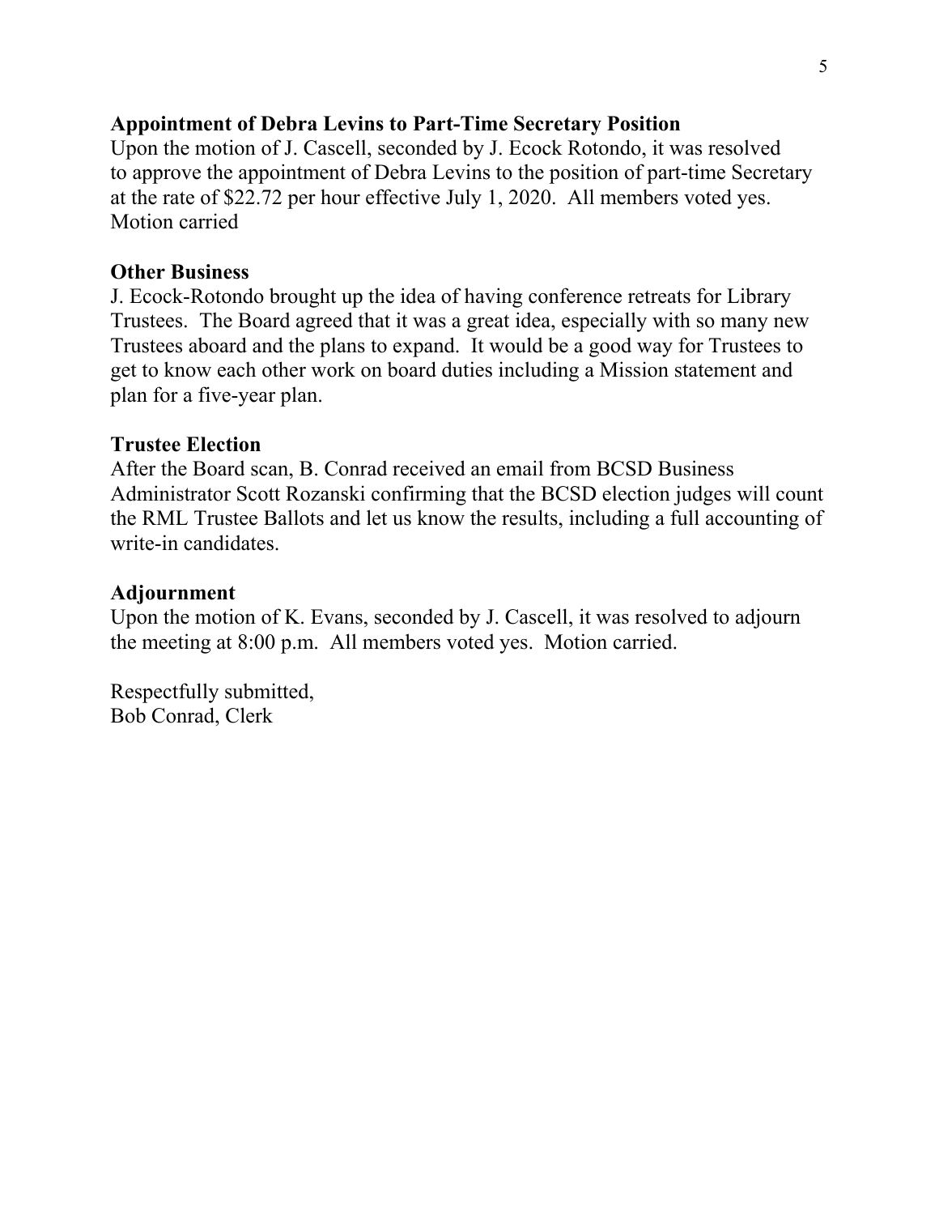**Appointment of Debra Levins to Part-Time Secretary Position**
Upon the motion of J. Cascell, seconded by J. Ecock Rotondo, it was resolved to approve the appointment of Debra Levins to the position of part-time Secretary at the rate of $22.72 per hour effective July 1, 2020. All members voted yes. Motion carried

**Other Business**
J. Ecock-Rotondo brought up the idea of having conference retreats for Library Trustees. The Board agreed that it was a great idea, especially with so many new Trustees aboard and the plans to expand. It would be a good way for Trustees to get to know each other work on board duties including a Mission statement and plan for a five-year plan.

**Trustee Election**
After the Board scan, B. Conrad received an email from BCSD Business Administrator Scott Rozanski confirming that the BCSD election judges will count the RML Trustee Ballots and let us know the results, including a full accounting of write-in candidates.

**Adjournment**
Upon the motion of K. Evans, seconded by J. Cascell, it was resolved to adjourn the meeting at 8:00 p.m. All members voted yes. Motion carried.

Respectfully submitted,
Bob Conrad, Clerk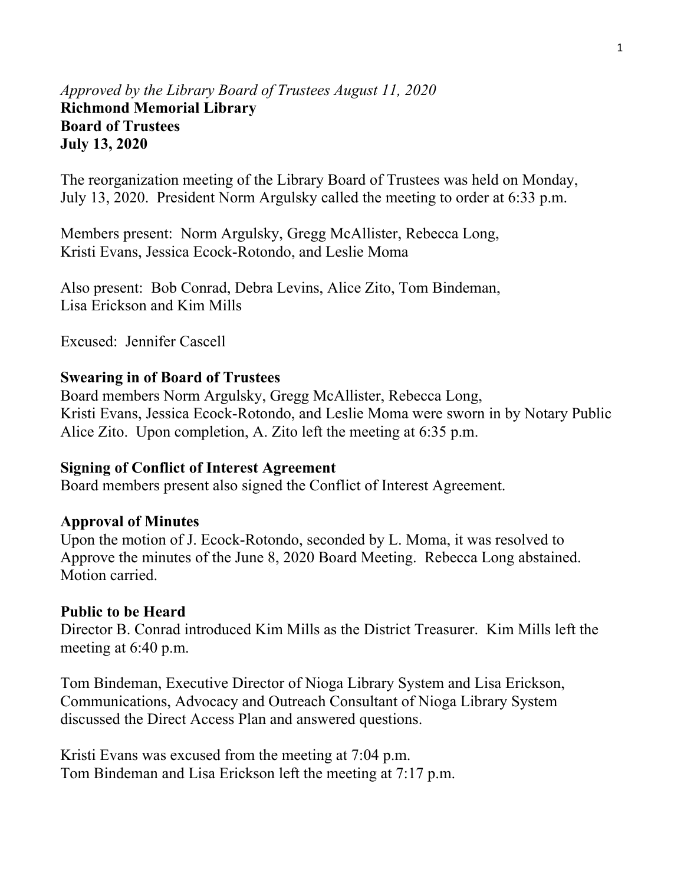*Approved by the Library Board of Trustees August 11, 2020*

**Richmond Memorial Library**
**Board of Trustees**
**July 13, 2020**

The reorganization meeting of the Library Board of Trustees was held on Monday, July 13, 2020. President Norm Argulsky called the meeting to order at 6:33 p.m.

Members present: Norm Argulsky, Gregg McAllister, Rebecca Long, Kristi Evans, Jessica Ecock-Rotondo, and Leslie Moma

Also present: Bob Conrad, Debra Levins, Alice Zito, Tom Bindeman, Lisa Erickson and Kim Mills

Excused: Jennifer Cascell

**Swearing in of Board of Trustees**

Board members Norm Argulsky, Gregg McAllister, Rebecca Long, Kristi Evans, Jessica Ecock-Rotondo, and Leslie Moma were sworn in by Notary Public Alice Zito. Upon completion, A. Zito left the meeting at 6:35 p.m.

**Signing of Conflict of Interest Agreement**

Board members present also signed the Conflict of Interest Agreement.

**Approval of Minutes**

Upon the motion of J. Ecock-Rotondo, seconded by L. Moma, it was resolved to Approve the minutes of the June 8, 2020 Board Meeting. Rebecca Long abstained. Motion carried.

**Public to be Heard**

Director B. Conrad introduced Kim Mills as the District Treasurer. Kim Mills left the meeting at 6:40 p.m.

Tom Bindeman, Executive Director of Nioga Library System and Lisa Erickson, Communications, Advocacy and Outreach Consultant of Nioga Library System discussed the Direct Access Plan and answered questions.

Kristi Evans was excused from the meeting at 7:04 p.m.
Tom Bindeman and Lisa Erickson left the meeting at 7:17 p.m.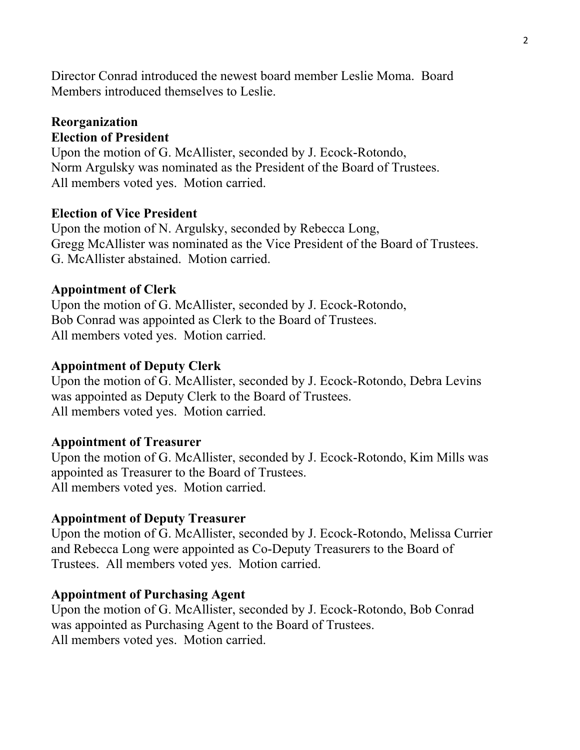Director Conrad introduced the newest board member Leslie Moma. Board Members introduced themselves to Leslie.

**Reorganization**

**Election of President**

Upon the motion of G. McAllister, seconded by J. Ecock-Rotondo,
Norm Argulsky was nominated as the President of the Board of Trustees.
All members voted yes. Motion carried.

**Election of Vice President**

Upon the motion of N. Argulsky, seconded by Rebecca Long,
Gregg McAllister was nominated as the Vice President of the Board of Trustees.
G. McAllister abstained. Motion carried.

**Appointment of Clerk**

Upon the motion of G. McAllister, seconded by J. Ecock-Rotondo,
Bob Conrad was appointed as Clerk to the Board of Trustees.
All members voted yes. Motion carried.

**Appointment of Deputy Clerk**

Upon the motion of G. McAllister, seconded by J. Ecock-Rotondo, Debra Levins was appointed as Deputy Clerk to the Board of Trustees.
All members voted yes. Motion carried.

**Appointment of Treasurer**

Upon the motion of G. McAllister, seconded by J. Ecock-Rotondo, Kim Mills was appointed as Treasurer to the Board of Trustees.
All members voted yes. Motion carried.

**Appointment of Deputy Treasurer**

Upon the motion of G. McAllister, seconded by J. Ecock-Rotondo, Melissa Currier and Rebecca Long were appointed as Co-Deputy Treasurers to the Board of Trustees. All members voted yes. Motion carried.

**Appointment of Purchasing Agent**

Upon the motion of G. McAllister, seconded by J. Ecock-Rotondo, Bob Conrad was appointed as Purchasing Agent to the Board of Trustees.
All members voted yes. Motion carried.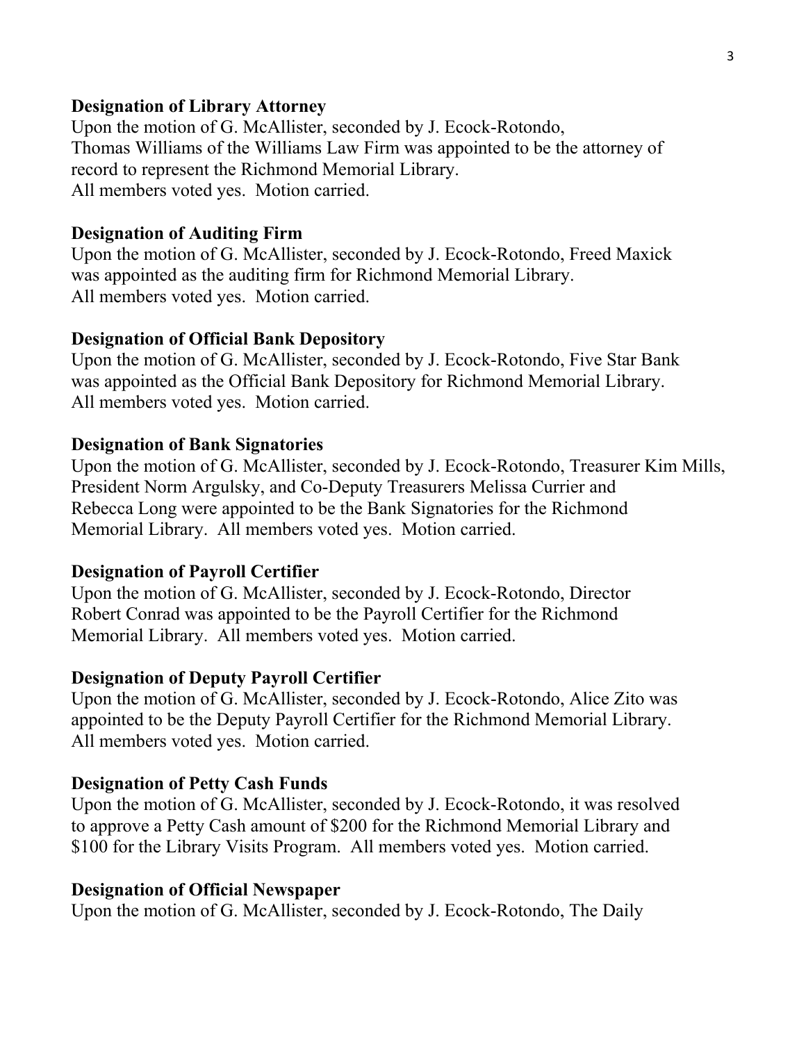**Designation of Library Attorney**

Upon the motion of G. McAllister, seconded by J. Ecock-Rotondo, Thomas Williams of the Williams Law Firm was appointed to be the attorney of record to represent the Richmond Memorial Library. All members voted yes. Motion carried.

**Designation of Auditing Firm**

Upon the motion of G. McAllister, seconded by J. Ecock-Rotondo, Freed Maxick was appointed as the auditing firm for Richmond Memorial Library. All members voted yes. Motion carried.

**Designation of Official Bank Depository**

Upon the motion of G. McAllister, seconded by J. Ecock-Rotondo, Five Star Bank was appointed as the Official Bank Depository for Richmond Memorial Library. All members voted yes. Motion carried.

**Designation of Bank Signatories**

Upon the motion of G. McAllister, seconded by J. Ecock-Rotondo, Treasurer Kim Mills, President Norm Argulsky, and Co-Deputy Treasurers Melissa Currier and Rebecca Long were appointed to be the Bank Signatories for the Richmond Memorial Library. All members voted yes. Motion carried.

**Designation of Payroll Certifier**

Upon the motion of G. McAllister, seconded by J. Ecock-Rotondo, Director Robert Conrad was appointed to be the Payroll Certifier for the Richmond Memorial Library. All members voted yes. Motion carried.

**Designation of Deputy Payroll Certifier**

Upon the motion of G. McAllister, seconded by J. Ecock-Rotondo, Alice Zito was appointed to be the Deputy Payroll Certifier for the Richmond Memorial Library. All members voted yes. Motion carried.

**Designation of Petty Cash Funds**

Upon the motion of G. McAllister, seconded by J. Ecock-Rotondo, it was resolved to approve a Petty Cash amount of $200 for the Richmond Memorial Library and $100 for the Library Visits Program. All members voted yes. Motion carried.

**Designation of Official Newspaper**

Upon the motion of G. McAllister, seconded by J. Ecock-Rotondo, The Daily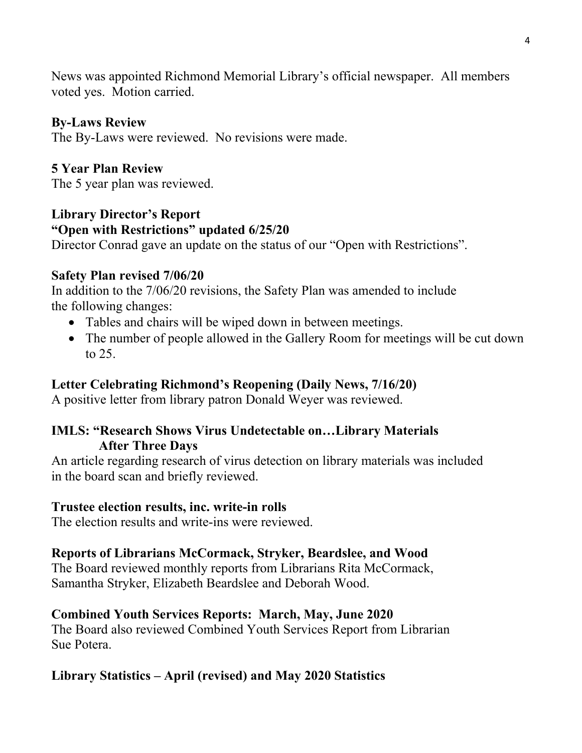News was appointed Richmond Memorial Library's official newspaper. All members voted yes. Motion carried.

**By-Laws Review**

The By-Laws were reviewed. No revisions were made.

**5 Year Plan Review**

The 5 year plan was reviewed.

**Library Director's Report**

**"Open with Restrictions" updated 6/25/20**

Director Conrad gave an update on the status of our "Open with Restrictions".

**Safety Plan revised 7/06/20**

In addition to the 7/06/20 revisions, the Safety Plan was amended to include the following changes:

- Tables and chairs will be wiped down in between meetings.
- The number of people allowed in the Gallery Room for meetings will be cut down to 25.

**Letter Celebrating Richmond's Reopening (Daily News, 7/16/20)**

A positive letter from library patron Donald Weyer was reviewed.

**IMLS: "Research Shows Virus Undetectable on…Library Materials After Three Days**

An article regarding research of virus detection on library materials was included in the board scan and briefly reviewed.

**Trustee election results, inc. write-in rolls**

The election results and write-ins were reviewed.

**Reports of Librarians McCormack, Stryker, Beardslee, and Wood**

The Board reviewed monthly reports from Librarians Rita McCormack, Samantha Stryker, Elizabeth Beardslee and Deborah Wood.

**Combined Youth Services Reports: March, May, June 2020**

The Board also reviewed Combined Youth Services Report from Librarian Sue Potera.

**Library Statistics – April (revised) and May 2020 Statistics**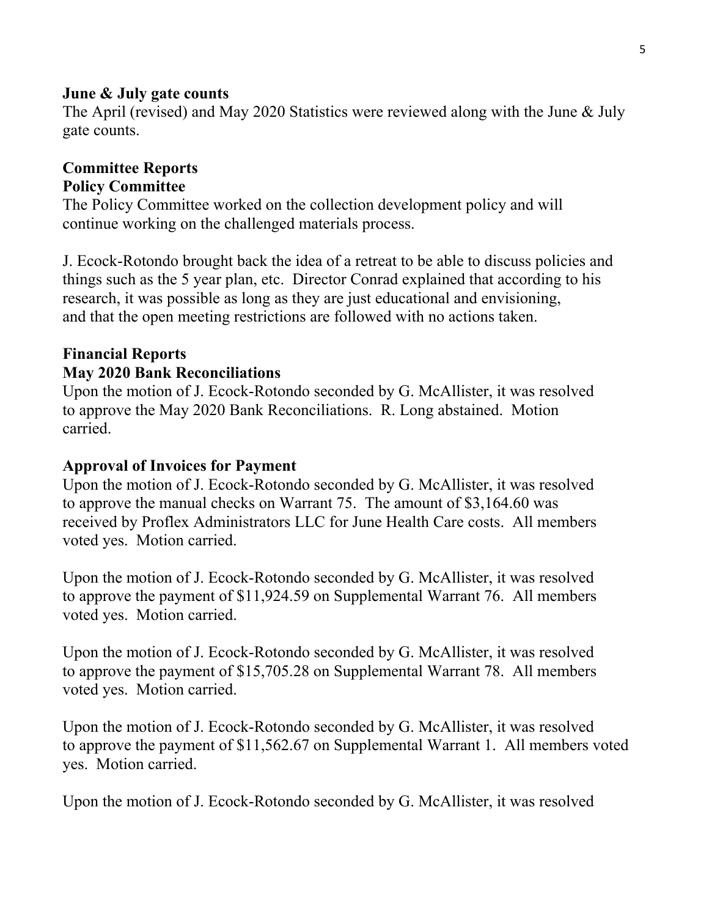**June & July gate counts**

The April (revised) and May 2020 Statistics were reviewed along with the June & July gate counts.

**Committee Reports**

**Policy Committee**

The Policy Committee worked on the collection development policy and will continue working on the challenged materials process.

J. Ecock-Rotondo brought back the idea of a retreat to be able to discuss policies and things such as the 5 year plan, etc. Director Conrad explained that according to his research, it was possible as long as they are just educational and envisioning, and that the open meeting restrictions are followed with no actions taken.

**Financial Reports**

**May 2020 Bank Reconciliations**

Upon the motion of J. Ecock-Rotondo seconded by G. McAllister, it was resolved to approve the May 2020 Bank Reconciliations. R. Long abstained. Motion carried.

**Approval of Invoices for Payment**

Upon the motion of J. Ecock-Rotondo seconded by G. McAllister, it was resolved to approve the manual checks on Warrant 75. The amount of $3,164.60 was received by Proflex Administrators LLC for June Health Care costs. All members voted yes. Motion carried.

Upon the motion of J. Ecock-Rotondo seconded by G. McAllister, it was resolved to approve the payment of $11,924.59 on Supplemental Warrant 76. All members voted yes. Motion carried.

Upon the motion of J. Ecock-Rotondo seconded by G. McAllister, it was resolved to approve the payment of $15,705.28 on Supplemental Warrant 78. All members voted yes. Motion carried.

Upon the motion of J. Ecock-Rotondo seconded by G. McAllister, it was resolved to approve the payment of $11,562.67 on Supplemental Warrant 1. All members voted yes. Motion carried.

Upon the motion of J. Ecock-Rotondo seconded by G. McAllister, it was resolved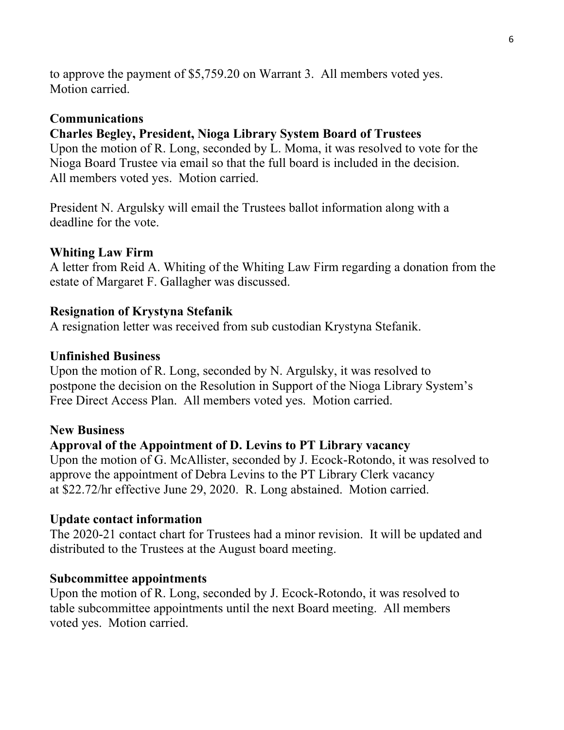to approve the payment of $5,759.20 on Warrant 3. All members voted yes. Motion carried.

**Communications**

**Charles Begley, President, Nioga Library System Board of Trustees**

Upon the motion of R. Long, seconded by L. Moma, it was resolved to vote for the Nioga Board Trustee via email so that the full board is included in the decision. All members voted yes. Motion carried.

President N. Argulsky will email the Trustees ballot information along with a deadline for the vote.

**Whiting Law Firm**

A letter from Reid A. Whiting of the Whiting Law Firm regarding a donation from the estate of Margaret F. Gallagher was discussed.

**Resignation of Krystyna Stefanik**

A resignation letter was received from sub custodian Krystyna Stefanik.

**Unfinished Business**

Upon the motion of R. Long, seconded by N. Argulsky, it was resolved to postpone the decision on the Resolution in Support of the Nioga Library System's Free Direct Access Plan. All members voted yes. Motion carried.

**New Business**

**Approval of the Appointment of D. Levins to PT Library vacancy**

Upon the motion of G. McAllister, seconded by J. Ecock-Rotondo, it was resolved to approve the appointment of Debra Levins to the PT Library Clerk vacancy at $22.72/hr effective June 29, 2020. R. Long abstained. Motion carried.

**Update contact information**

The 2020-21 contact chart for Trustees had a minor revision. It will be updated and distributed to the Trustees at the August board meeting.

**Subcommittee appointments**

Upon the motion of R. Long, seconded by J. Ecock-Rotondo, it was resolved to table subcommittee appointments until the next Board meeting. All members voted yes. Motion carried.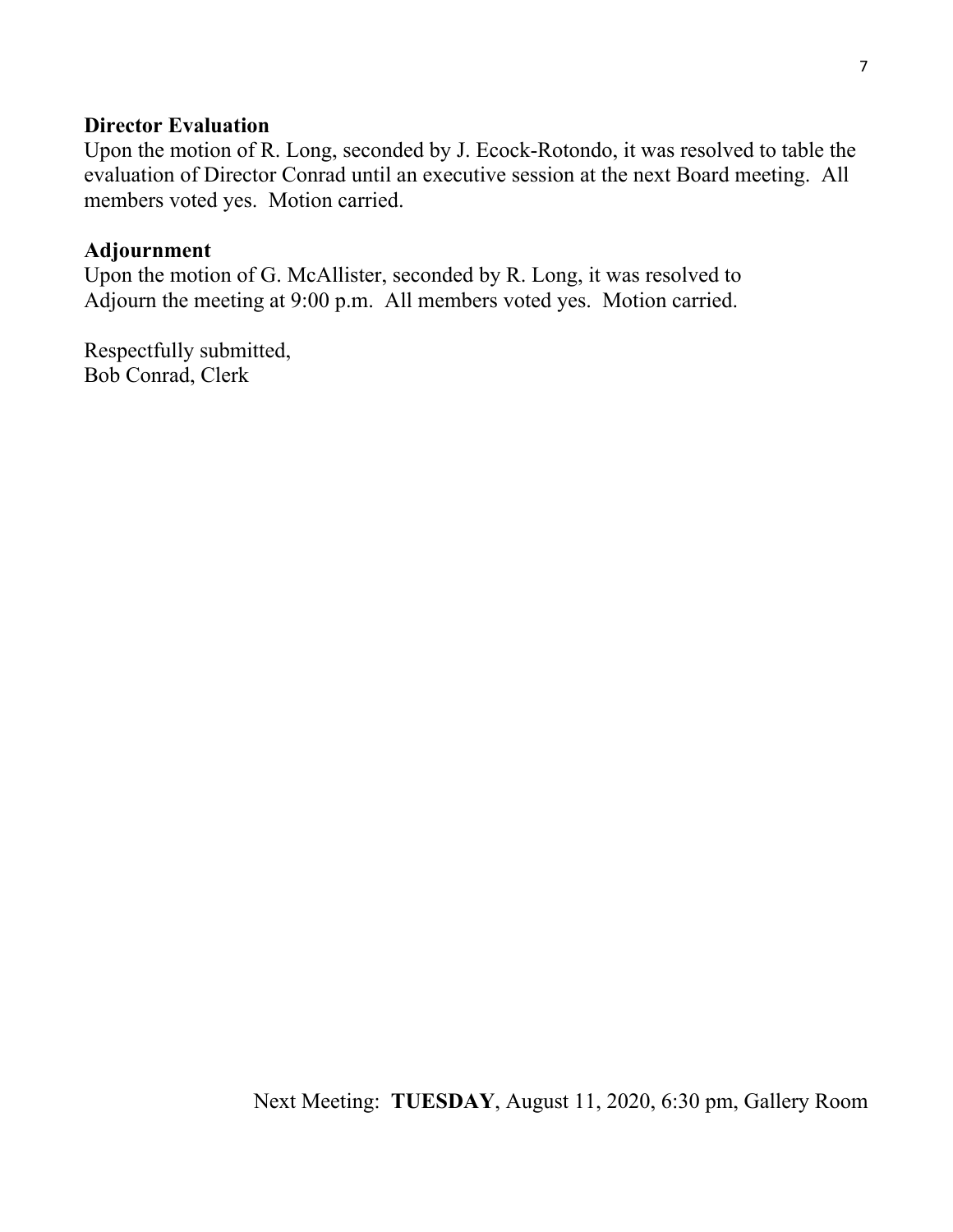**Director Evaluation**
Upon the motion of R. Long, seconded by J. Ecock-Rotondo, it was resolved to table the evaluation of Director Conrad until an executive session at the next Board meeting. All members voted yes. Motion carried.

**Adjournment**
Upon the motion of G. McAllister, seconded by R. Long, it was resolved to Adjourn the meeting at 9:00 p.m. All members voted yes. Motion carried.

Respectfully submitted,
Bob Conrad, Clerk

Next Meeting: **TUESDAY**, August 11, 2020, 6:30 pm, Gallery Room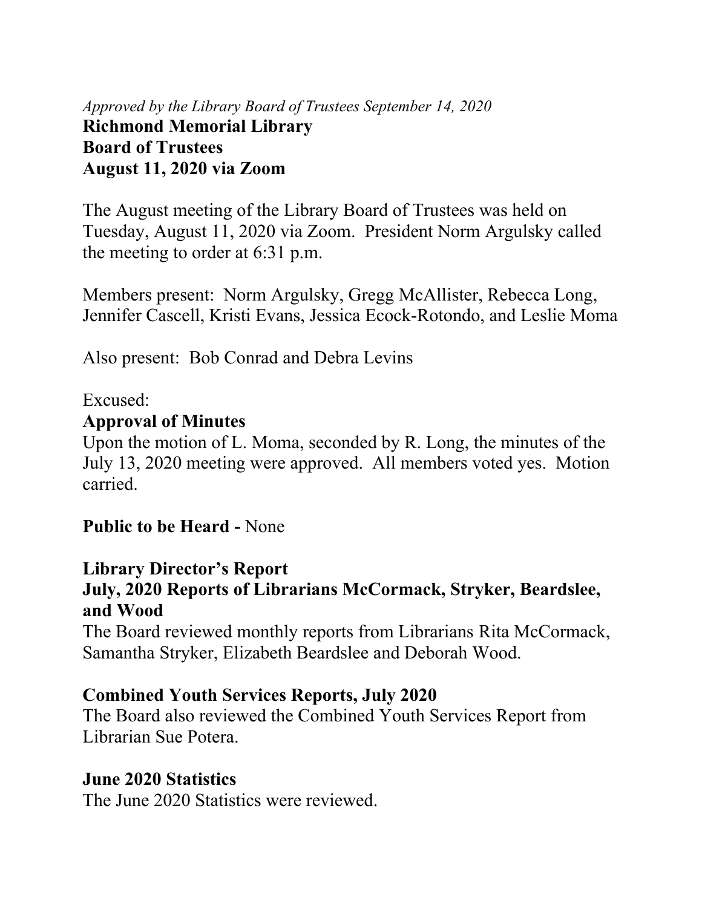*Approved by the Library Board of Trustees September 14, 2020*

**Richmond Memorial Library**
**Board of Trustees**
**August 11, 2020 via Zoom**

The August meeting of the Library Board of Trustees was held on Tuesday, August 11, 2020 via Zoom. President Norm Argulsky called the meeting to order at 6:31 p.m.

Members present: Norm Argulsky, Gregg McAllister, Rebecca Long, Jennifer Cascell, Kristi Evans, Jessica Ecock-Rotondo, and Leslie Moma

Also present: Bob Conrad and Debra Levins

Excused:

**Approval of Minutes**

Upon the motion of L. Moma, seconded by R. Long, the minutes of the July 13, 2020 meeting were approved. All members voted yes. Motion carried.

**Public to be Heard -** None

**Library Director's Report**

**July, 2020 Reports of Librarians McCormack, Stryker, Beardslee, and Wood**

The Board reviewed monthly reports from Librarians Rita McCormack, Samantha Stryker, Elizabeth Beardslee and Deborah Wood.

**Combined Youth Services Reports, July 2020**

The Board also reviewed the Combined Youth Services Report from Librarian Sue Potera.

**June 2020 Statistics**

The June 2020 Statistics were reviewed.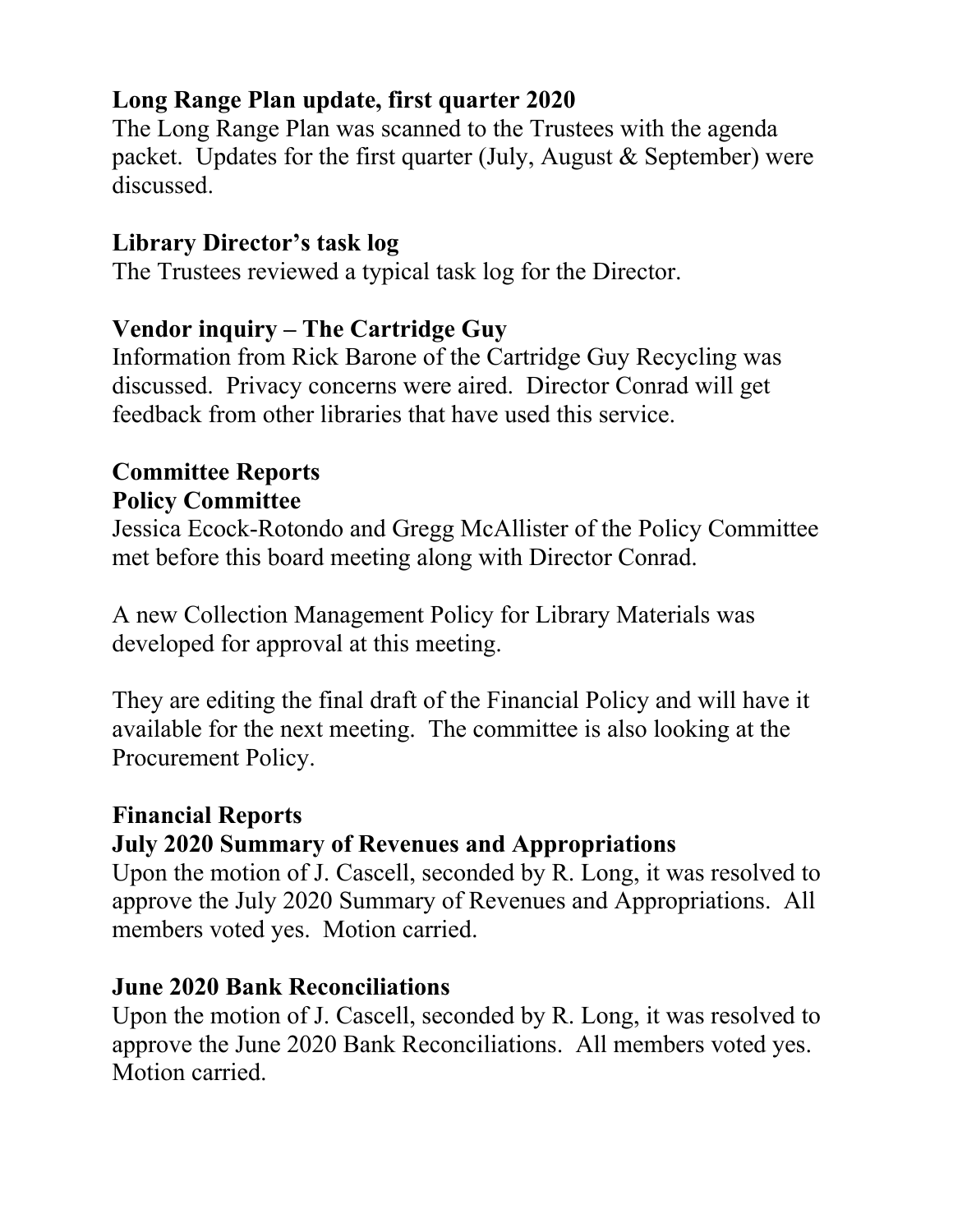**Long Range Plan update, first quarter 2020**

The Long Range Plan was scanned to the Trustees with the agenda packet. Updates for the first quarter (July, August & September) were discussed.

**Library Director's task log**

The Trustees reviewed a typical task log for the Director.

**Vendor inquiry – The Cartridge Guy**

Information from Rick Barone of the Cartridge Guy Recycling was discussed. Privacy concerns were aired. Director Conrad will get feedback from other libraries that have used this service.

**Committee Reports**

**Policy Committee**

Jessica Ecock-Rotondo and Gregg McAllister of the Policy Committee met before this board meeting along with Director Conrad.

A new Collection Management Policy for Library Materials was developed for approval at this meeting.

They are editing the final draft of the Financial Policy and will have it available for the next meeting. The committee is also looking at the Procurement Policy.

**Financial Reports**

**July 2020 Summary of Revenues and Appropriations**

Upon the motion of J. Cascell, seconded by R. Long, it was resolved to approve the July 2020 Summary of Revenues and Appropriations. All members voted yes. Motion carried.

**June 2020 Bank Reconciliations**

Upon the motion of J. Cascell, seconded by R. Long, it was resolved to approve the June 2020 Bank Reconciliations. All members voted yes. Motion carried.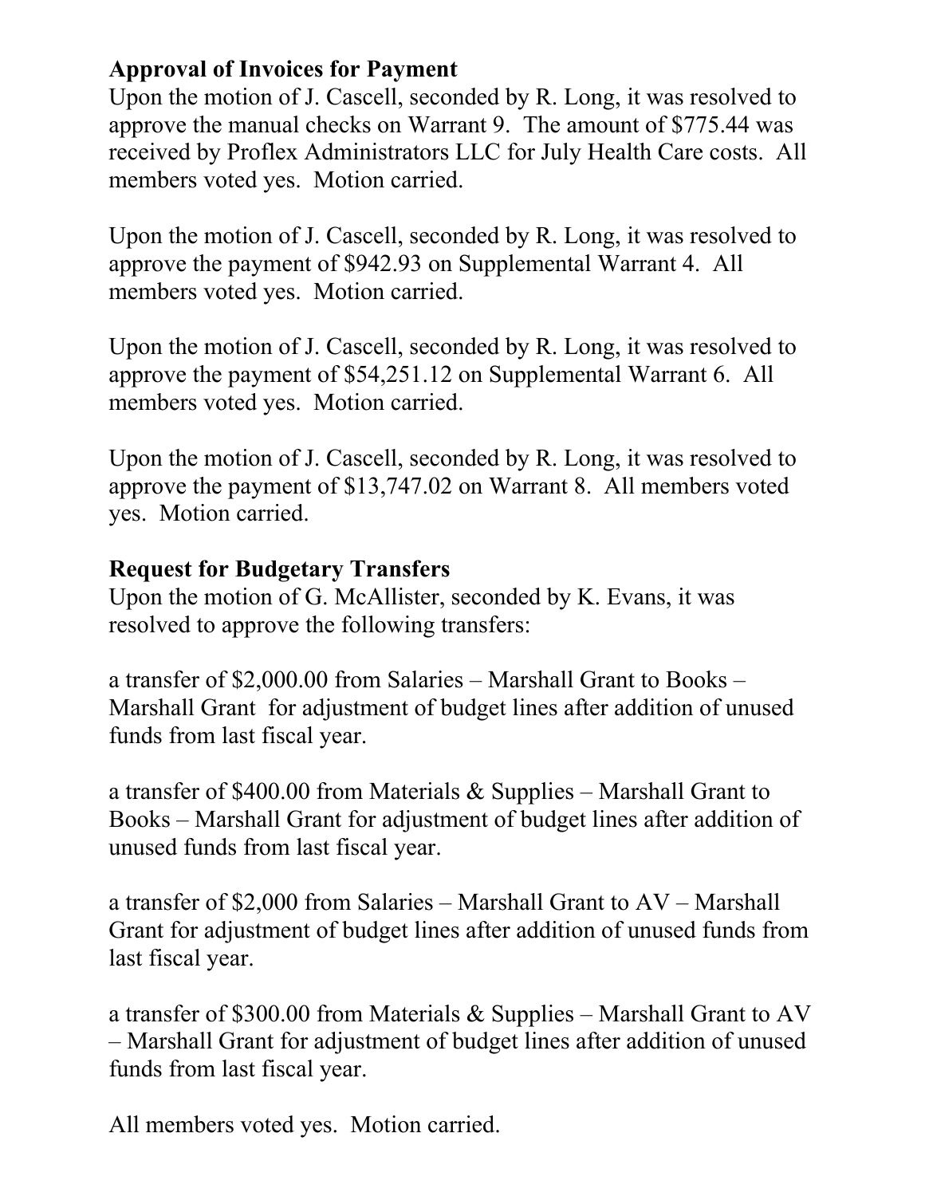**Approval of Invoices for Payment**

Upon the motion of J. Cascell, seconded by R. Long, it was resolved to approve the manual checks on Warrant 9. The amount of $775.44 was received by Proflex Administrators LLC for July Health Care costs. All members voted yes. Motion carried.

Upon the motion of J. Cascell, seconded by R. Long, it was resolved to approve the payment of $942.93 on Supplemental Warrant 4. All members voted yes. Motion carried.

Upon the motion of J. Cascell, seconded by R. Long, it was resolved to approve the payment of $54,251.12 on Supplemental Warrant 6. All members voted yes. Motion carried.

Upon the motion of J. Cascell, seconded by R. Long, it was resolved to approve the payment of $13,747.02 on Warrant 8. All members voted yes. Motion carried.

**Request for Budgetary Transfers**

Upon the motion of G. McAllister, seconded by K. Evans, it was resolved to approve the following transfers:

a transfer of $2,000.00 from Salaries – Marshall Grant to Books – Marshall Grant for adjustment of budget lines after addition of unused funds from last fiscal year.

a transfer of $400.00 from Materials & Supplies – Marshall Grant to Books – Marshall Grant for adjustment of budget lines after addition of unused funds from last fiscal year.

a transfer of $2,000 from Salaries – Marshall Grant to AV – Marshall Grant for adjustment of budget lines after addition of unused funds from last fiscal year.

a transfer of $300.00 from Materials & Supplies – Marshall Grant to AV – Marshall Grant for adjustment of budget lines after addition of unused funds from last fiscal year.

All members voted yes. Motion carried.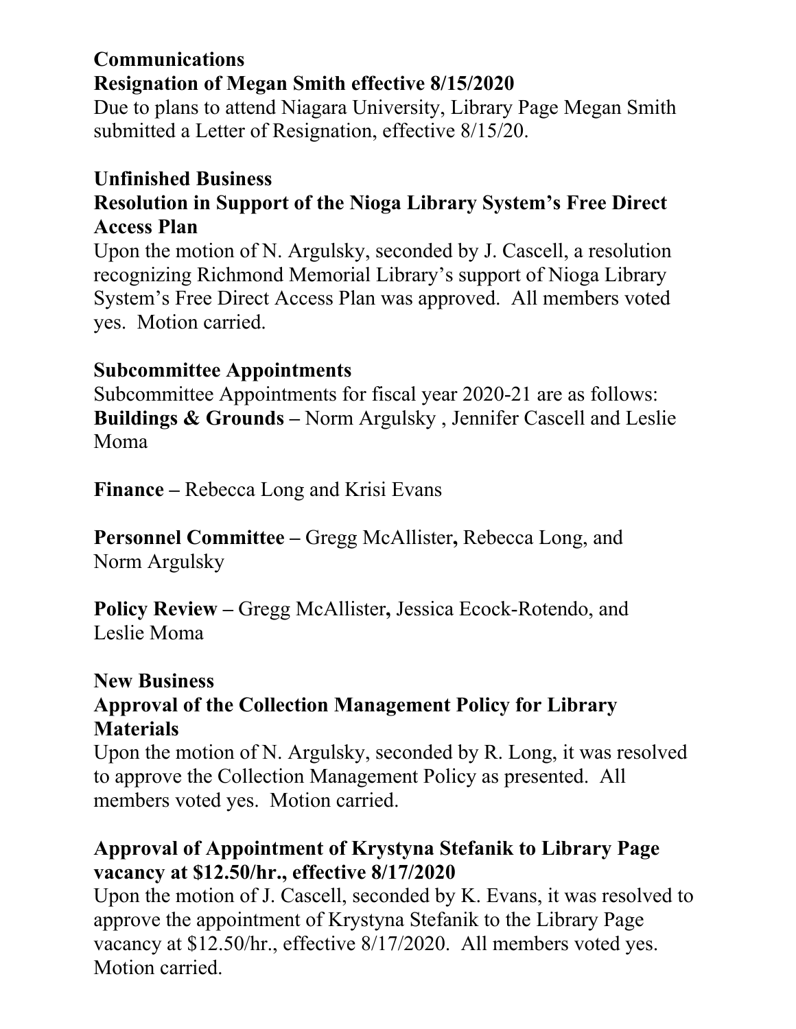**Communications**
**Resignation of Megan Smith effective 8/15/2020**
Due to plans to attend Niagara University, Library Page Megan Smith submitted a Letter of Resignation, effective 8/15/20.

**Unfinished Business**
**Resolution in Support of the Nioga Library System's Free Direct Access Plan**
Upon the motion of N. Argulsky, seconded by J. Cascell, a resolution recognizing Richmond Memorial Library's support of Nioga Library System's Free Direct Access Plan was approved. All members voted yes. Motion carried.

**Subcommittee Appointments**
Subcommittee Appointments for fiscal year 2020-21 are as follows:
**Buildings & Grounds –** Norm Argulsky , Jennifer Cascell and Leslie Moma

**Finance –** Rebecca Long and Krisi Evans

**Personnel Committee –** Gregg McAllister**,** Rebecca Long, and Norm Argulsky

**Policy Review –** Gregg McAllister**,** Jessica Ecock-Rotendo, and Leslie Moma

**New Business**
**Approval of the Collection Management Policy for Library Materials**
Upon the motion of N. Argulsky, seconded by R. Long, it was resolved to approve the Collection Management Policy as presented. All members voted yes. Motion carried.

**Approval of Appointment of Krystyna Stefanik to Library Page vacancy at $12.50/hr., effective 8/17/2020**
Upon the motion of J. Cascell, seconded by K. Evans, it was resolved to approve the appointment of Krystyna Stefanik to the Library Page vacancy at $12.50/hr., effective 8/17/2020. All members voted yes. Motion carried.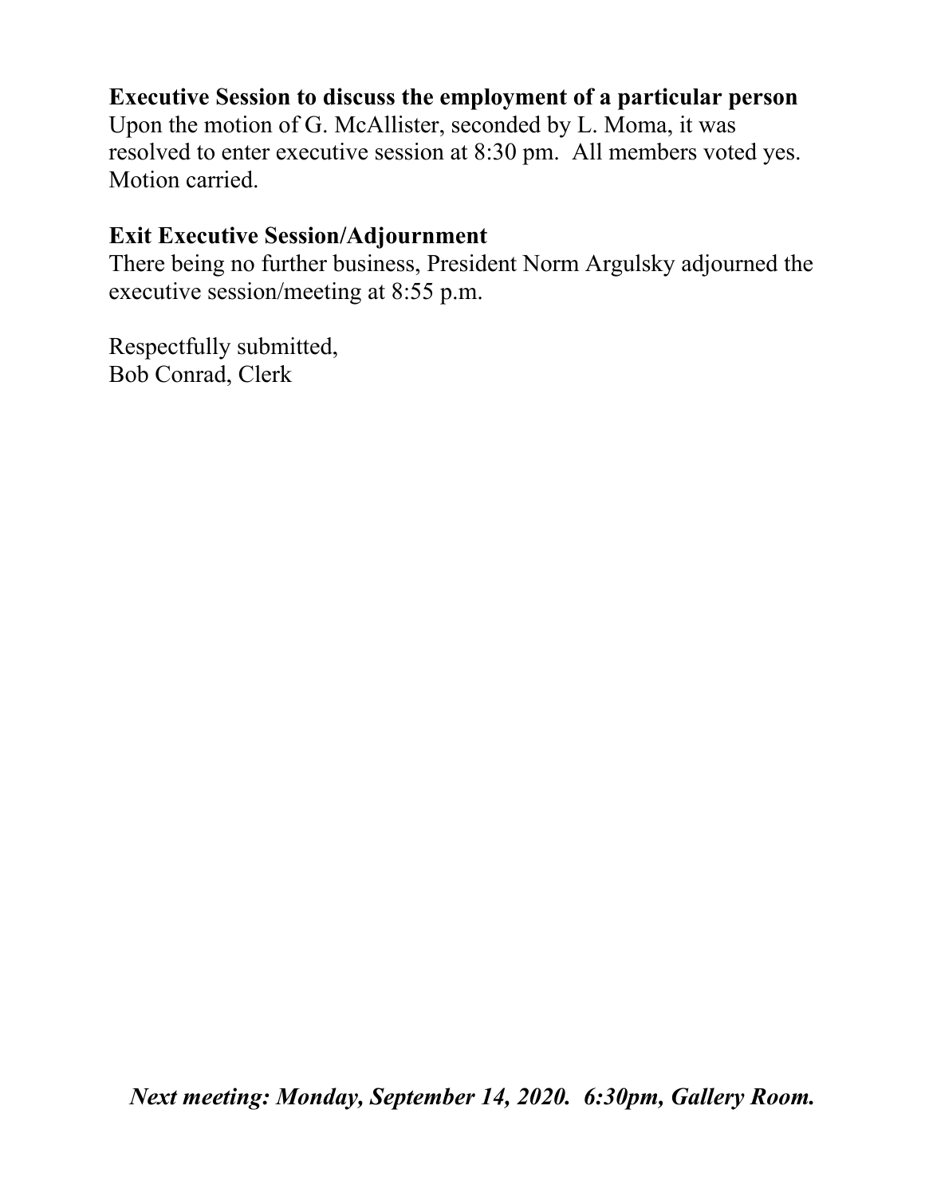**Executive Session to discuss the employment of a particular person**
Upon the motion of G. McAllister, seconded by L. Moma, it was resolved to enter executive session at 8:30 pm. All members voted yes. Motion carried.

**Exit Executive Session/Adjournment**
There being no further business, President Norm Argulsky adjourned the executive session/meeting at 8:55 p.m.

Respectfully submitted,
Bob Conrad, Clerk

***Next meeting: Monday, September 14, 2020. 6:30pm, Gallery Room.***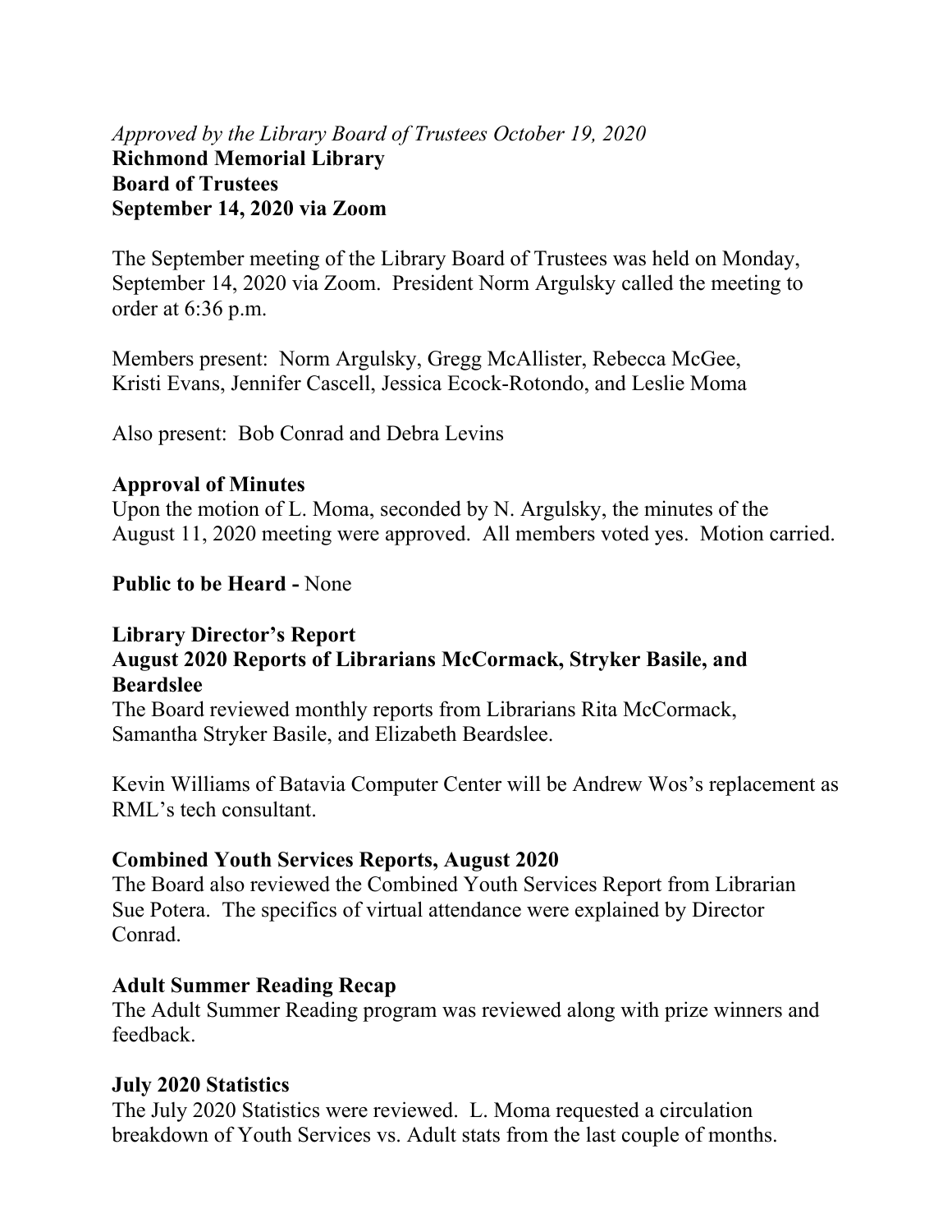*Approved by the Library Board of Trustees October 19, 2020*

**Richmond Memorial Library**
**Board of Trustees**
**September 14, 2020 via Zoom**

The September meeting of the Library Board of Trustees was held on Monday, September 14, 2020 via Zoom. President Norm Argulsky called the meeting to order at 6:36 p.m.

Members present: Norm Argulsky, Gregg McAllister, Rebecca McGee, Kristi Evans, Jennifer Cascell, Jessica Ecock-Rotondo, and Leslie Moma

Also present: Bob Conrad and Debra Levins

**Approval of Minutes**

Upon the motion of L. Moma, seconded by N. Argulsky, the minutes of the August 11, 2020 meeting were approved. All members voted yes. Motion carried.

**Public to be Heard -** None

**Library Director's Report**

**August 2020 Reports of Librarians McCormack, Stryker Basile, and Beardslee**

The Board reviewed monthly reports from Librarians Rita McCormack, Samantha Stryker Basile, and Elizabeth Beardslee.

Kevin Williams of Batavia Computer Center will be Andrew Wos's replacement as RML's tech consultant.

**Combined Youth Services Reports, August 2020**

The Board also reviewed the Combined Youth Services Report from Librarian Sue Potera. The specifics of virtual attendance were explained by Director Conrad.

**Adult Summer Reading Recap**

The Adult Summer Reading program was reviewed along with prize winners and feedback.

**July 2020 Statistics**

The July 2020 Statistics were reviewed. L. Moma requested a circulation breakdown of Youth Services vs. Adult stats from the last couple of months.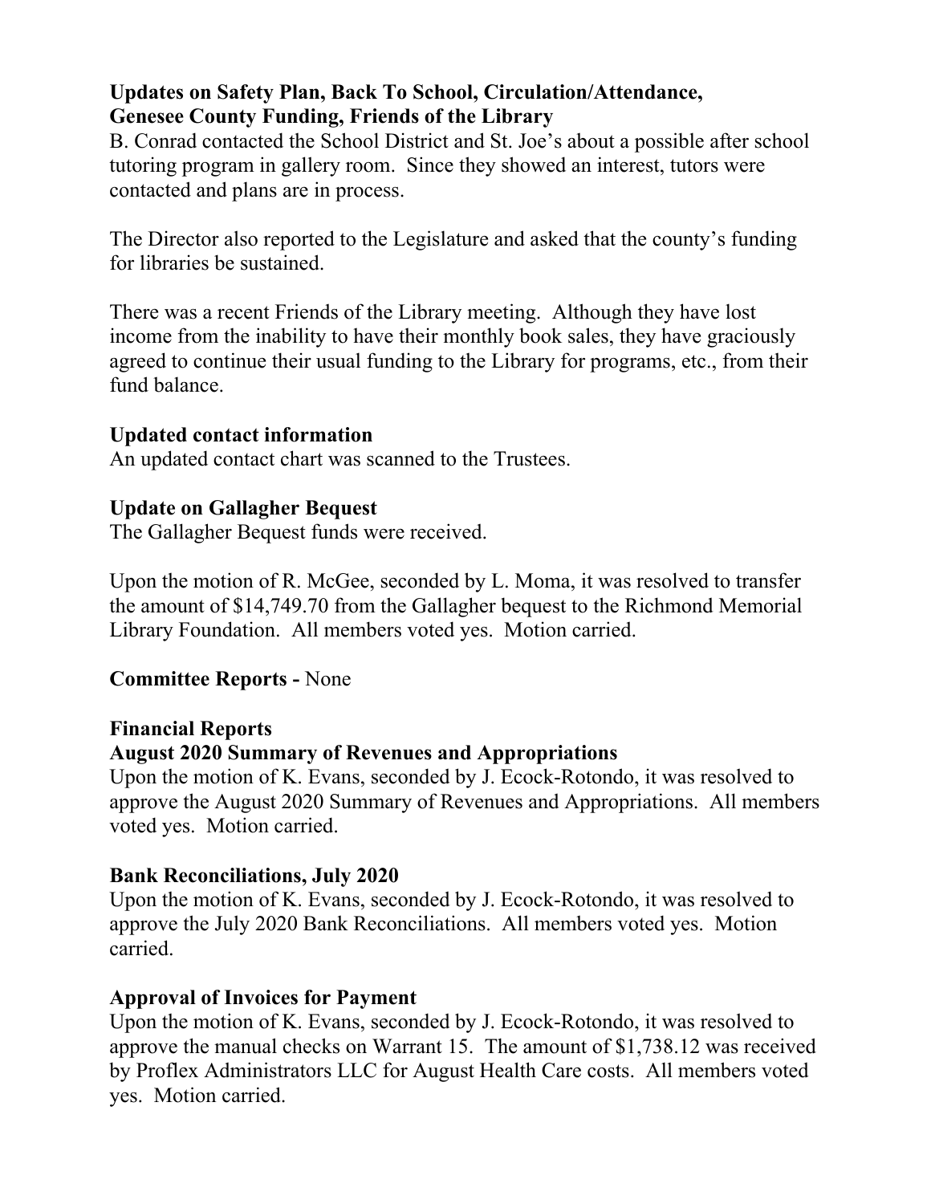**Updates on Safety Plan, Back To School, Circulation/Attendance, Genesee County Funding, Friends of the Library**

B. Conrad contacted the School District and St. Joe's about a possible after school tutoring program in gallery room. Since they showed an interest, tutors were contacted and plans are in process.

The Director also reported to the Legislature and asked that the county's funding for libraries be sustained.

There was a recent Friends of the Library meeting. Although they have lost income from the inability to have their monthly book sales, they have graciously agreed to continue their usual funding to the Library for programs, etc., from their fund balance.

**Updated contact information**

An updated contact chart was scanned to the Trustees.

**Update on Gallagher Bequest**

The Gallagher Bequest funds were received.

Upon the motion of R. McGee, seconded by L. Moma, it was resolved to transfer the amount of $14,749.70 from the Gallagher bequest to the Richmond Memorial Library Foundation. All members voted yes. Motion carried.

**Committee Reports -** None

**Financial Reports**

**August 2020 Summary of Revenues and Appropriations**

Upon the motion of K. Evans, seconded by J. Ecock-Rotondo, it was resolved to approve the August 2020 Summary of Revenues and Appropriations. All members voted yes. Motion carried.

**Bank Reconciliations, July 2020**

Upon the motion of K. Evans, seconded by J. Ecock-Rotondo, it was resolved to approve the July 2020 Bank Reconciliations. All members voted yes. Motion carried.

**Approval of Invoices for Payment**

Upon the motion of K. Evans, seconded by J. Ecock-Rotondo, it was resolved to approve the manual checks on Warrant 15. The amount of $1,738.12 was received by Proflex Administrators LLC for August Health Care costs. All members voted yes. Motion carried.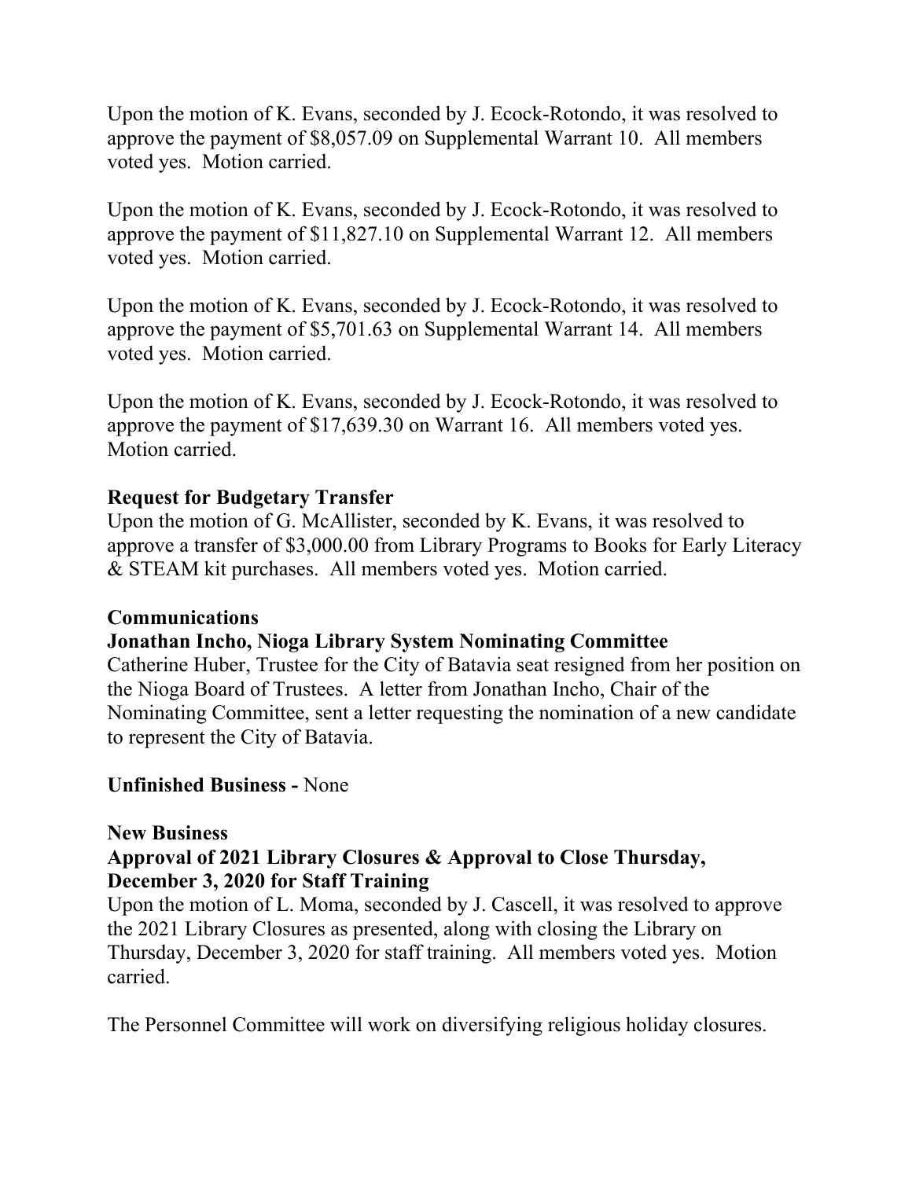Upon the motion of K. Evans, seconded by J. Ecock-Rotondo, it was resolved to approve the payment of $8,057.09 on Supplemental Warrant 10. All members voted yes. Motion carried.

Upon the motion of K. Evans, seconded by J. Ecock-Rotondo, it was resolved to approve the payment of $11,827.10 on Supplemental Warrant 12. All members voted yes. Motion carried.

Upon the motion of K. Evans, seconded by J. Ecock-Rotondo, it was resolved to approve the payment of $5,701.63 on Supplemental Warrant 14. All members voted yes. Motion carried.

Upon the motion of K. Evans, seconded by J. Ecock-Rotondo, it was resolved to approve the payment of $17,639.30 on Warrant 16. All members voted yes. Motion carried.

**Request for Budgetary Transfer**

Upon the motion of G. McAllister, seconded by K. Evans, it was resolved to approve a transfer of $3,000.00 from Library Programs to Books for Early Literacy & STEAM kit purchases. All members voted yes. Motion carried.

**Communications**

**Jonathan Incho, Nioga Library System Nominating Committee**

Catherine Huber, Trustee for the City of Batavia seat resigned from her position on the Nioga Board of Trustees. A letter from Jonathan Incho, Chair of the Nominating Committee, sent a letter requesting the nomination of a new candidate to represent the City of Batavia.

**Unfinished Business -** None

**New Business**

**Approval of 2021 Library Closures & Approval to Close Thursday, December 3, 2020 for Staff Training**

Upon the motion of L. Moma, seconded by J. Cascell, it was resolved to approve the 2021 Library Closures as presented, along with closing the Library on Thursday, December 3, 2020 for staff training. All members voted yes. Motion carried.

The Personnel Committee will work on diversifying religious holiday closures.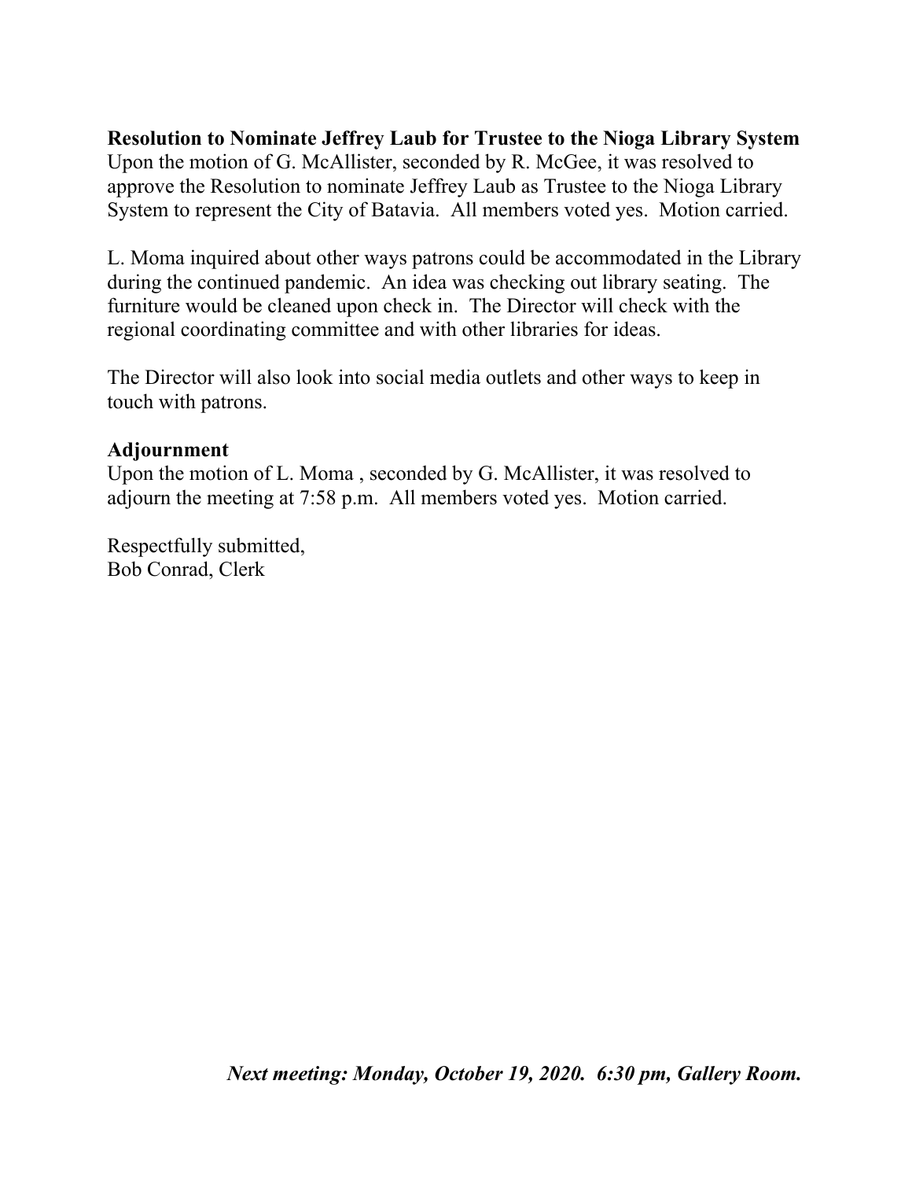**Resolution to Nominate Jeffrey Laub for Trustee to the Nioga Library System**
Upon the motion of G. McAllister, seconded by R. McGee, it was resolved to approve the Resolution to nominate Jeffrey Laub as Trustee to the Nioga Library System to represent the City of Batavia. All members voted yes. Motion carried.

L. Moma inquired about other ways patrons could be accommodated in the Library during the continued pandemic. An idea was checking out library seating. The furniture would be cleaned upon check in. The Director will check with the regional coordinating committee and with other libraries for ideas.

The Director will also look into social media outlets and other ways to keep in touch with patrons.

**Adjournment**
Upon the motion of L. Moma , seconded by G. McAllister, it was resolved to adjourn the meeting at 7:58 p.m. All members voted yes. Motion carried.

Respectfully submitted,
Bob Conrad, Clerk

***Next meeting: Monday, October 19, 2020. 6:30 pm, Gallery Room.***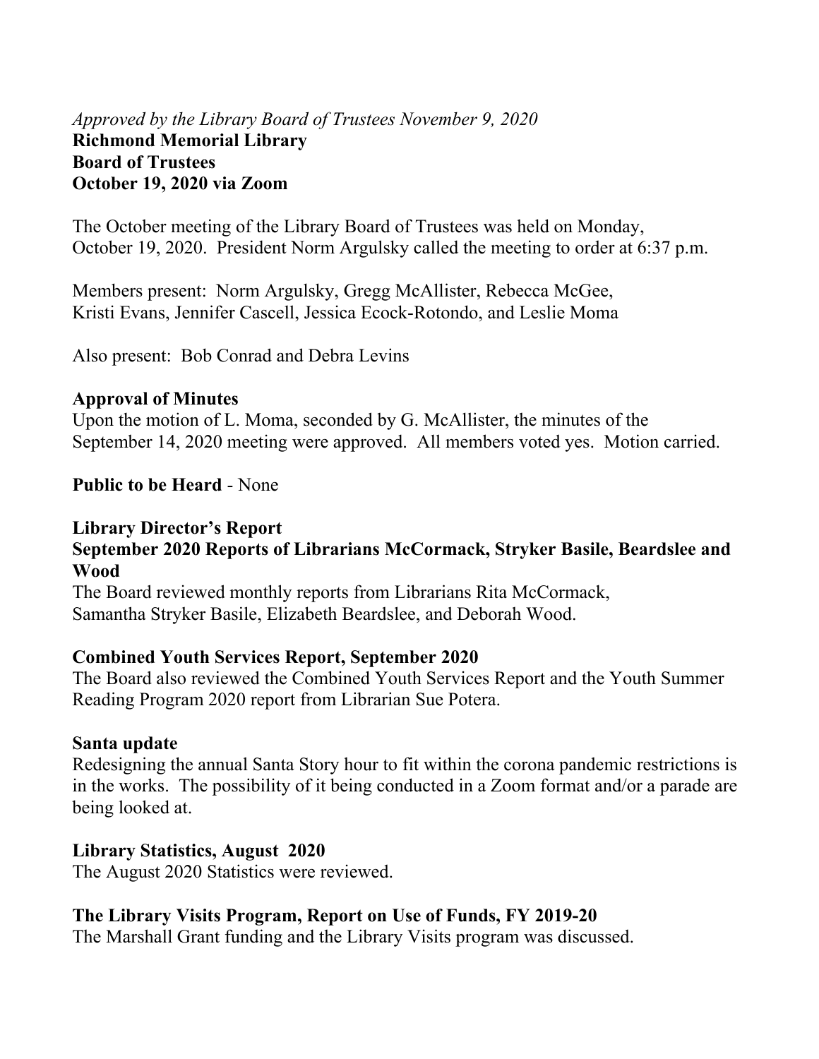*Approved by the Library Board of Trustees November 9, 2020*

**Richmond Memorial Library**
**Board of Trustees**
**October 19, 2020 via Zoom**

The October meeting of the Library Board of Trustees was held on Monday, October 19, 2020. President Norm Argulsky called the meeting to order at 6:37 p.m.

Members present: Norm Argulsky, Gregg McAllister, Rebecca McGee, Kristi Evans, Jennifer Cascell, Jessica Ecock-Rotondo, and Leslie Moma

Also present: Bob Conrad and Debra Levins

**Approval of Minutes**

Upon the motion of L. Moma, seconded by G. McAllister, the minutes of the September 14, 2020 meeting were approved. All members voted yes. Motion carried.

**Public to be Heard** - None

**Library Director's Report**

**September 2020 Reports of Librarians McCormack, Stryker Basile, Beardslee and Wood**

The Board reviewed monthly reports from Librarians Rita McCormack, Samantha Stryker Basile, Elizabeth Beardslee, and Deborah Wood.

**Combined Youth Services Report, September 2020**

The Board also reviewed the Combined Youth Services Report and the Youth Summer Reading Program 2020 report from Librarian Sue Potera.

**Santa update**

Redesigning the annual Santa Story hour to fit within the corona pandemic restrictions is in the works. The possibility of it being conducted in a Zoom format and/or a parade are being looked at.

**Library Statistics, August 2020**

The August 2020 Statistics were reviewed.

**The Library Visits Program, Report on Use of Funds, FY 2019-20**

The Marshall Grant funding and the Library Visits program was discussed.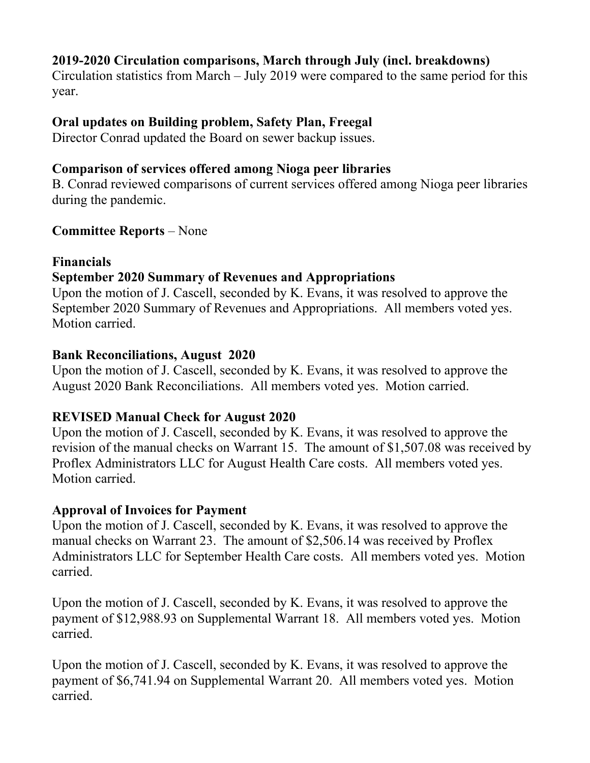**2019-2020 Circulation comparisons, March through July (incl. breakdowns)**
Circulation statistics from March – July 2019 were compared to the same period for this year.

**Oral updates on Building problem, Safety Plan, Freegal**
Director Conrad updated the Board on sewer backup issues.

**Comparison of services offered among Nioga peer libraries**
B. Conrad reviewed comparisons of current services offered among Nioga peer libraries during the pandemic.

**Committee Reports** – None

**Financials**

**September 2020 Summary of Revenues and Appropriations**
Upon the motion of J. Cascell, seconded by K. Evans, it was resolved to approve the September 2020 Summary of Revenues and Appropriations. All members voted yes. Motion carried.

**Bank Reconciliations, August 2020**
Upon the motion of J. Cascell, seconded by K. Evans, it was resolved to approve the August 2020 Bank Reconciliations. All members voted yes. Motion carried.

**REVISED Manual Check for August 2020**
Upon the motion of J. Cascell, seconded by K. Evans, it was resolved to approve the revision of the manual checks on Warrant 15. The amount of $1,507.08 was received by Proflex Administrators LLC for August Health Care costs. All members voted yes. Motion carried.

**Approval of Invoices for Payment**
Upon the motion of J. Cascell, seconded by K. Evans, it was resolved to approve the manual checks on Warrant 23. The amount of $2,506.14 was received by Proflex Administrators LLC for September Health Care costs. All members voted yes. Motion carried.

Upon the motion of J. Cascell, seconded by K. Evans, it was resolved to approve the payment of $12,988.93 on Supplemental Warrant 18. All members voted yes. Motion carried.

Upon the motion of J. Cascell, seconded by K. Evans, it was resolved to approve the payment of $6,741.94 on Supplemental Warrant 20. All members voted yes. Motion carried.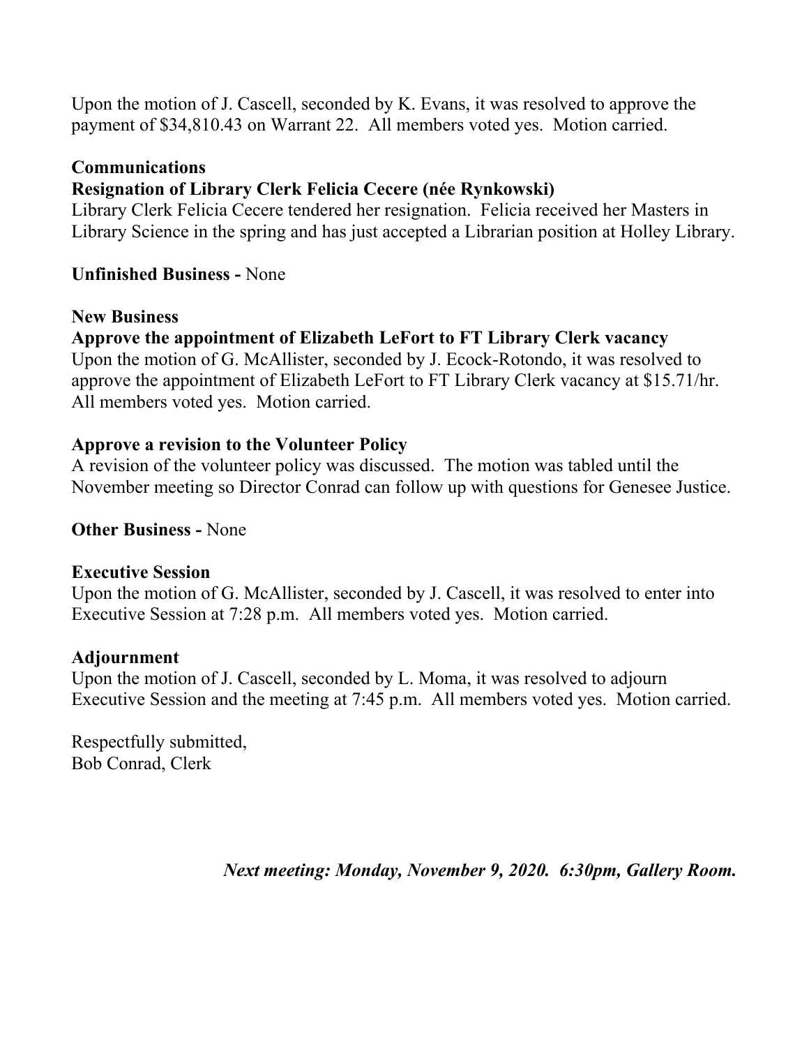Upon the motion of J. Cascell, seconded by K. Evans, it was resolved to approve the payment of $34,810.43 on Warrant 22. All members voted yes. Motion carried.

**Communications**

**Resignation of Library Clerk Felicia Cecere (née Rynkowski)**

Library Clerk Felicia Cecere tendered her resignation. Felicia received her Masters in Library Science in the spring and has just accepted a Librarian position at Holley Library.

**Unfinished Business -** None

**New Business**

**Approve the appointment of Elizabeth LeFort to FT Library Clerk vacancy**

Upon the motion of G. McAllister, seconded by J. Ecock-Rotondo, it was resolved to approve the appointment of Elizabeth LeFort to FT Library Clerk vacancy at $15.71/hr. All members voted yes. Motion carried.

**Approve a revision to the Volunteer Policy**

A revision of the volunteer policy was discussed. The motion was tabled until the November meeting so Director Conrad can follow up with questions for Genesee Justice.

**Other Business -** None

**Executive Session**

Upon the motion of G. McAllister, seconded by J. Cascell, it was resolved to enter into Executive Session at 7:28 p.m. All members voted yes. Motion carried.

**Adjournment**

Upon the motion of J. Cascell, seconded by L. Moma, it was resolved to adjourn Executive Session and the meeting at 7:45 p.m. All members voted yes. Motion carried.

Respectfully submitted,
Bob Conrad, Clerk

***Next meeting: Monday, November 9, 2020. 6:30pm, Gallery Room.***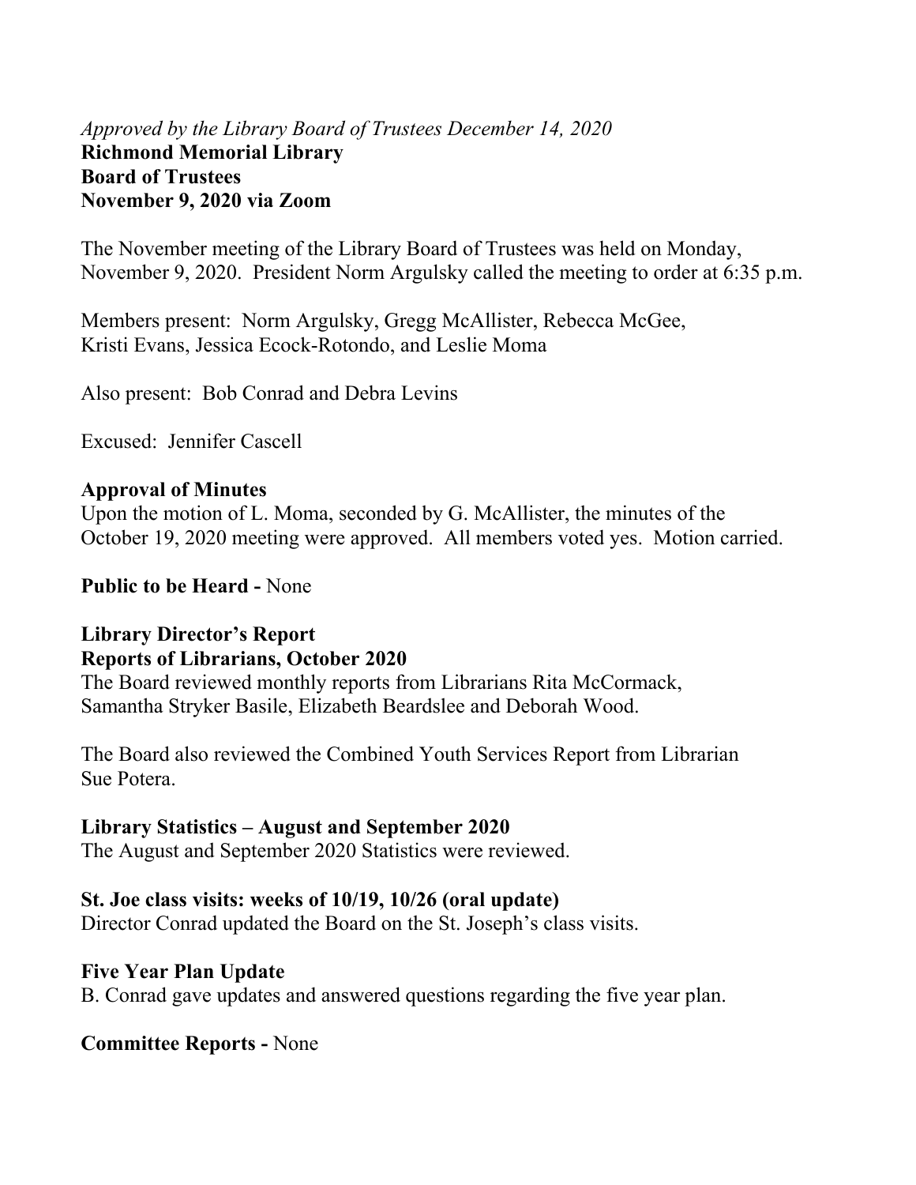*Approved by the Library Board of Trustees December 14, 2020*

**Richmond Memorial Library**
**Board of Trustees**
**November 9, 2020 via Zoom**

The November meeting of the Library Board of Trustees was held on Monday, November 9, 2020. President Norm Argulsky called the meeting to order at 6:35 p.m.

Members present: Norm Argulsky, Gregg McAllister, Rebecca McGee, Kristi Evans, Jessica Ecock-Rotondo, and Leslie Moma

Also present: Bob Conrad and Debra Levins

Excused: Jennifer Cascell

**Approval of Minutes**

Upon the motion of L. Moma, seconded by G. McAllister, the minutes of the October 19, 2020 meeting were approved. All members voted yes. Motion carried.

**Public to be Heard -** None

**Library Director's Report**

**Reports of Librarians, October 2020**

The Board reviewed monthly reports from Librarians Rita McCormack, Samantha Stryker Basile, Elizabeth Beardslee and Deborah Wood.

The Board also reviewed the Combined Youth Services Report from Librarian Sue Potera.

**Library Statistics – August and September 2020**

The August and September 2020 Statistics were reviewed.

**St. Joe class visits: weeks of 10/19, 10/26 (oral update)**

Director Conrad updated the Board on the St. Joseph's class visits.

**Five Year Plan Update**

B. Conrad gave updates and answered questions regarding the five year plan.

**Committee Reports -** None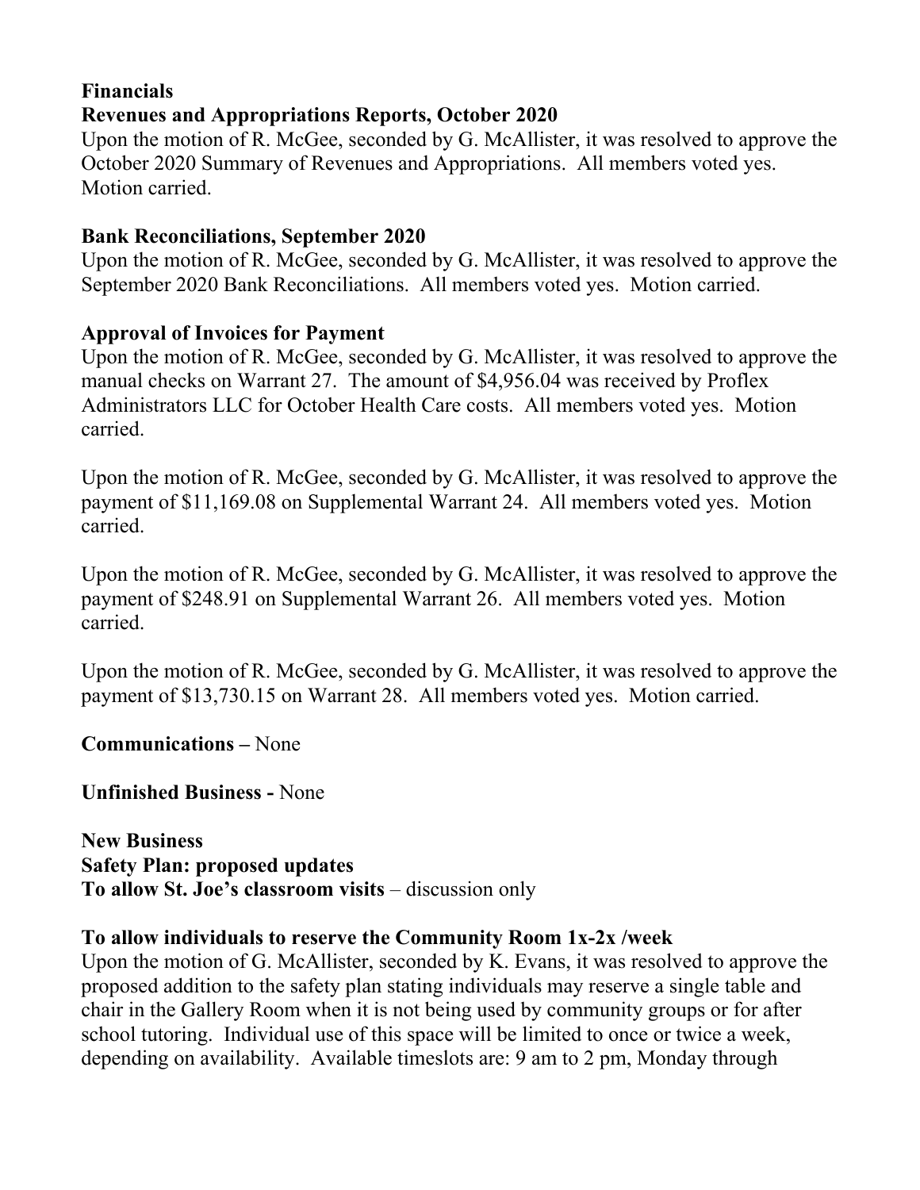**Financials**
**Revenues and Appropriations Reports, October 2020**
Upon the motion of R. McGee, seconded by G. McAllister, it was resolved to approve the October 2020 Summary of Revenues and Appropriations. All members voted yes. Motion carried.

**Bank Reconciliations, September 2020**
Upon the motion of R. McGee, seconded by G. McAllister, it was resolved to approve the September 2020 Bank Reconciliations. All members voted yes. Motion carried.

**Approval of Invoices for Payment**
Upon the motion of R. McGee, seconded by G. McAllister, it was resolved to approve the manual checks on Warrant 27. The amount of $4,956.04 was received by Proflex Administrators LLC for October Health Care costs. All members voted yes. Motion carried.

Upon the motion of R. McGee, seconded by G. McAllister, it was resolved to approve the payment of $11,169.08 on Supplemental Warrant 24. All members voted yes. Motion carried.

Upon the motion of R. McGee, seconded by G. McAllister, it was resolved to approve the payment of $248.91 on Supplemental Warrant 26. All members voted yes. Motion carried.

Upon the motion of R. McGee, seconded by G. McAllister, it was resolved to approve the payment of $13,730.15 on Warrant 28. All members voted yes. Motion carried.

**Communications –** None

**Unfinished Business -** None

**New Business**
**Safety Plan: proposed updates**
**To allow St. Joe's classroom visits** – discussion only

**To allow individuals to reserve the Community Room 1x-2x /week**
Upon the motion of G. McAllister, seconded by K. Evans, it was resolved to approve the proposed addition to the safety plan stating individuals may reserve a single table and chair in the Gallery Room when it is not being used by community groups or for after school tutoring. Individual use of this space will be limited to once or twice a week, depending on availability. Available timeslots are: 9 am to 2 pm, Monday through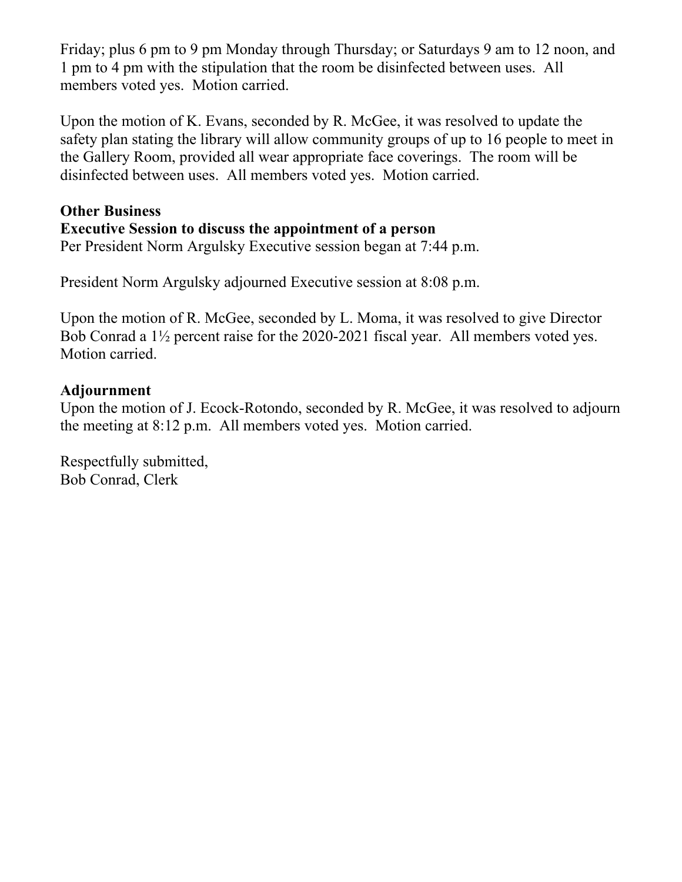Friday; plus 6 pm to 9 pm Monday through Thursday; or Saturdays 9 am to 12 noon, and 1 pm to 4 pm with the stipulation that the room be disinfected between uses. All members voted yes. Motion carried.

Upon the motion of K. Evans, seconded by R. McGee, it was resolved to update the safety plan stating the library will allow community groups of up to 16 people to meet in the Gallery Room, provided all wear appropriate face coverings. The room will be disinfected between uses. All members voted yes. Motion carried.

**Other Business**

**Executive Session to discuss the appointment of a person**

Per President Norm Argulsky Executive session began at 7:44 p.m.

President Norm Argulsky adjourned Executive session at 8:08 p.m.

Upon the motion of R. McGee, seconded by L. Moma, it was resolved to give Director Bob Conrad a 1½ percent raise for the 2020-2021 fiscal year. All members voted yes. Motion carried.

**Adjournment**

Upon the motion of J. Ecock-Rotondo, seconded by R. McGee, it was resolved to adjourn the meeting at 8:12 p.m. All members voted yes. Motion carried.

Respectfully submitted,
Bob Conrad, Clerk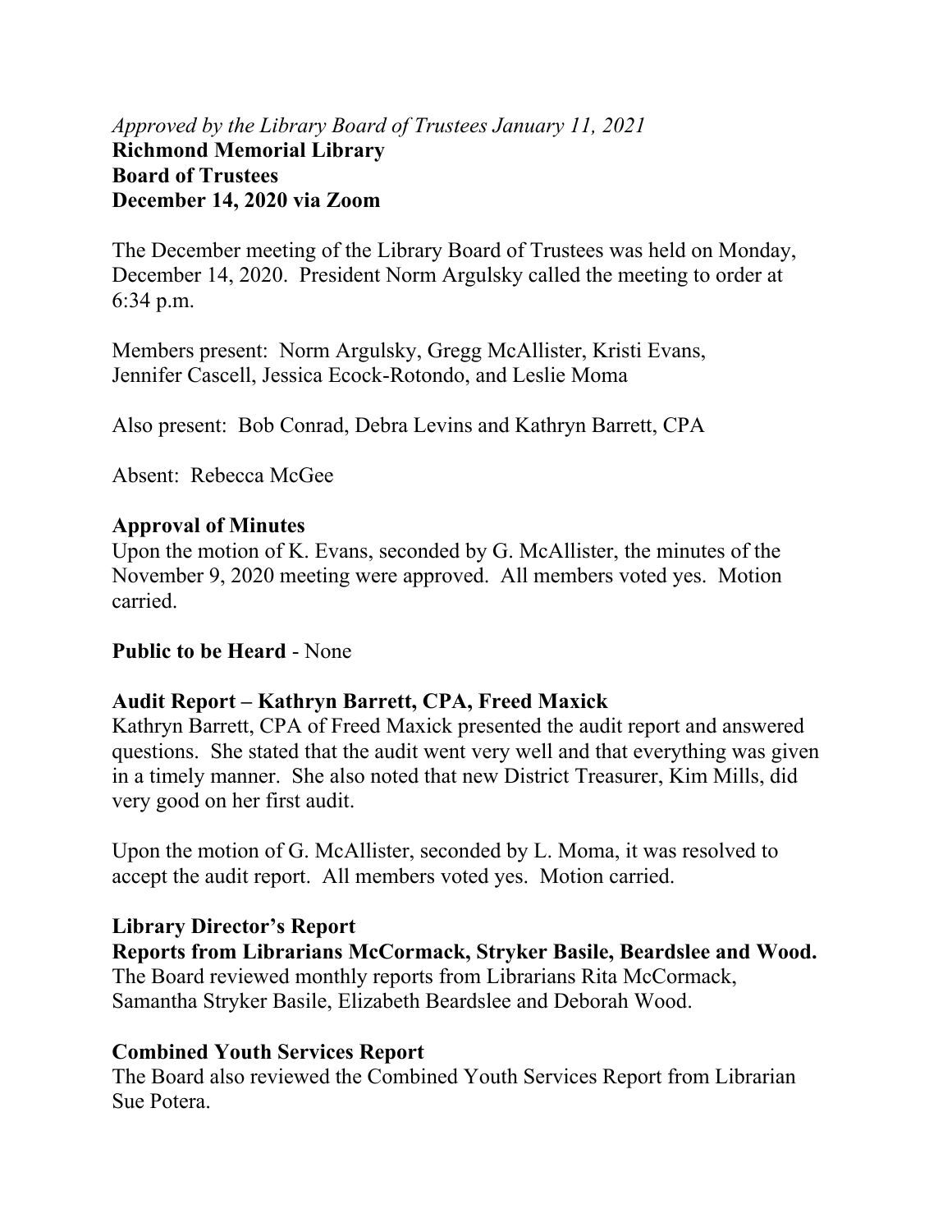*Approved by the Library Board of Trustees January 11, 2021*

**Richmond Memorial Library**
**Board of Trustees**
**December 14, 2020 via Zoom**

The December meeting of the Library Board of Trustees was held on Monday, December 14, 2020. President Norm Argulsky called the meeting to order at 6:34 p.m.

Members present: Norm Argulsky, Gregg McAllister, Kristi Evans, Jennifer Cascell, Jessica Ecock-Rotondo, and Leslie Moma

Also present: Bob Conrad, Debra Levins and Kathryn Barrett, CPA

Absent: Rebecca McGee

**Approval of Minutes**

Upon the motion of K. Evans, seconded by G. McAllister, the minutes of the November 9, 2020 meeting were approved. All members voted yes. Motion carried.

**Public to be Heard** - None

**Audit Report – Kathryn Barrett, CPA, Freed Maxick**

Kathryn Barrett, CPA of Freed Maxick presented the audit report and answered questions. She stated that the audit went very well and that everything was given in a timely manner. She also noted that new District Treasurer, Kim Mills, did very good on her first audit.

Upon the motion of G. McAllister, seconded by L. Moma, it was resolved to accept the audit report. All members voted yes. Motion carried.

**Library Director's Report**

**Reports from Librarians McCormack, Stryker Basile, Beardslee and Wood.**

The Board reviewed monthly reports from Librarians Rita McCormack, Samantha Stryker Basile, Elizabeth Beardslee and Deborah Wood.

**Combined Youth Services Report**

The Board also reviewed the Combined Youth Services Report from Librarian Sue Potera.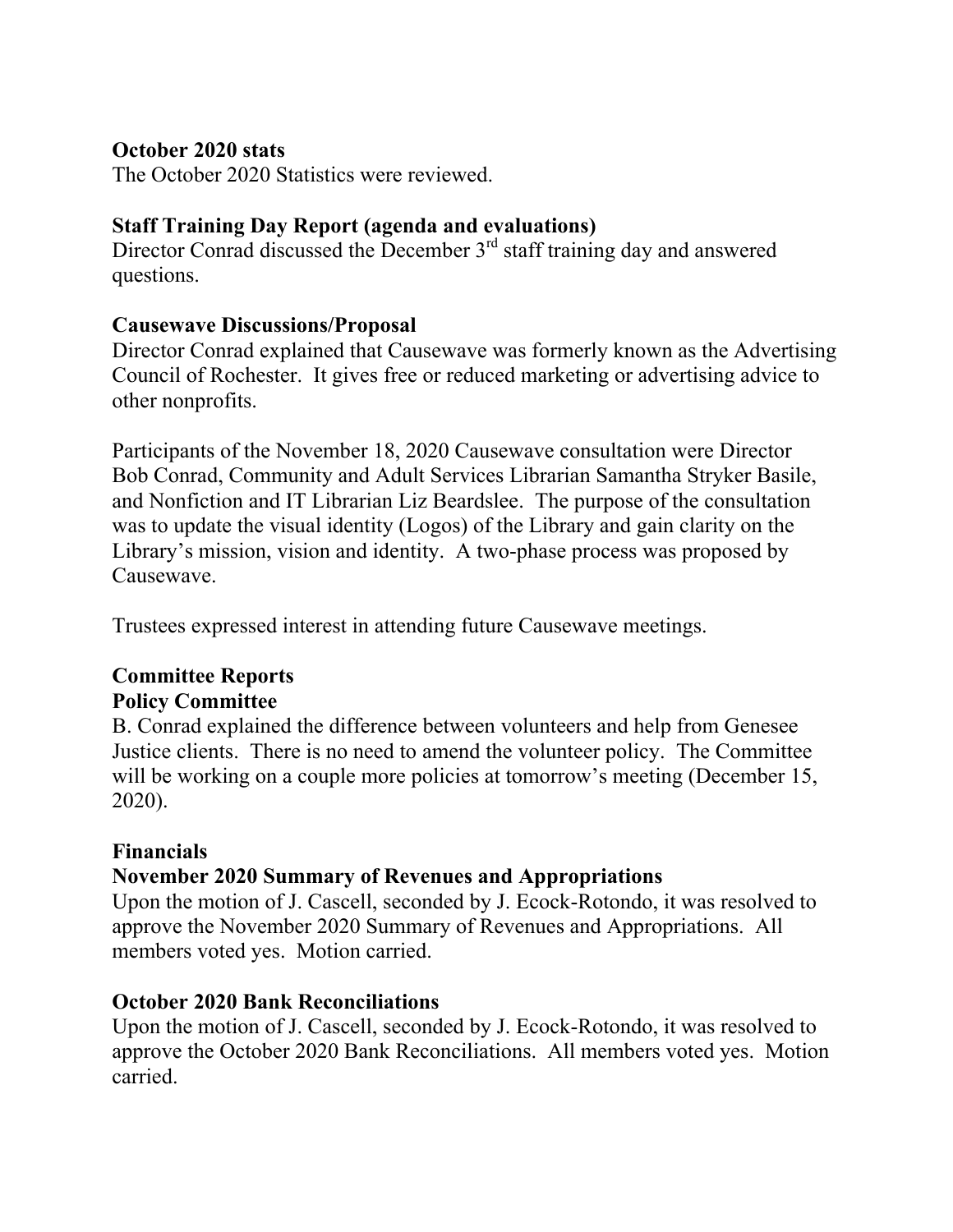**October 2020 stats**

The October 2020 Statistics were reviewed.

**Staff Training Day Report (agenda and evaluations)**

Director Conrad discussed the December 3rd staff training day and answered questions.

**Causewave Discussions/Proposal**

Director Conrad explained that Causewave was formerly known as the Advertising Council of Rochester. It gives free or reduced marketing or advertising advice to other nonprofits.

Participants of the November 18, 2020 Causewave consultation were Director Bob Conrad, Community and Adult Services Librarian Samantha Stryker Basile, and Nonfiction and IT Librarian Liz Beardslee. The purpose of the consultation was to update the visual identity (Logos) of the Library and gain clarity on the Library's mission, vision and identity. A two-phase process was proposed by Causewave.

Trustees expressed interest in attending future Causewave meetings.

**Committee Reports**

**Policy Committee**

B. Conrad explained the difference between volunteers and help from Genesee Justice clients. There is no need to amend the volunteer policy. The Committee will be working on a couple more policies at tomorrow's meeting (December 15, 2020).

**Financials**

**November 2020 Summary of Revenues and Appropriations**

Upon the motion of J. Cascell, seconded by J. Ecock-Rotondo, it was resolved to approve the November 2020 Summary of Revenues and Appropriations. All members voted yes. Motion carried.

**October 2020 Bank Reconciliations**

Upon the motion of J. Cascell, seconded by J. Ecock-Rotondo, it was resolved to approve the October 2020 Bank Reconciliations. All members voted yes. Motion carried.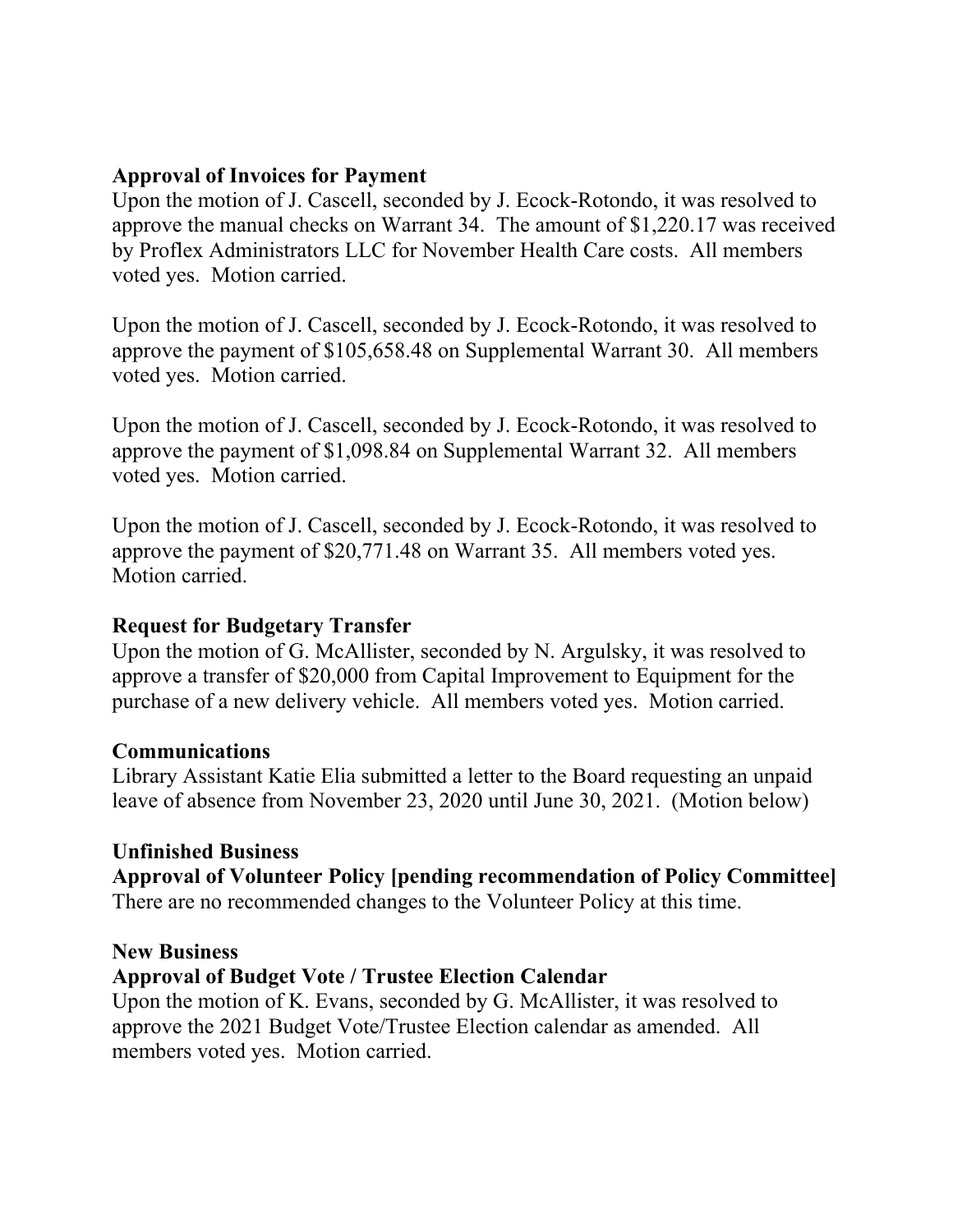**Approval of Invoices for Payment**
Upon the motion of J. Cascell, seconded by J. Ecock-Rotondo, it was resolved to approve the manual checks on Warrant 34. The amount of $1,220.17 was received by Proflex Administrators LLC for November Health Care costs. All members voted yes. Motion carried.

Upon the motion of J. Cascell, seconded by J. Ecock-Rotondo, it was resolved to approve the payment of $105,658.48 on Supplemental Warrant 30. All members voted yes. Motion carried.

Upon the motion of J. Cascell, seconded by J. Ecock-Rotondo, it was resolved to approve the payment of $1,098.84 on Supplemental Warrant 32. All members voted yes. Motion carried.

Upon the motion of J. Cascell, seconded by J. Ecock-Rotondo, it was resolved to approve the payment of $20,771.48 on Warrant 35. All members voted yes. Motion carried.

**Request for Budgetary Transfer**
Upon the motion of G. McAllister, seconded by N. Argulsky, it was resolved to approve a transfer of $20,000 from Capital Improvement to Equipment for the purchase of a new delivery vehicle. All members voted yes. Motion carried.

**Communications**
Library Assistant Katie Elia submitted a letter to the Board requesting an unpaid leave of absence from November 23, 2020 until June 30, 2021. (Motion below)

**Unfinished Business**
**Approval of Volunteer Policy [pending recommendation of Policy Committee]**
There are no recommended changes to the Volunteer Policy at this time.

**New Business**
**Approval of Budget Vote / Trustee Election Calendar**
Upon the motion of K. Evans, seconded by G. McAllister, it was resolved to approve the 2021 Budget Vote/Trustee Election calendar as amended. All members voted yes. Motion carried.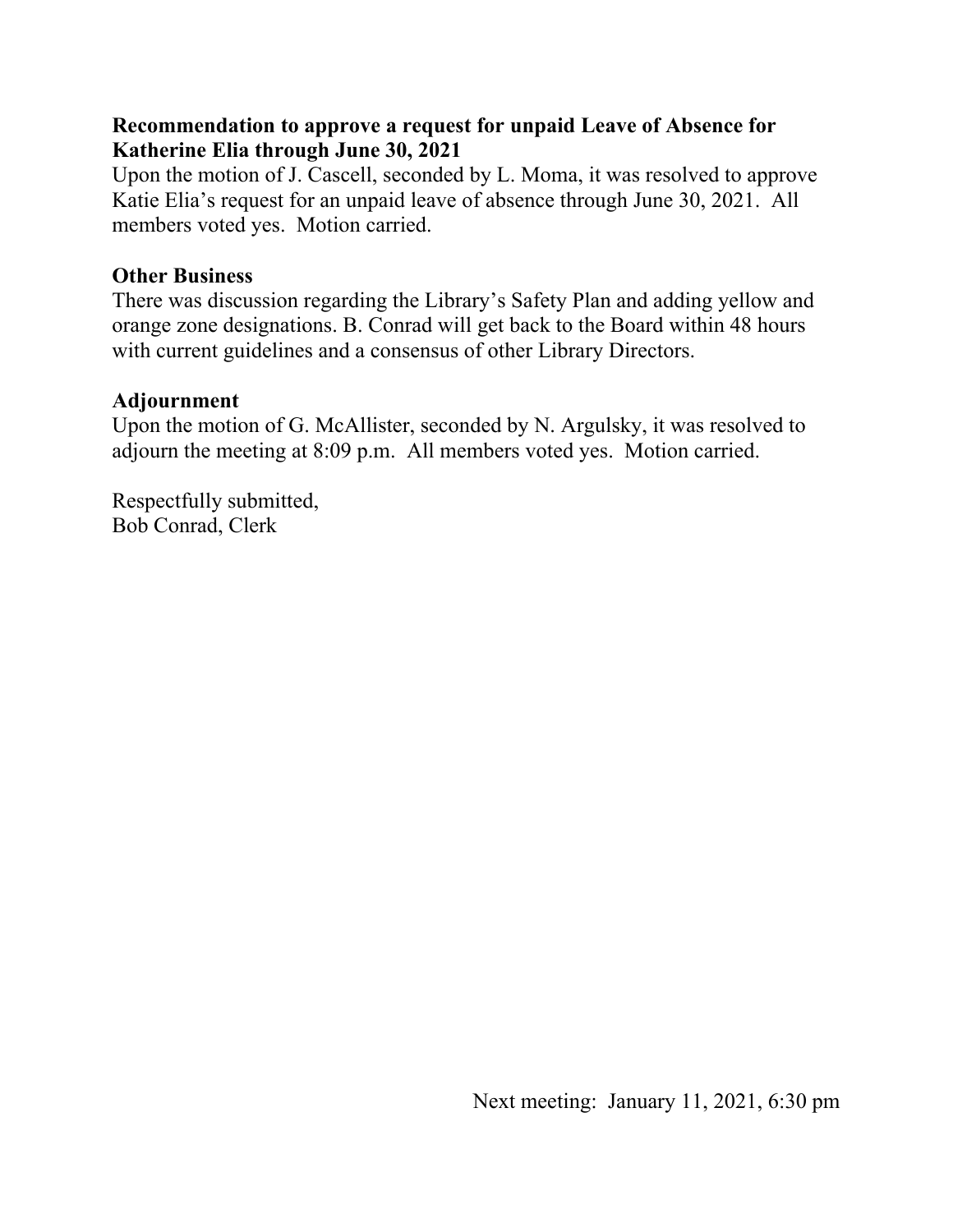**Recommendation to approve a request for unpaid Leave of Absence for Katherine Elia through June 30, 2021**

Upon the motion of J. Cascell, seconded by L. Moma, it was resolved to approve Katie Elia's request for an unpaid leave of absence through June 30, 2021. All members voted yes. Motion carried.

**Other Business**

There was discussion regarding the Library's Safety Plan and adding yellow and orange zone designations. B. Conrad will get back to the Board within 48 hours with current guidelines and a consensus of other Library Directors.

**Adjournment**

Upon the motion of G. McAllister, seconded by N. Argulsky, it was resolved to adjourn the meeting at 8:09 p.m. All members voted yes. Motion carried.

Respectfully submitted,
Bob Conrad, Clerk

Next meeting: January 11, 2021, 6:30 pm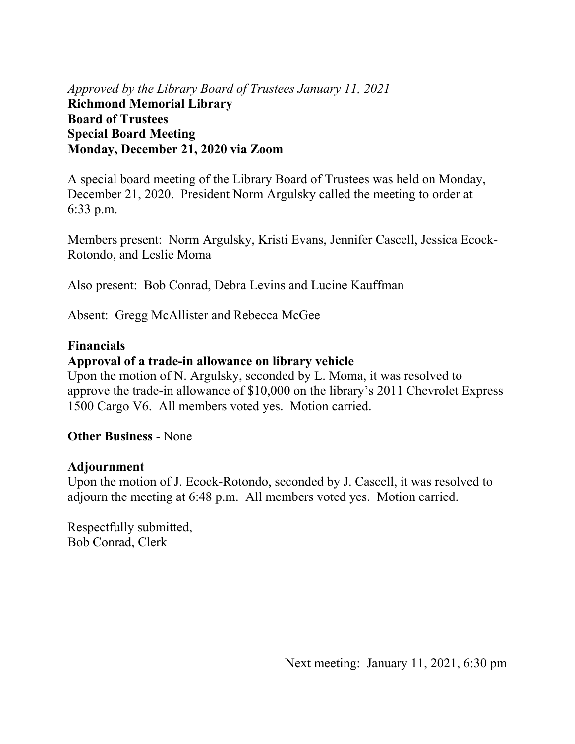*Approved by the Library Board of Trustees January 11, 2021*

**Richmond Memorial Library**
**Board of Trustees**
**Special Board Meeting**
**Monday, December 21, 2020 via Zoom**

A special board meeting of the Library Board of Trustees was held on Monday, December 21, 2020. President Norm Argulsky called the meeting to order at 6:33 p.m.

Members present: Norm Argulsky, Kristi Evans, Jennifer Cascell, Jessica Ecock-Rotondo, and Leslie Moma

Also present: Bob Conrad, Debra Levins and Lucine Kauffman

Absent: Gregg McAllister and Rebecca McGee

**Financials**

**Approval of a trade-in allowance on library vehicle**

Upon the motion of N. Argulsky, seconded by L. Moma, it was resolved to approve the trade-in allowance of $10,000 on the library's 2011 Chevrolet Express 1500 Cargo V6. All members voted yes. Motion carried.

**Other Business** - None

**Adjournment**

Upon the motion of J. Ecock-Rotondo, seconded by J. Cascell, it was resolved to adjourn the meeting at 6:48 p.m. All members voted yes. Motion carried.

Respectfully submitted,
Bob Conrad, Clerk

Next meeting: January 11, 2021, 6:30 pm